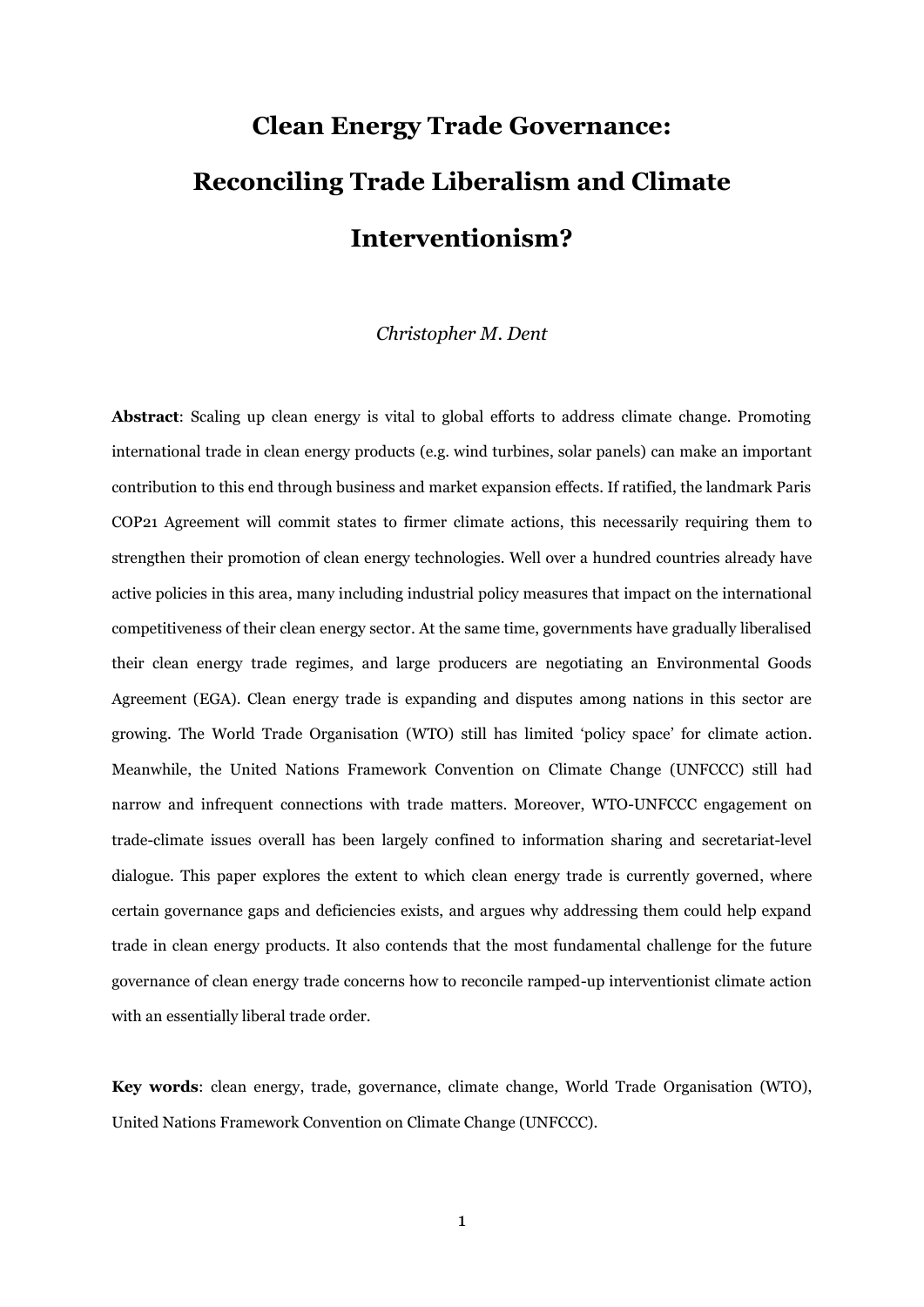# Clean Energy Trade Governance: Reconciling Trade Liberalism and Climate Interventionism?

*Christopher M. Dent*

**Abstract**: Scaling up clean energy is vital to global efforts to address climate change. Promoting international trade in clean energy products (e.g. wind turbines, solar panels) can make an important contribution to this end through business and market expansion effects. If ratified, the landmark Paris COP21 Agreement will commit states to firmer climate actions, this necessarily requiring them to strengthen their promotion of clean energy technologies. Well over a hundred countries already have active policies in this area, many including industrial policy measures that impact on the international competitiveness of their clean energy sector. At the same time, governments have gradually liberalised their clean energy trade regimes, and large producers are negotiating an Environmental Goods Agreement (EGA). Clean energy trade is expanding and disputes among nations in this sector are growing. The World Trade Organisation (WTO) still has limited 'policy space' for climate action. Meanwhile, the United Nations Framework Convention on Climate Change (UNFCCC) still had narrow and infrequent connections with trade matters. Moreover, WTO-UNFCCC engagement on trade-climate issues overall has been largely confined to information sharing and secretariat-level dialogue. This paper explores the extent to which clean energy trade is currently governed, where certain governance gaps and deficiencies exists, and argues why addressing them could help expand trade in clean energy products. It also contends that the most fundamental challenge for the future governance of clean energy trade concerns how to reconcile ramped-up interventionist climate action with an essentially liberal trade order.

**Key words**: clean energy, trade, governance, climate change, World Trade Organisation (WTO), United Nations Framework Convention on Climate Change (UNFCCC).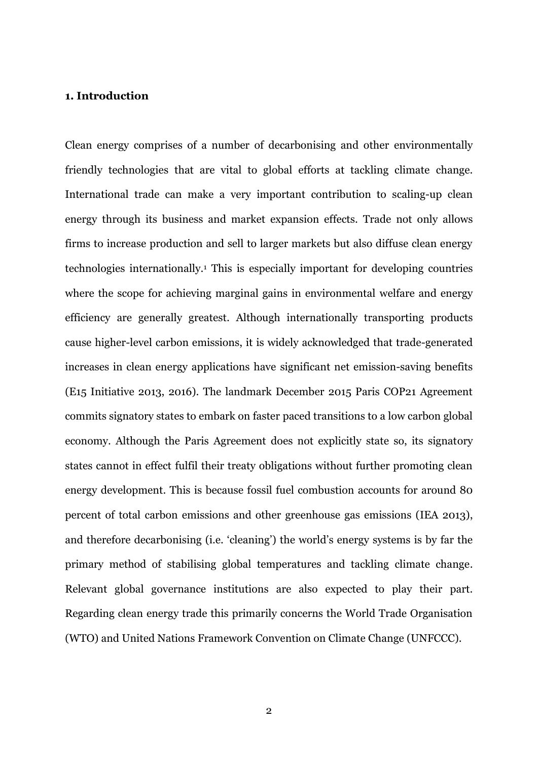## 1. Introduction

Clean energy comprises of a number of decarbonising and other environmentally friendly technologies that are vital to global efforts at tackling climate change. International trade can make a very important contribution to scaling-up clean energy through its business and market expansion effects. Trade not only allows firms to increase production and sell to larger markets but also diffuse clean energy technologies internationally.[1] This is especially important for developing countries where the scope for achieving marginal gains in environmental welfare and energy efficiency are generally greatest. Although internationally transporting products cause higher-level carbon emissions, it is widely acknowledged that trade-generated increases in clean energy applications have significant net emission-saving benefits (E15 Initiative 2013, 2016). The landmark December 2015 Paris COP21 Agreement commits signatory states to embark on faster paced transitions to a low carbon global economy. Although the Paris Agreement does not explicitly state so, its signatory states cannot in effect fulfil their treaty obligations without further promoting clean energy development. This is because fossil fuel combustion accounts for around 80 percent of total carbon emissions and other greenhouse gas emissions (IEA 2013), and therefore decarbonising (i.e. 'cleaning') the world's energy systems is by far the primary method of stabilising global temperatures and tackling climate change. Relevant global governance institutions are also expected to play their part. Regarding clean energy trade this primarily concerns the World Trade Organisation (WTO) and United Nations Framework Convention on Climate Change (UNFCCC).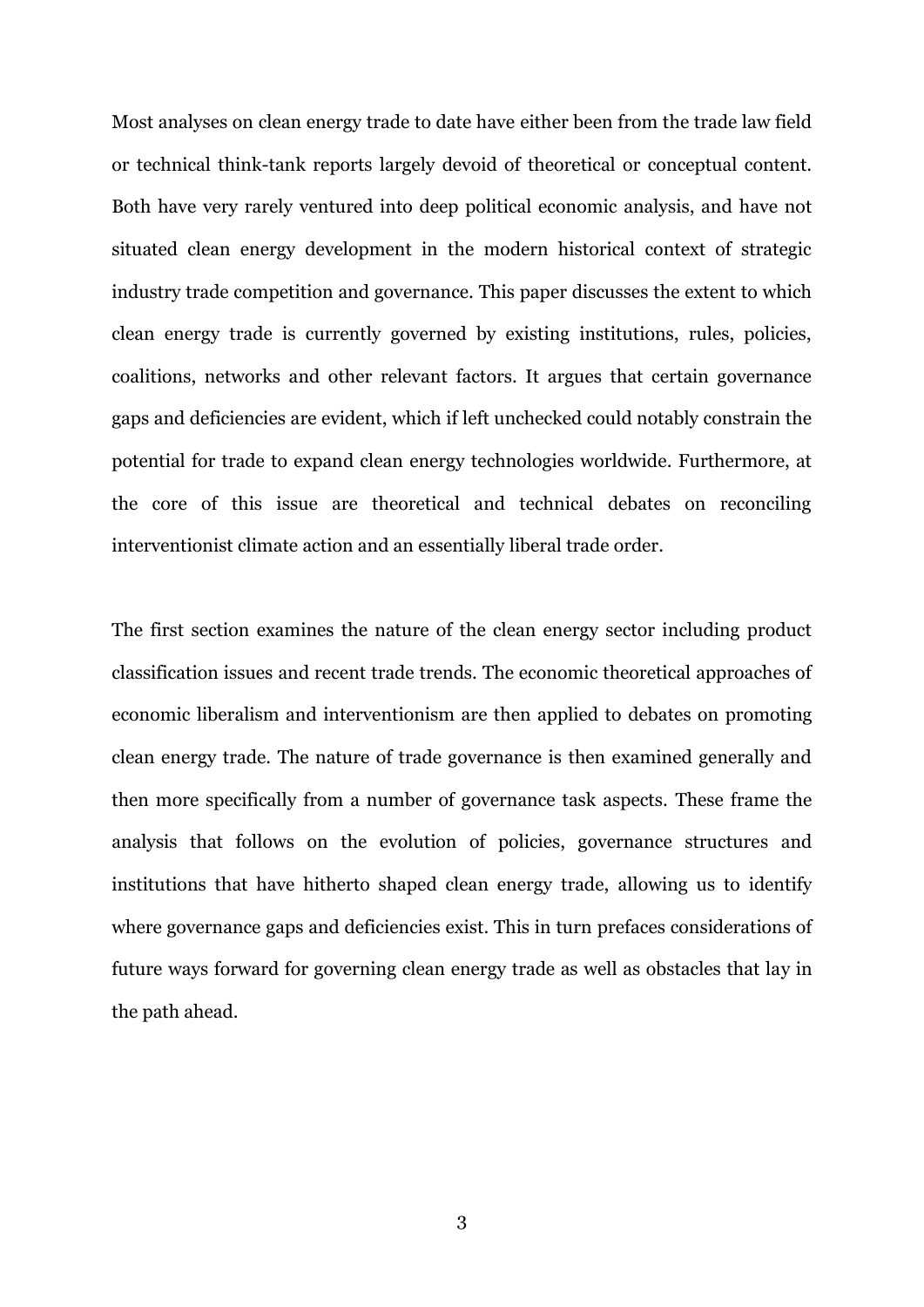Most analyses on clean energy trade to date have either been from the trade law field or technical think-tank reports largely devoid of theoretical or conceptual content. Both have very rarely ventured into deep political economic analysis, and have not situated clean energy development in the modern historical context of strategic industry trade competition and governance. This paper discusses the extent to which clean energy trade is currently governed by existing institutions, rules, policies, coalitions, networks and other relevant factors. It argues that certain governance gaps and deficiencies are evident, which if left unchecked could notably constrain the potential for trade to expand clean energy technologies worldwide. Furthermore, at the core of this issue are theoretical and technical debates on reconciling interventionist climate action and an essentially liberal trade order.

The first section examines the nature of the clean energy sector including product classification issues and recent trade trends. The economic theoretical approaches of economic liberalism and interventionism are then applied to debates on promoting clean energy trade. The nature of trade governance is then examined generally and then more specifically from a number of governance task aspects. These frame the analysis that follows on the evolution of policies, governance structures and institutions that have hitherto shaped clean energy trade, allowing us to identify where governance gaps and deficiencies exist. This in turn prefaces considerations of future ways forward for governing clean energy trade as well as obstacles that lay in the path ahead.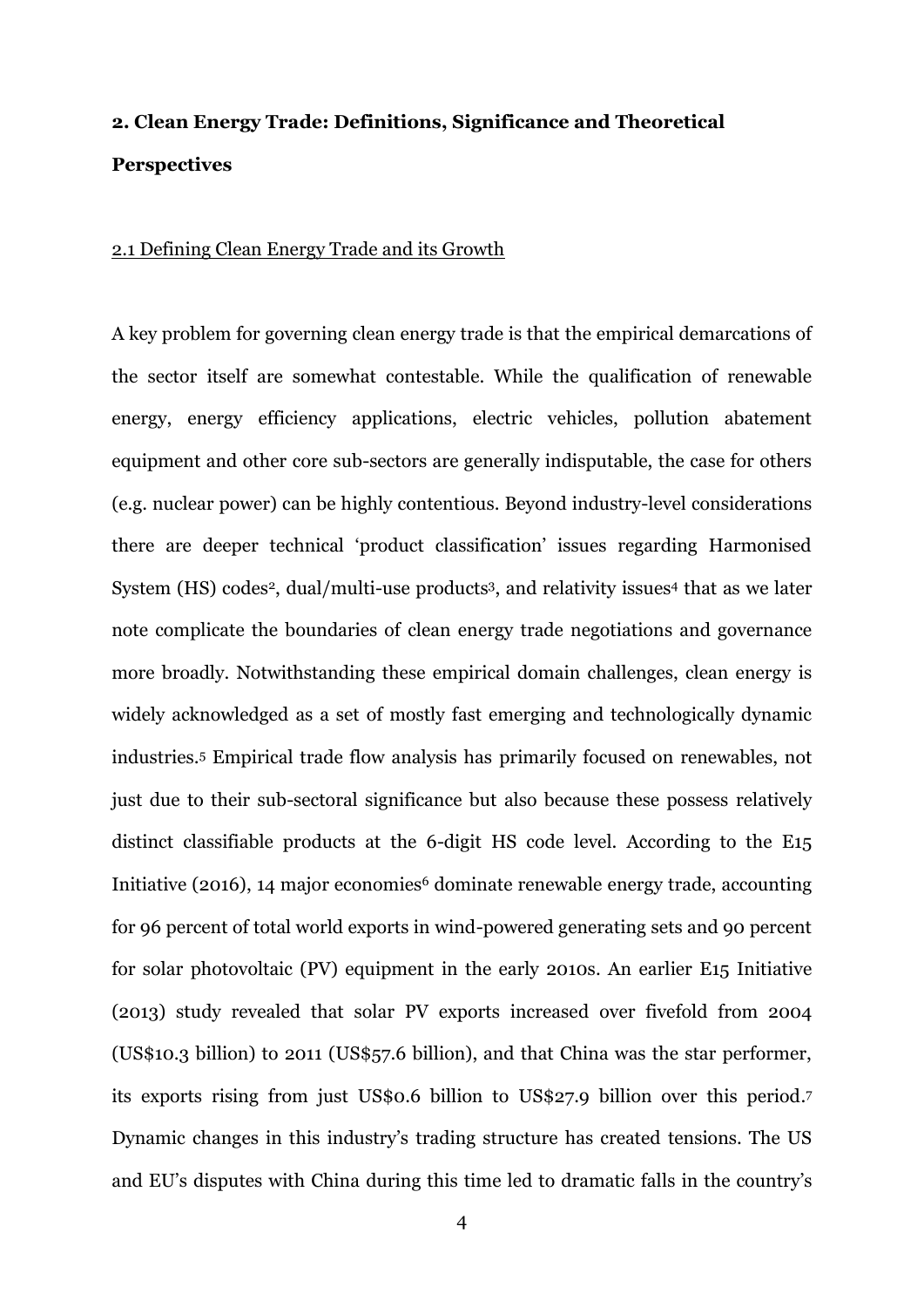**2. Clean Energy Trade: Definitions, Significance and Theoretical Perspectives**

2.1 Defining Clean Energy Trade and its Growth

A key problem for governing clean energy trade is that the empirical demarcations of the sector itself are somewhat contestable. While the qualification of renewable energy, energy efficiency applications, electric vehicles, pollution abatement equipment and other core sub-sectors are generally indisputable, the case for others (e.g. nuclear power) can be highly contentious. Beyond industry-level considerations there are deeper technical 'product classification' issues regarding Harmonised System (HS) codes[2], dual/multi-use products[3], and relativity issues[4] that as we later note complicate the boundaries of clean energy trade negotiations and governance more broadly. Notwithstanding these empirical domain challenges, clean energy is widely acknowledged as a set of mostly fast emerging and technologically dynamic industries.[5] Empirical trade flow analysis has primarily focused on renewables, not just due to their sub-sectoral significance but also because these possess relatively distinct classifiable products at the 6-digit HS code level. According to the E15 Initiative (2016), 14 major economies[6] dominate renewable energy trade, accounting for 96 percent of total world exports in wind-powered generating sets and 90 percent for solar photovoltaic (PV) equipment in the early 2010s. An earlier E15 Initiative (2013) study revealed that solar PV exports increased over fivefold from 2004 (US$10.3 billion) to 2011 (US$57.6 billion), and that China was the star performer, its exports rising from just US$0.6 billion to US$27.9 billion over this period.[7] Dynamic changes in this industry's trading structure has created tensions. The US and EU's disputes with China during this time led to dramatic falls in the country's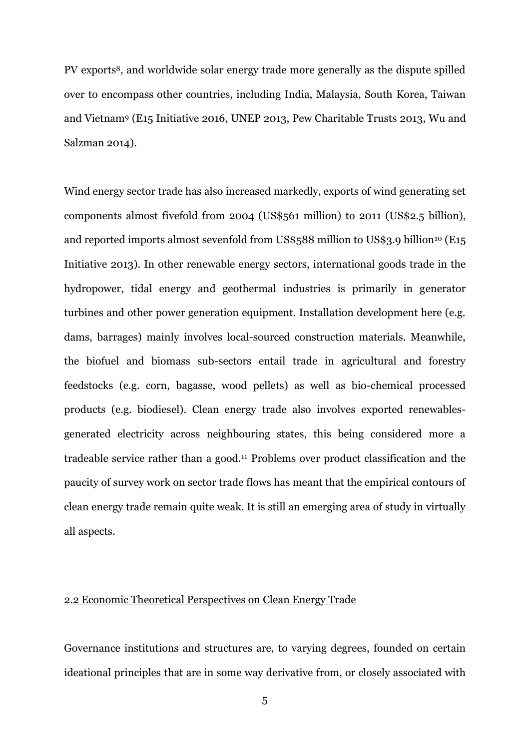PV exports[8], and worldwide solar energy trade more generally as the dispute spilled over to encompass other countries, including India, Malaysia, South Korea, Taiwan and Vietnam[9] (E15 Initiative 2016, UNEP 2013, Pew Charitable Trusts 2013, Wu and Salzman 2014).

Wind energy sector trade has also increased markedly, exports of wind generating set components almost fivefold from 2004 (US$561 million) to 2011 (US$2.5 billion), and reported imports almost sevenfold from US$588 million to US$3.9 billion[10] (E15 Initiative 2013). In other renewable energy sectors, international goods trade in the hydropower, tidal energy and geothermal industries is primarily in generator turbines and other power generation equipment. Installation development here (e.g. dams, barrages) mainly involves local-sourced construction materials. Meanwhile, the biofuel and biomass sub-sectors entail trade in agricultural and forestry feedstocks (e.g. corn, bagasse, wood pellets) as well as bio-chemical processed products (e.g. biodiesel). Clean energy trade also involves exported renewables-generated electricity across neighbouring states, this being considered more a tradeable service rather than a good.[11] Problems over product classification and the paucity of survey work on sector trade flows has meant that the empirical contours of clean energy trade remain quite weak. It is still an emerging area of study in virtually all aspects.

### 2.2 Economic Theoretical Perspectives on Clean Energy Trade

Governance institutions and structures are, to varying degrees, founded on certain ideational principles that are in some way derivative from, or closely associated with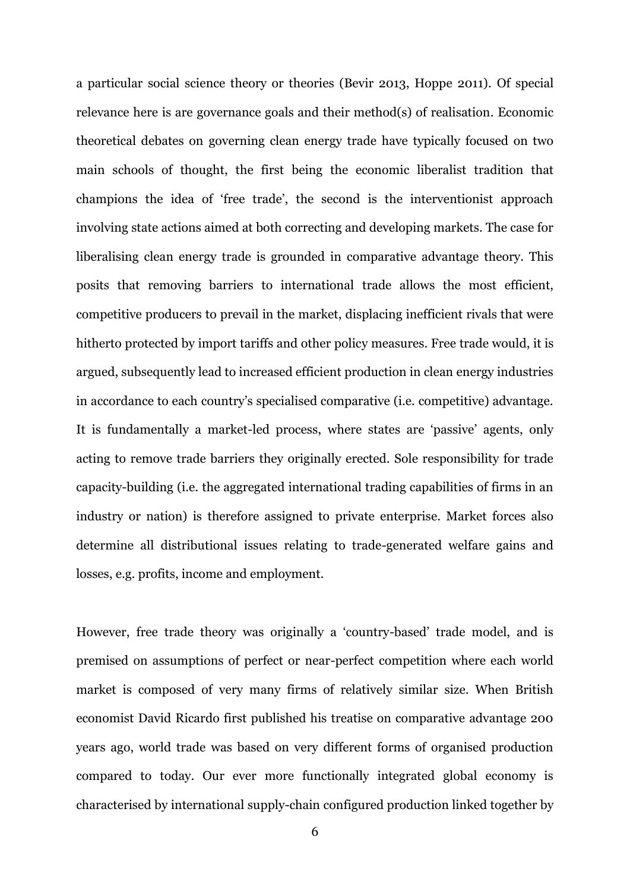a particular social science theory or theories (Bevir 2013, Hoppe 2011). Of special relevance here is are governance goals and their method(s) of realisation. Economic theoretical debates on governing clean energy trade have typically focused on two main schools of thought, the first being the economic liberalist tradition that champions the idea of 'free trade', the second is the interventionist approach involving state actions aimed at both correcting and developing markets. The case for liberalising clean energy trade is grounded in comparative advantage theory. This posits that removing barriers to international trade allows the most efficient, competitive producers to prevail in the market, displacing inefficient rivals that were hitherto protected by import tariffs and other policy measures. Free trade would, it is argued, subsequently lead to increased efficient production in clean energy industries in accordance to each country's specialised comparative (i.e. competitive) advantage. It is fundamentally a market-led process, where states are 'passive' agents, only acting to remove trade barriers they originally erected. Sole responsibility for trade capacity-building (i.e. the aggregated international trading capabilities of firms in an industry or nation) is therefore assigned to private enterprise. Market forces also determine all distributional issues relating to trade-generated welfare gains and losses, e.g. profits, income and employment.

However, free trade theory was originally a 'country-based' trade model, and is premised on assumptions of perfect or near-perfect competition where each world market is composed of very many firms of relatively similar size. When British economist David Ricardo first published his treatise on comparative advantage 200 years ago, world trade was based on very different forms of organised production compared to today. Our ever more functionally integrated global economy is characterised by international supply-chain configured production linked together by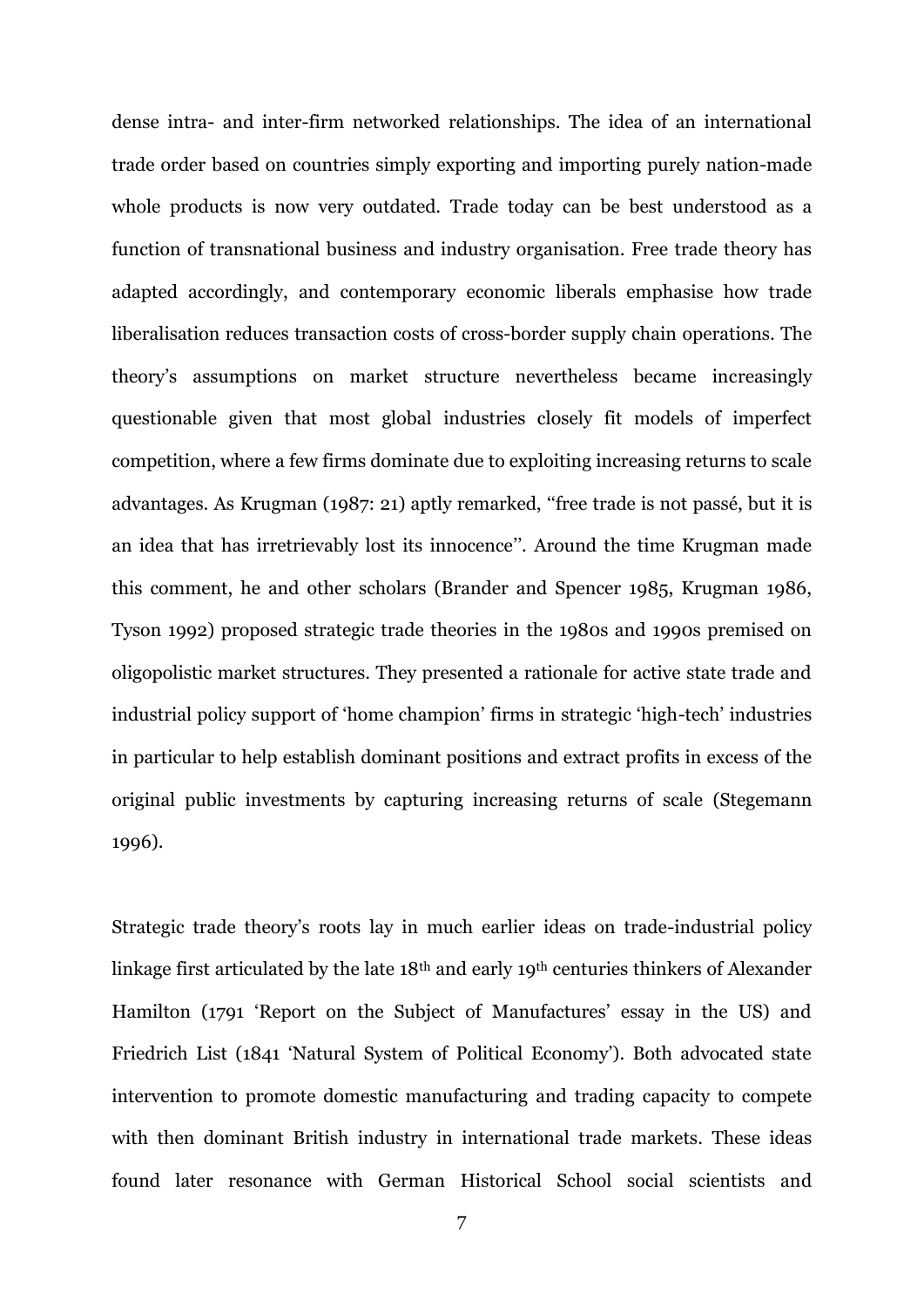dense intra- and inter-firm networked relationships. The idea of an international trade order based on countries simply exporting and importing purely nation-made whole products is now very outdated. Trade today can be best understood as a function of transnational business and industry organisation. Free trade theory has adapted accordingly, and contemporary economic liberals emphasise how trade liberalisation reduces transaction costs of cross-border supply chain operations. The theory's assumptions on market structure nevertheless became increasingly questionable given that most global industries closely fit models of imperfect competition, where a few firms dominate due to exploiting increasing returns to scale advantages. As Krugman (1987: 21) aptly remarked, "free trade is not passé, but it is an idea that has irretrievably lost its innocence". Around the time Krugman made this comment, he and other scholars (Brander and Spencer 1985, Krugman 1986, Tyson 1992) proposed strategic trade theories in the 1980s and 1990s premised on oligopolistic market structures. They presented a rationale for active state trade and industrial policy support of 'home champion' firms in strategic 'high-tech' industries in particular to help establish dominant positions and extract profits in excess of the original public investments by capturing increasing returns of scale (Stegemann 1996).

Strategic trade theory's roots lay in much earlier ideas on trade-industrial policy linkage first articulated by the late 18th and early 19th centuries thinkers of Alexander Hamilton (1791 'Report on the Subject of Manufactures' essay in the US) and Friedrich List (1841 'Natural System of Political Economy'). Both advocated state intervention to promote domestic manufacturing and trading capacity to compete with then dominant British industry in international trade markets. These ideas found later resonance with German Historical School social scientists and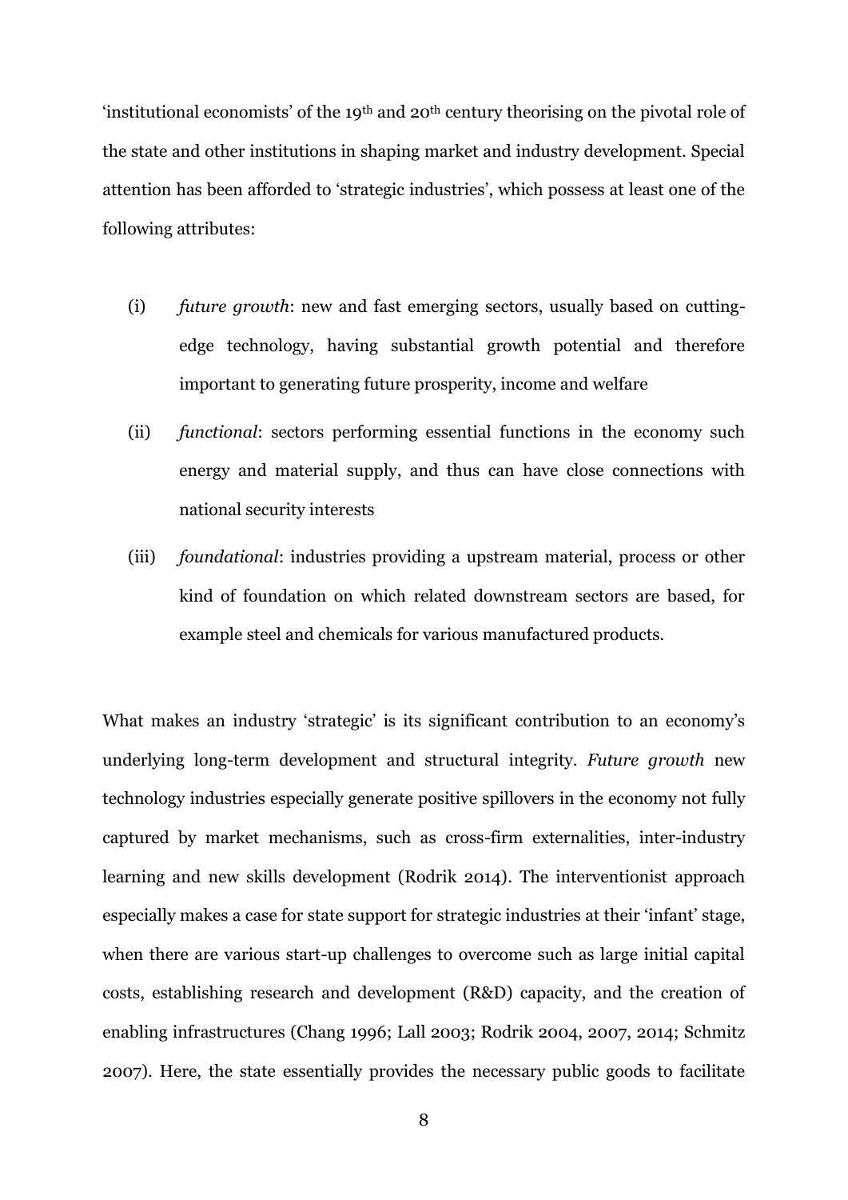'institutional economists' of the 19th and 20th century theorising on the pivotal role of the state and other institutions in shaping market and industry development. Special attention has been afforded to 'strategic industries', which possess at least one of the following attributes:

(i) *future growth*: new and fast emerging sectors, usually based on cutting-edge technology, having substantial growth potential and therefore important to generating future prosperity, income and welfare

(ii) *functional*: sectors performing essential functions in the economy such energy and material supply, and thus can have close connections with national security interests

(iii) *foundational*: industries providing a upstream material, process or other kind of foundation on which related downstream sectors are based, for example steel and chemicals for various manufactured products.

What makes an industry 'strategic' is its significant contribution to an economy's underlying long-term development and structural integrity. *Future growth* new technology industries especially generate positive spillovers in the economy not fully captured by market mechanisms, such as cross-firm externalities, inter-industry learning and new skills development (Rodrik 2014). The interventionist approach especially makes a case for state support for strategic industries at their 'infant' stage, when there are various start-up challenges to overcome such as large initial capital costs, establishing research and development (R&D) capacity, and the creation of enabling infrastructures (Chang 1996; Lall 2003; Rodrik 2004, 2007, 2014; Schmitz 2007). Here, the state essentially provides the necessary public goods to facilitate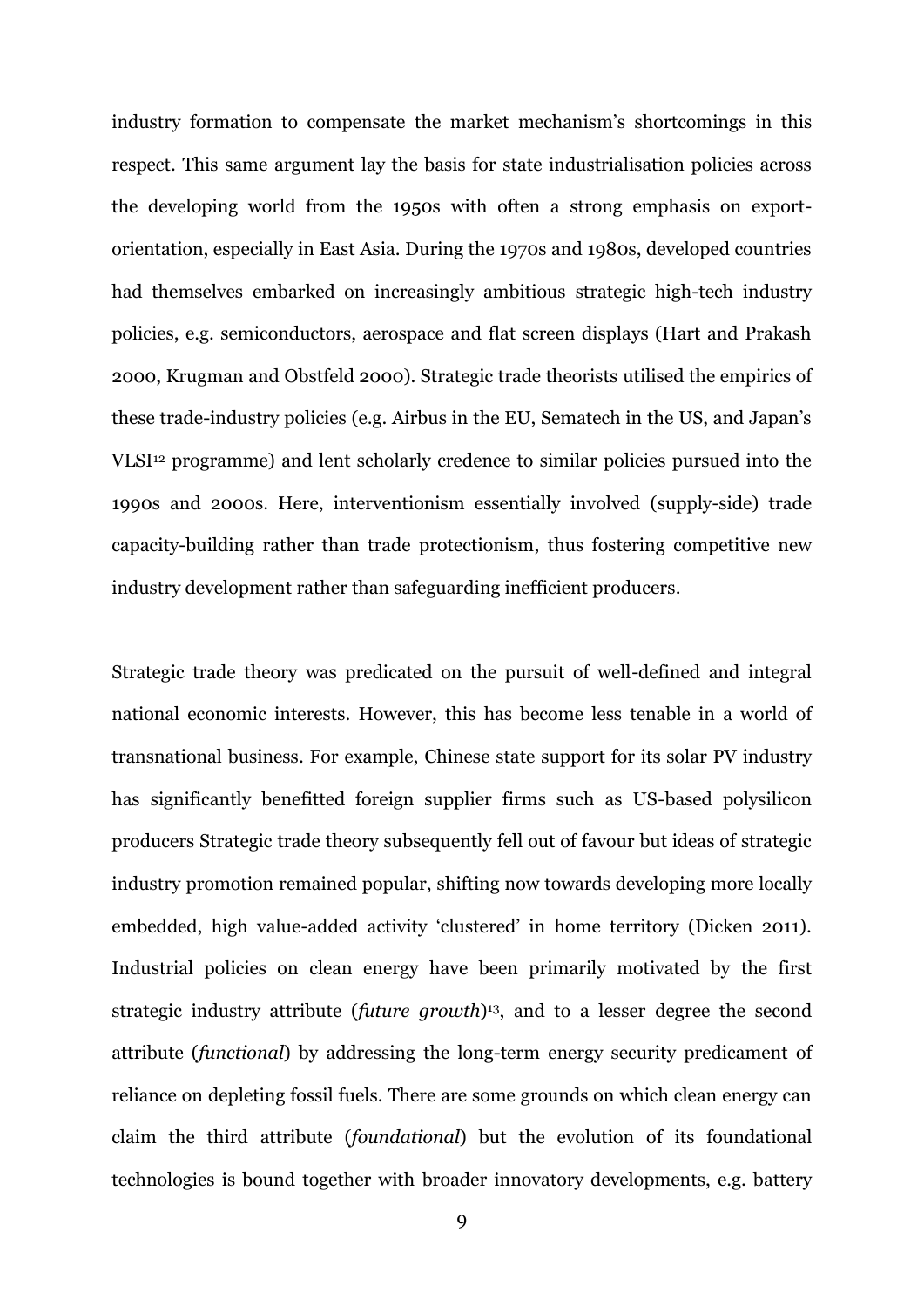industry formation to compensate the market mechanism's shortcomings in this respect. This same argument lay the basis for state industrialisation policies across the developing world from the 1950s with often a strong emphasis on export-orientation, especially in East Asia. During the 1970s and 1980s, developed countries had themselves embarked on increasingly ambitious strategic high-tech industry policies, e.g. semiconductors, aerospace and flat screen displays (Hart and Prakash 2000, Krugman and Obstfeld 2000). Strategic trade theorists utilised the empirics of these trade-industry policies (e.g. Airbus in the EU, Sematech in the US, and Japan's VLSI[12] programme) and lent scholarly credence to similar policies pursued into the 1990s and 2000s. Here, interventionism essentially involved (supply-side) trade capacity-building rather than trade protectionism, thus fostering competitive new industry development rather than safeguarding inefficient producers.

Strategic trade theory was predicated on the pursuit of well-defined and integral national economic interests. However, this has become less tenable in a world of transnational business. For example, Chinese state support for its solar PV industry has significantly benefitted foreign supplier firms such as US-based polysilicon producers Strategic trade theory subsequently fell out of favour but ideas of strategic industry promotion remained popular, shifting now towards developing more locally embedded, high value-added activity 'clustered' in home territory (Dicken 2011). Industrial policies on clean energy have been primarily motivated by the first strategic industry attribute (*future growth*)[13], and to a lesser degree the second attribute (*functional*) by addressing the long-term energy security predicament of reliance on depleting fossil fuels. There are some grounds on which clean energy can claim the third attribute (*foundational*) but the evolution of its foundational technologies is bound together with broader innovatory developments, e.g. battery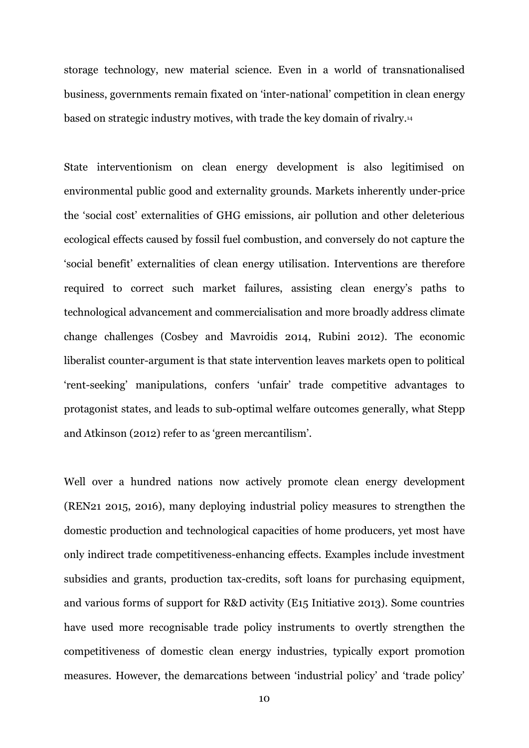storage technology, new material science. Even in a world of transnationalised business, governments remain fixated on 'inter-national' competition in clean energy based on strategic industry motives, with trade the key domain of rivalry.[14]

State interventionism on clean energy development is also legitimised on environmental public good and externality grounds. Markets inherently under-price the 'social cost' externalities of GHG emissions, air pollution and other deleterious ecological effects caused by fossil fuel combustion, and conversely do not capture the 'social benefit' externalities of clean energy utilisation. Interventions are therefore required to correct such market failures, assisting clean energy's paths to technological advancement and commercialisation and more broadly address climate change challenges (Cosbey and Mavroidis 2014, Rubini 2012). The economic liberalist counter-argument is that state intervention leaves markets open to political 'rent-seeking' manipulations, confers 'unfair' trade competitive advantages to protagonist states, and leads to sub-optimal welfare outcomes generally, what Stepp and Atkinson (2012) refer to as 'green mercantilism'.

Well over a hundred nations now actively promote clean energy development (REN21 2015, 2016), many deploying industrial policy measures to strengthen the domestic production and technological capacities of home producers, yet most have only indirect trade competitiveness-enhancing effects. Examples include investment subsidies and grants, production tax-credits, soft loans for purchasing equipment, and various forms of support for R&D activity (E15 Initiative 2013). Some countries have used more recognisable trade policy instruments to overtly strengthen the competitiveness of domestic clean energy industries, typically export promotion measures. However, the demarcations between 'industrial policy' and 'trade policy'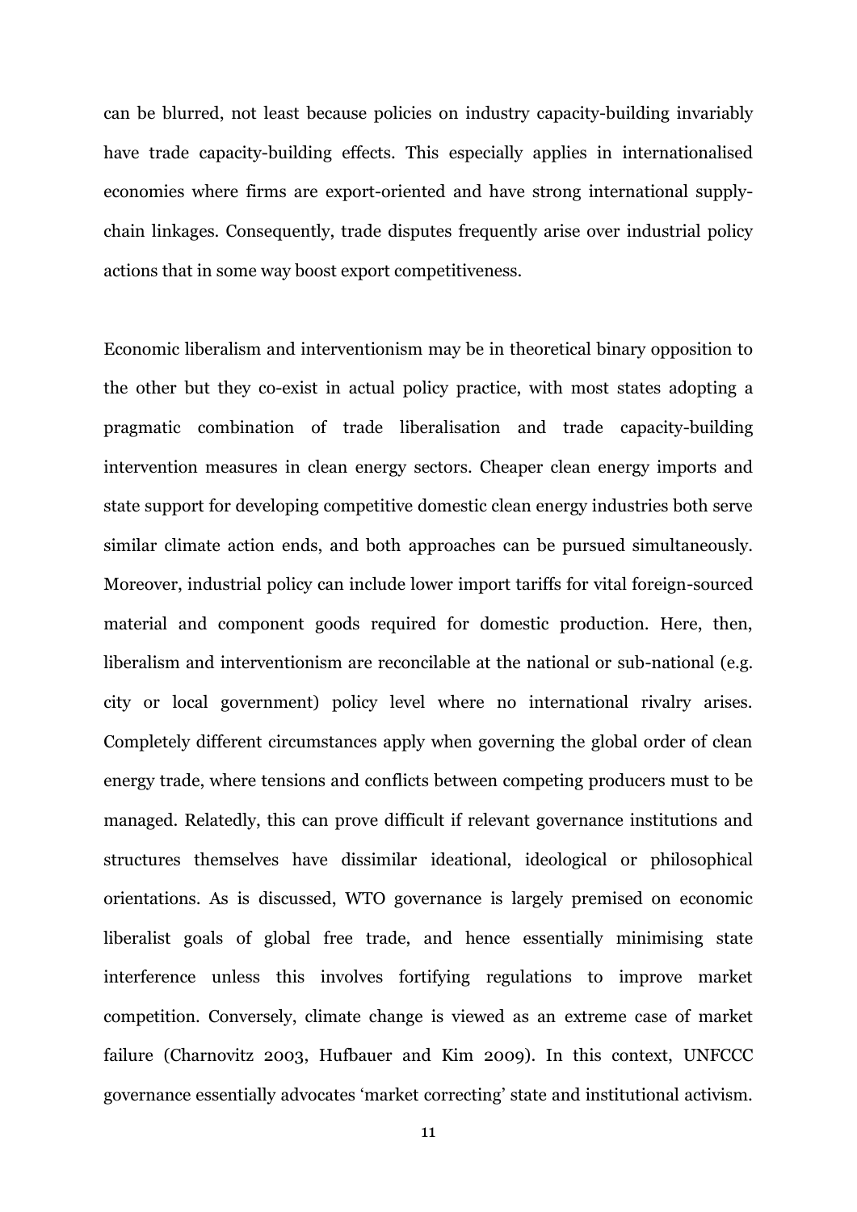can be blurred, not least because policies on industry capacity-building invariably have trade capacity-building effects. This especially applies in internationalised economies where firms are export-oriented and have strong international supply-chain linkages. Consequently, trade disputes frequently arise over industrial policy actions that in some way boost export competitiveness.

Economic liberalism and interventionism may be in theoretical binary opposition to the other but they co-exist in actual policy practice, with most states adopting a pragmatic combination of trade liberalisation and trade capacity-building intervention measures in clean energy sectors. Cheaper clean energy imports and state support for developing competitive domestic clean energy industries both serve similar climate action ends, and both approaches can be pursued simultaneously. Moreover, industrial policy can include lower import tariffs for vital foreign-sourced material and component goods required for domestic production. Here, then, liberalism and interventionism are reconcilable at the national or sub-national (e.g. city or local government) policy level where no international rivalry arises. Completely different circumstances apply when governing the global order of clean energy trade, where tensions and conflicts between competing producers must to be managed. Relatedly, this can prove difficult if relevant governance institutions and structures themselves have dissimilar ideational, ideological or philosophical orientations. As is discussed, WTO governance is largely premised on economic liberalist goals of global free trade, and hence essentially minimising state interference unless this involves fortifying regulations to improve market competition. Conversely, climate change is viewed as an extreme case of market failure (Charnovitz 2003, Hufbauer and Kim 2009). In this context, UNFCCC governance essentially advocates 'market correcting' state and institutional activism.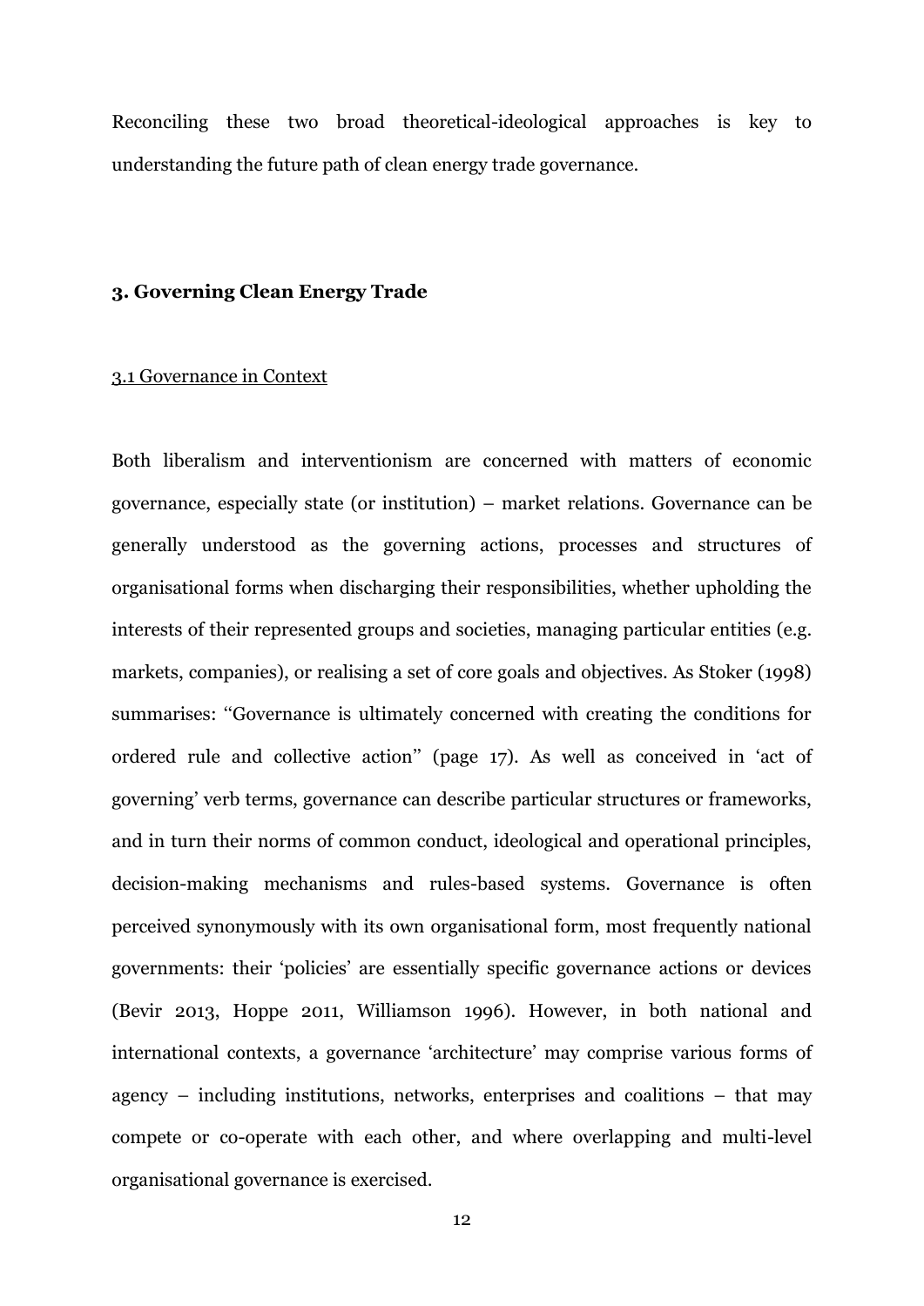Reconciling these two broad theoretical-ideological approaches is key to understanding the future path of clean energy trade governance.

## 3. Governing Clean Energy Trade

### 3.1 Governance in Context

Both liberalism and interventionism are concerned with matters of economic governance, especially state (or institution) – market relations. Governance can be generally understood as the governing actions, processes and structures of organisational forms when discharging their responsibilities, whether upholding the interests of their represented groups and societies, managing particular entities (e.g. markets, companies), or realising a set of core goals and objectives. As Stoker (1998) summarises: "Governance is ultimately concerned with creating the conditions for ordered rule and collective action" (page 17). As well as conceived in 'act of governing' verb terms, governance can describe particular structures or frameworks, and in turn their norms of common conduct, ideological and operational principles, decision-making mechanisms and rules-based systems. Governance is often perceived synonymously with its own organisational form, most frequently national governments: their 'policies' are essentially specific governance actions or devices (Bevir 2013, Hoppe 2011, Williamson 1996). However, in both national and international contexts, a governance 'architecture' may comprise various forms of agency – including institutions, networks, enterprises and coalitions – that may compete or co-operate with each other, and where overlapping and multi-level organisational governance is exercised.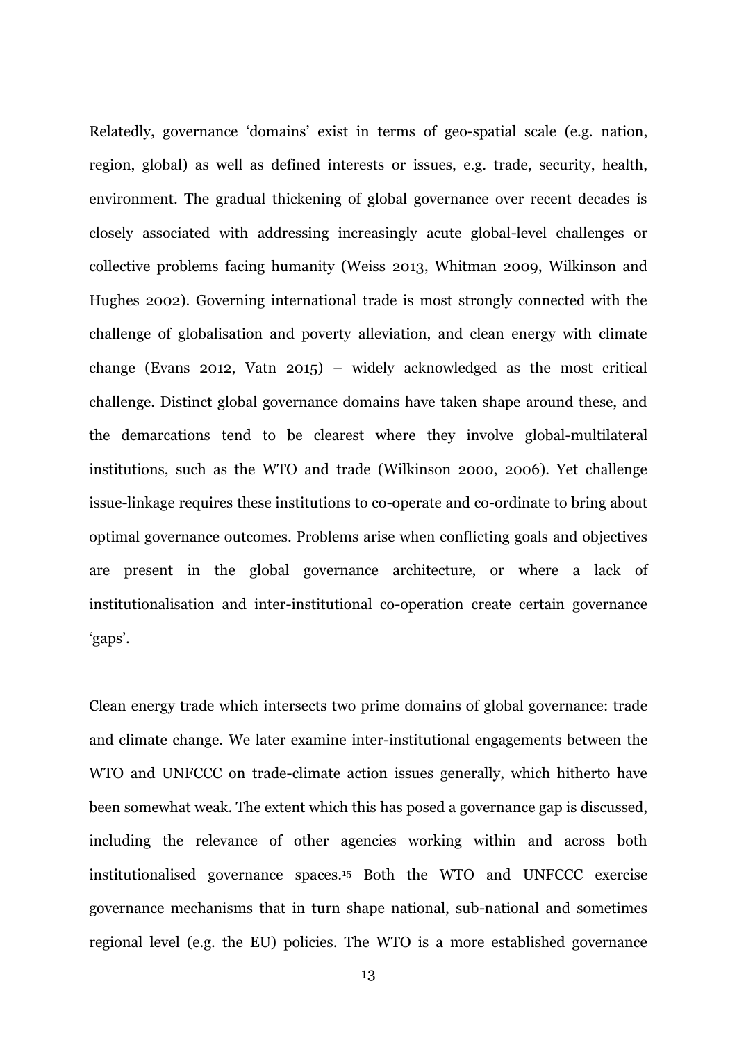Relatedly, governance 'domains' exist in terms of geo-spatial scale (e.g. nation, region, global) as well as defined interests or issues, e.g. trade, security, health, environment. The gradual thickening of global governance over recent decades is closely associated with addressing increasingly acute global-level challenges or collective problems facing humanity (Weiss 2013, Whitman 2009, Wilkinson and Hughes 2002). Governing international trade is most strongly connected with the challenge of globalisation and poverty alleviation, and clean energy with climate change (Evans 2012, Vatn 2015) – widely acknowledged as the most critical challenge. Distinct global governance domains have taken shape around these, and the demarcations tend to be clearest where they involve global-multilateral institutions, such as the WTO and trade (Wilkinson 2000, 2006). Yet challenge issue-linkage requires these institutions to co-operate and co-ordinate to bring about optimal governance outcomes. Problems arise when conflicting goals and objectives are present in the global governance architecture, or where a lack of institutionalisation and inter-institutional co-operation create certain governance 'gaps'.

Clean energy trade which intersects two prime domains of global governance: trade and climate change. We later examine inter-institutional engagements between the WTO and UNFCCC on trade-climate action issues generally, which hitherto have been somewhat weak. The extent which this has posed a governance gap is discussed, including the relevance of other agencies working within and across both institutionalised governance spaces.[15] Both the WTO and UNFCCC exercise governance mechanisms that in turn shape national, sub-national and sometimes regional level (e.g. the EU) policies. The WTO is a more established governance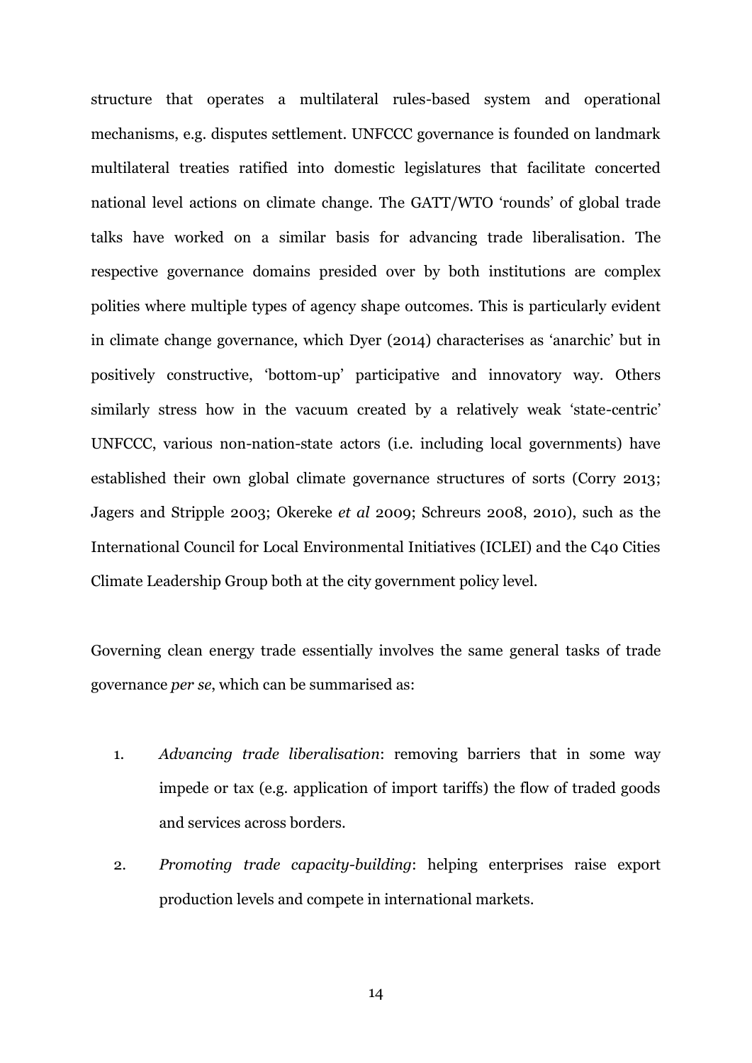structure that operates a multilateral rules-based system and operational mechanisms, e.g. disputes settlement. UNFCCC governance is founded on landmark multilateral treaties ratified into domestic legislatures that facilitate concerted national level actions on climate change. The GATT/WTO 'rounds' of global trade talks have worked on a similar basis for advancing trade liberalisation. The respective governance domains presided over by both institutions are complex polities where multiple types of agency shape outcomes. This is particularly evident in climate change governance, which Dyer (2014) characterises as 'anarchic' but in positively constructive, 'bottom-up' participative and innovatory way. Others similarly stress how in the vacuum created by a relatively weak 'state-centric' UNFCCC, various non-nation-state actors (i.e. including local governments) have established their own global climate governance structures of sorts (Corry 2013; Jagers and Stripple 2003; Okereke *et al* 2009; Schreurs 2008, 2010), such as the International Council for Local Environmental Initiatives (ICLEI) and the C40 Cities Climate Leadership Group both at the city government policy level.

Governing clean energy trade essentially involves the same general tasks of trade governance *per se*, which can be summarised as:

1. *Advancing trade liberalisation*: removing barriers that in some way impede or tax (e.g. application of import tariffs) the flow of traded goods and services across borders.
2. *Promoting trade capacity-building*: helping enterprises raise export production levels and compete in international markets.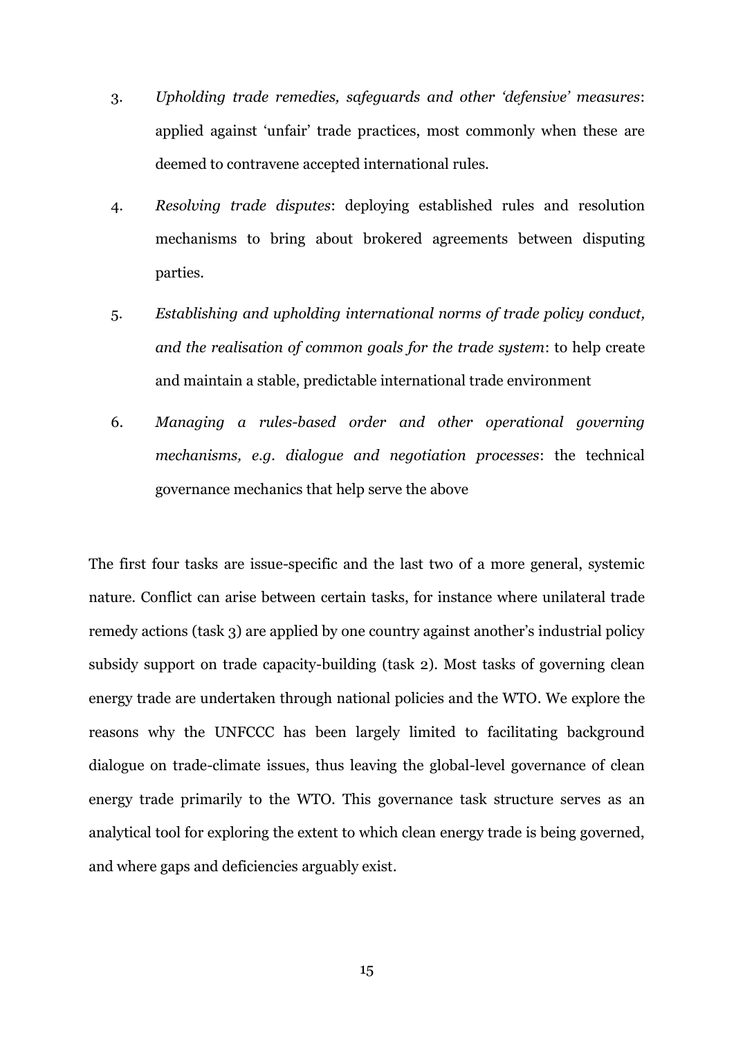3. *Upholding trade remedies, safeguards and other 'defensive' measures*: applied against 'unfair' trade practices, most commonly when these are deemed to contravene accepted international rules.

4. *Resolving trade disputes*: deploying established rules and resolution mechanisms to bring about brokered agreements between disputing parties.

5. *Establishing and upholding international norms of trade policy conduct, and the realisation of common goals for the trade system*: to help create and maintain a stable, predictable international trade environment

6. *Managing a rules-based order and other operational governing mechanisms, e.g. dialogue and negotiation processes*: the technical governance mechanics that help serve the above

The first four tasks are issue-specific and the last two of a more general, systemic nature. Conflict can arise between certain tasks, for instance where unilateral trade remedy actions (task 3) are applied by one country against another's industrial policy subsidy support on trade capacity-building (task 2). Most tasks of governing clean energy trade are undertaken through national policies and the WTO. We explore the reasons why the UNFCCC has been largely limited to facilitating background dialogue on trade-climate issues, thus leaving the global-level governance of clean energy trade primarily to the WTO. This governance task structure serves as an analytical tool for exploring the extent to which clean energy trade is being governed, and where gaps and deficiencies arguably exist.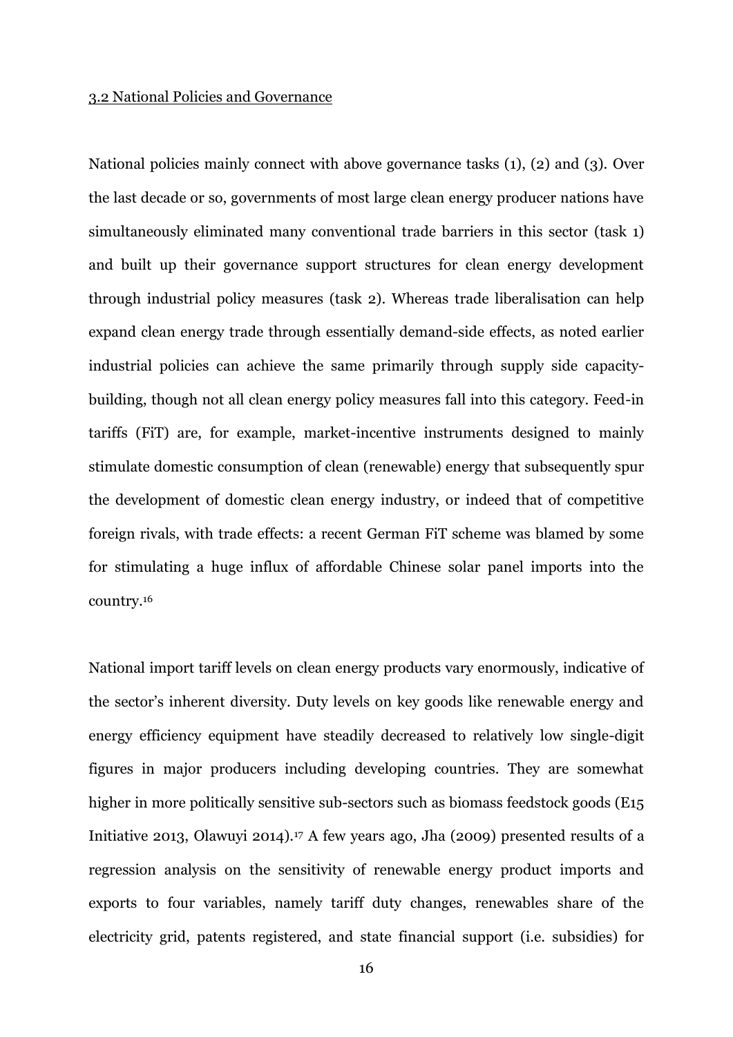## 3.2 National Policies and Governance

National policies mainly connect with above governance tasks (1), (2) and (3). Over the last decade or so, governments of most large clean energy producer nations have simultaneously eliminated many conventional trade barriers in this sector (task 1) and built up their governance support structures for clean energy development through industrial policy measures (task 2). Whereas trade liberalisation can help expand clean energy trade through essentially demand-side effects, as noted earlier industrial policies can achieve the same primarily through supply side capacity-building, though not all clean energy policy measures fall into this category. Feed-in tariffs (FiT) are, for example, market-incentive instruments designed to mainly stimulate domestic consumption of clean (renewable) energy that subsequently spur the development of domestic clean energy industry, or indeed that of competitive foreign rivals, with trade effects: a recent German FiT scheme was blamed by some for stimulating a huge influx of affordable Chinese solar panel imports into the country.[16]

National import tariff levels on clean energy products vary enormously, indicative of the sector's inherent diversity. Duty levels on key goods like renewable energy and energy efficiency equipment have steadily decreased to relatively low single-digit figures in major producers including developing countries. They are somewhat higher in more politically sensitive sub-sectors such as biomass feedstock goods (E15 Initiative 2013, Olawuyi 2014).[17] A few years ago, Jha (2009) presented results of a regression analysis on the sensitivity of renewable energy product imports and exports to four variables, namely tariff duty changes, renewables share of the electricity grid, patents registered, and state financial support (i.e. subsidies) for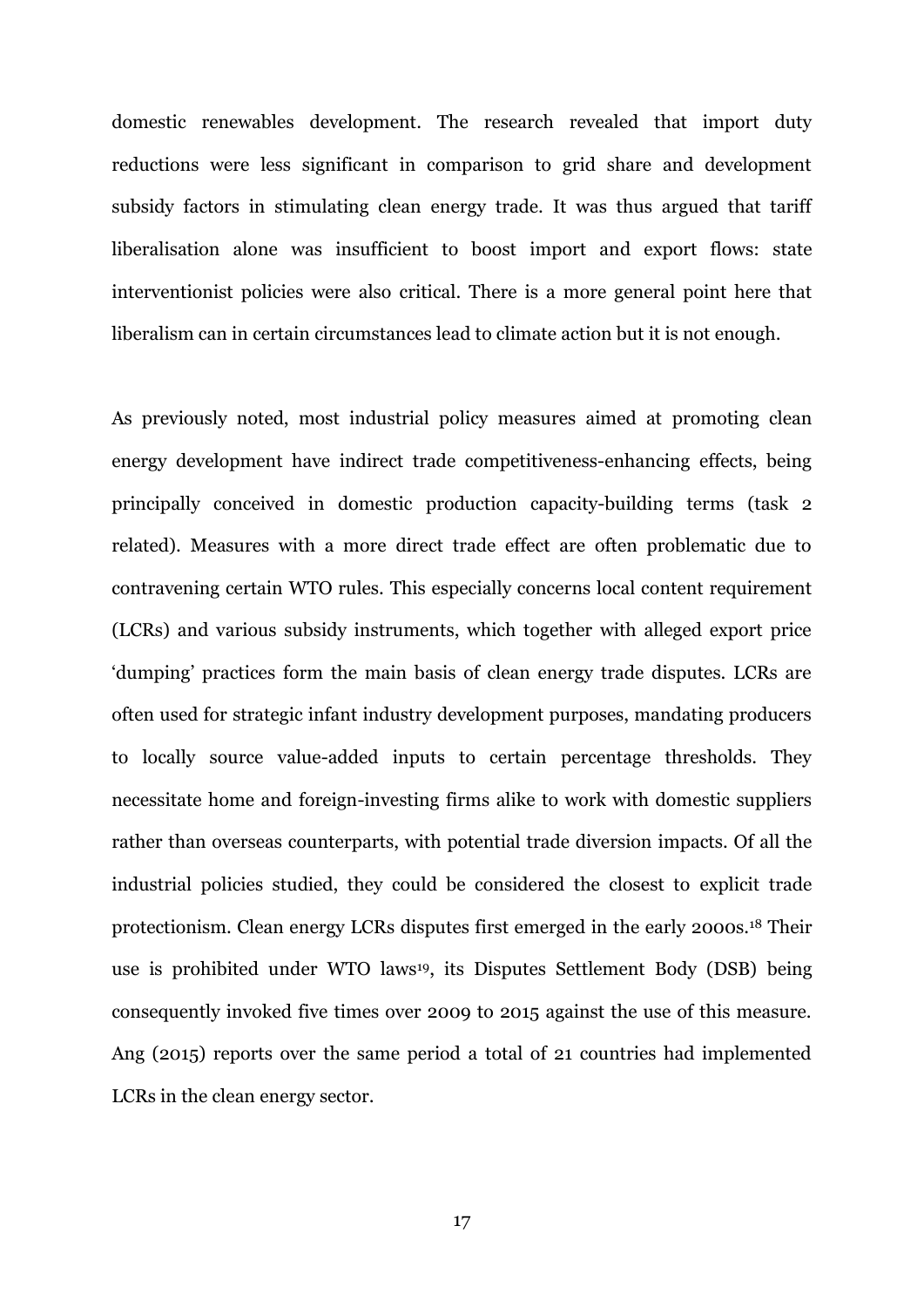domestic renewables development. The research revealed that import duty reductions were less significant in comparison to grid share and development subsidy factors in stimulating clean energy trade. It was thus argued that tariff liberalisation alone was insufficient to boost import and export flows: state interventionist policies were also critical. There is a more general point here that liberalism can in certain circumstances lead to climate action but it is not enough.

As previously noted, most industrial policy measures aimed at promoting clean energy development have indirect trade competitiveness-enhancing effects, being principally conceived in domestic production capacity-building terms (task 2 related). Measures with a more direct trade effect are often problematic due to contravening certain WTO rules. This especially concerns local content requirement (LCRs) and various subsidy instruments, which together with alleged export price 'dumping' practices form the main basis of clean energy trade disputes. LCRs are often used for strategic infant industry development purposes, mandating producers to locally source value-added inputs to certain percentage thresholds. They necessitate home and foreign-investing firms alike to work with domestic suppliers rather than overseas counterparts, with potential trade diversion impacts. Of all the industrial policies studied, they could be considered the closest to explicit trade protectionism. Clean energy LCRs disputes first emerged in the early 2000s.[18] Their use is prohibited under WTO laws[19], its Disputes Settlement Body (DSB) being consequently invoked five times over 2009 to 2015 against the use of this measure. Ang (2015) reports over the same period a total of 21 countries had implemented LCRs in the clean energy sector.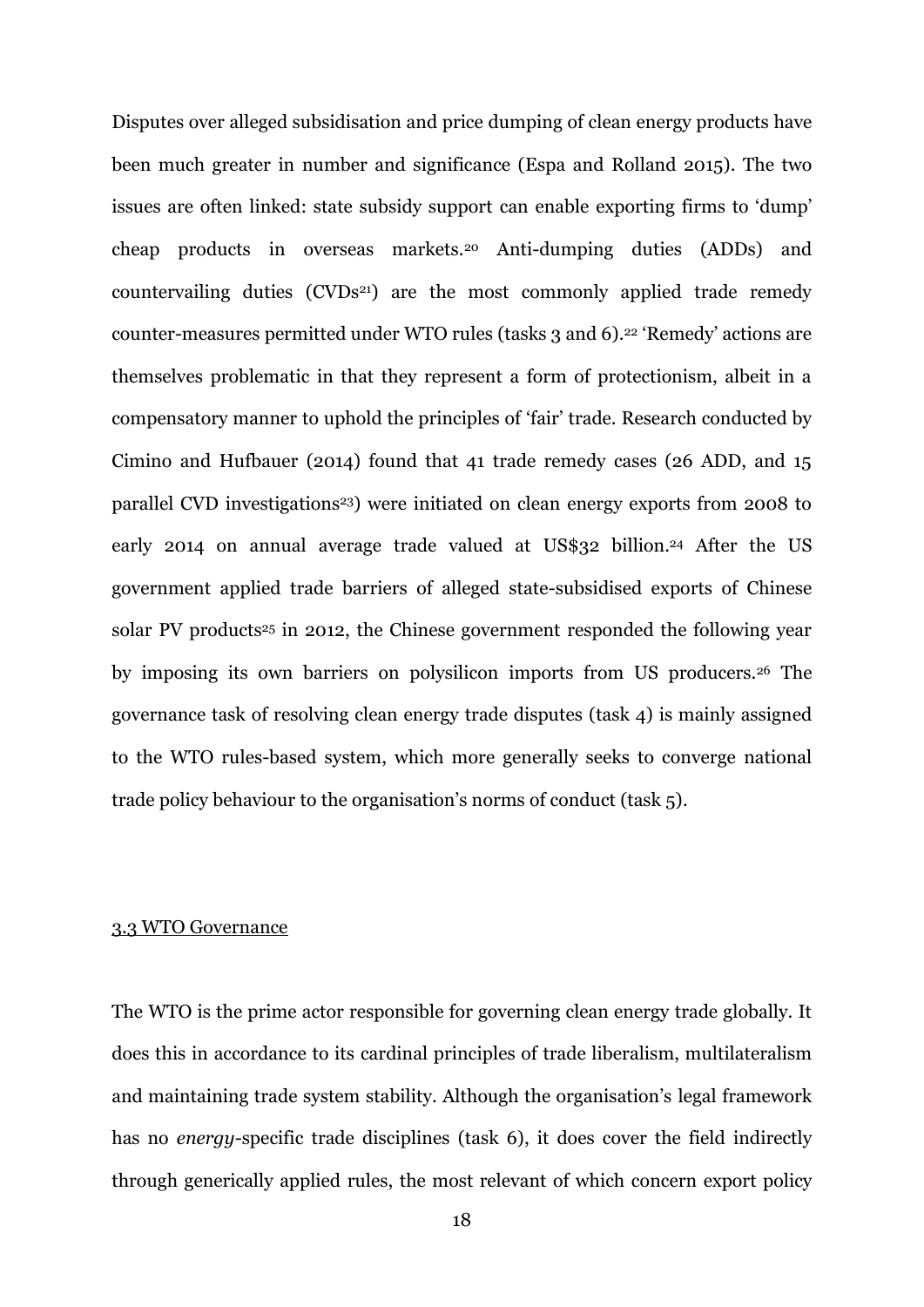Disputes over alleged subsidisation and price dumping of clean energy products have been much greater in number and significance (Espa and Rolland 2015). The two issues are often linked: state subsidy support can enable exporting firms to 'dump' cheap products in overseas markets.[20] Anti-dumping duties (ADDs) and countervailing duties (CVDs[21]) are the most commonly applied trade remedy counter-measures permitted under WTO rules (tasks 3 and 6).[22] 'Remedy' actions are themselves problematic in that they represent a form of protectionism, albeit in a compensatory manner to uphold the principles of 'fair' trade. Research conducted by Cimino and Hufbauer (2014) found that 41 trade remedy cases (26 ADD, and 15 parallel CVD investigations[23]) were initiated on clean energy exports from 2008 to early 2014 on annual average trade valued at US$32 billion.[24] After the US government applied trade barriers of alleged state-subsidised exports of Chinese solar PV products[25] in 2012, the Chinese government responded the following year by imposing its own barriers on polysilicon imports from US producers.[26] The governance task of resolving clean energy trade disputes (task 4) is mainly assigned to the WTO rules-based system, which more generally seeks to converge national trade policy behaviour to the organisation's norms of conduct (task 5).

### 3.3 WTO Governance

The WTO is the prime actor responsible for governing clean energy trade globally. It does this in accordance to its cardinal principles of trade liberalism, multilateralism and maintaining trade system stability. Although the organisation's legal framework has no *energy*-specific trade disciplines (task 6), it does cover the field indirectly through generically applied rules, the most relevant of which concern export policy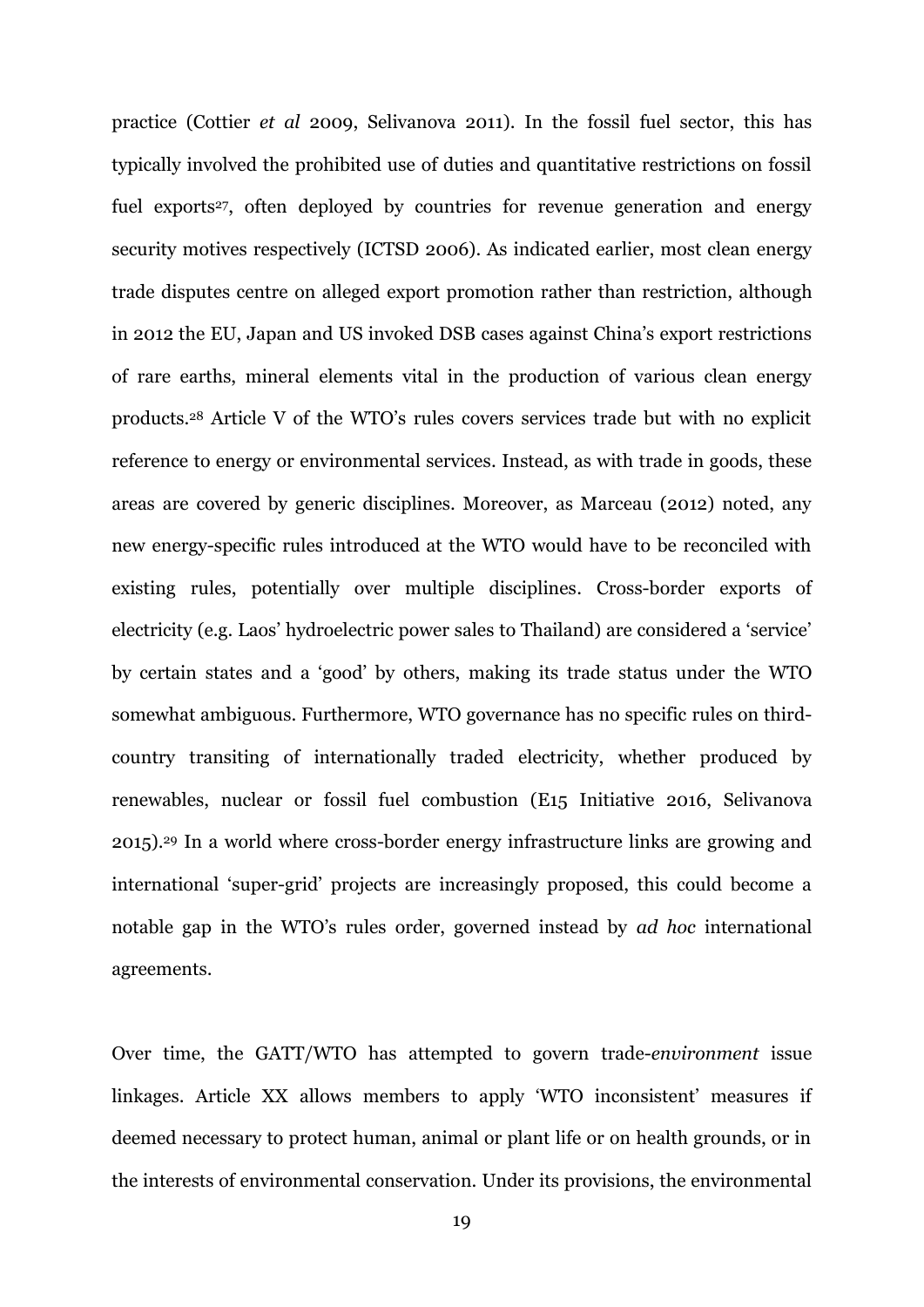practice (Cottier *et al* 2009, Selivanova 2011). In the fossil fuel sector, this has typically involved the prohibited use of duties and quantitative restrictions on fossil fuel exports[27], often deployed by countries for revenue generation and energy security motives respectively (ICTSD 2006). As indicated earlier, most clean energy trade disputes centre on alleged export promotion rather than restriction, although in 2012 the EU, Japan and US invoked DSB cases against China's export restrictions of rare earths, mineral elements vital in the production of various clean energy products.[28] Article V of the WTO's rules covers services trade but with no explicit reference to energy or environmental services. Instead, as with trade in goods, these areas are covered by generic disciplines. Moreover, as Marceau (2012) noted, any new energy-specific rules introduced at the WTO would have to be reconciled with existing rules, potentially over multiple disciplines. Cross-border exports of electricity (e.g. Laos' hydroelectric power sales to Thailand) are considered a 'service' by certain states and a 'good' by others, making its trade status under the WTO somewhat ambiguous. Furthermore, WTO governance has no specific rules on third-country transiting of internationally traded electricity, whether produced by renewables, nuclear or fossil fuel combustion (E15 Initiative 2016, Selivanova 2015).[29] In a world where cross-border energy infrastructure links are growing and international 'super-grid' projects are increasingly proposed, this could become a notable gap in the WTO's rules order, governed instead by *ad hoc* international agreements.

Over time, the GATT/WTO has attempted to govern trade-*environment* issue linkages. Article XX allows members to apply 'WTO inconsistent' measures if deemed necessary to protect human, animal or plant life or on health grounds, or in the interests of environmental conservation. Under its provisions, the environmental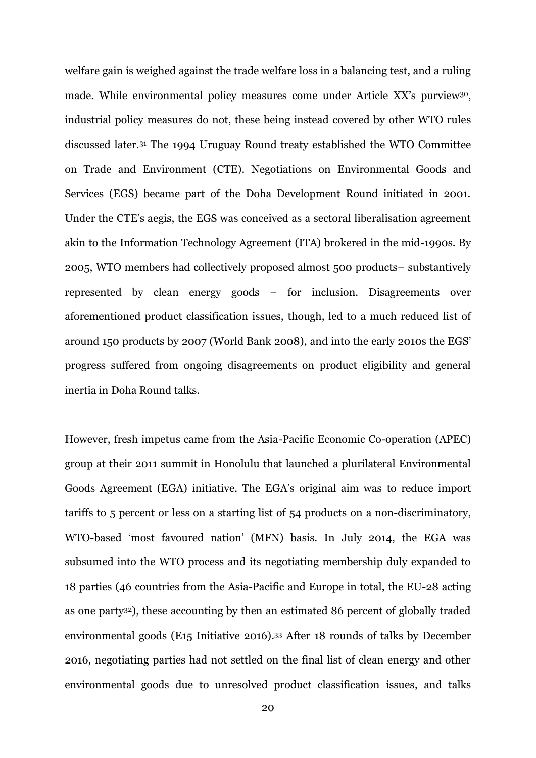welfare gain is weighed against the trade welfare loss in a balancing test, and a ruling made. While environmental policy measures come under Article XX's purview[30], industrial policy measures do not, these being instead covered by other WTO rules discussed later.[31] The 1994 Uruguay Round treaty established the WTO Committee on Trade and Environment (CTE). Negotiations on Environmental Goods and Services (EGS) became part of the Doha Development Round initiated in 2001. Under the CTE's aegis, the EGS was conceived as a sectoral liberalisation agreement akin to the Information Technology Agreement (ITA) brokered in the mid-1990s. By 2005, WTO members had collectively proposed almost 500 products– substantively represented by clean energy goods – for inclusion. Disagreements over aforementioned product classification issues, though, led to a much reduced list of around 150 products by 2007 (World Bank 2008), and into the early 2010s the EGS' progress suffered from ongoing disagreements on product eligibility and general inertia in Doha Round talks.

However, fresh impetus came from the Asia-Pacific Economic Co-operation (APEC) group at their 2011 summit in Honolulu that launched a plurilateral Environmental Goods Agreement (EGA) initiative. The EGA's original aim was to reduce import tariffs to 5 percent or less on a starting list of 54 products on a non-discriminatory, WTO-based 'most favoured nation' (MFN) basis. In July 2014, the EGA was subsumed into the WTO process and its negotiating membership duly expanded to 18 parties (46 countries from the Asia-Pacific and Europe in total, the EU-28 acting as one party[32]), these accounting by then an estimated 86 percent of globally traded environmental goods (E15 Initiative 2016).[33] After 18 rounds of talks by December 2016, negotiating parties had not settled on the final list of clean energy and other environmental goods due to unresolved product classification issues, and talks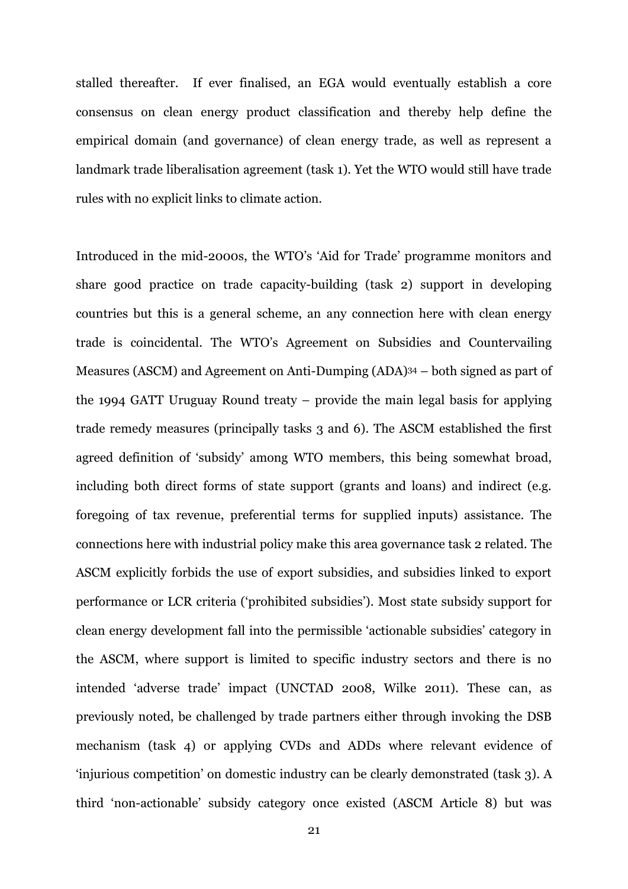stalled thereafter. If ever finalised, an EGA would eventually establish a core consensus on clean energy product classification and thereby help define the empirical domain (and governance) of clean energy trade, as well as represent a landmark trade liberalisation agreement (task 1). Yet the WTO would still have trade rules with no explicit links to climate action.

Introduced in the mid-2000s, the WTO's 'Aid for Trade' programme monitors and share good practice on trade capacity-building (task 2) support in developing countries but this is a general scheme, an any connection here with clean energy trade is coincidental. The WTO's Agreement on Subsidies and Countervailing Measures (ASCM) and Agreement on Anti-Dumping (ADA)[34] – both signed as part of the 1994 GATT Uruguay Round treaty – provide the main legal basis for applying trade remedy measures (principally tasks 3 and 6). The ASCM established the first agreed definition of 'subsidy' among WTO members, this being somewhat broad, including both direct forms of state support (grants and loans) and indirect (e.g. foregoing of tax revenue, preferential terms for supplied inputs) assistance. The connections here with industrial policy make this area governance task 2 related. The ASCM explicitly forbids the use of export subsidies, and subsidies linked to export performance or LCR criteria ('prohibited subsidies'). Most state subsidy support for clean energy development fall into the permissible 'actionable subsidies' category in the ASCM, where support is limited to specific industry sectors and there is no intended 'adverse trade' impact (UNCTAD 2008, Wilke 2011). These can, as previously noted, be challenged by trade partners either through invoking the DSB mechanism (task 4) or applying CVDs and ADDs where relevant evidence of 'injurious competition' on domestic industry can be clearly demonstrated (task 3). A third 'non-actionable' subsidy category once existed (ASCM Article 8) but was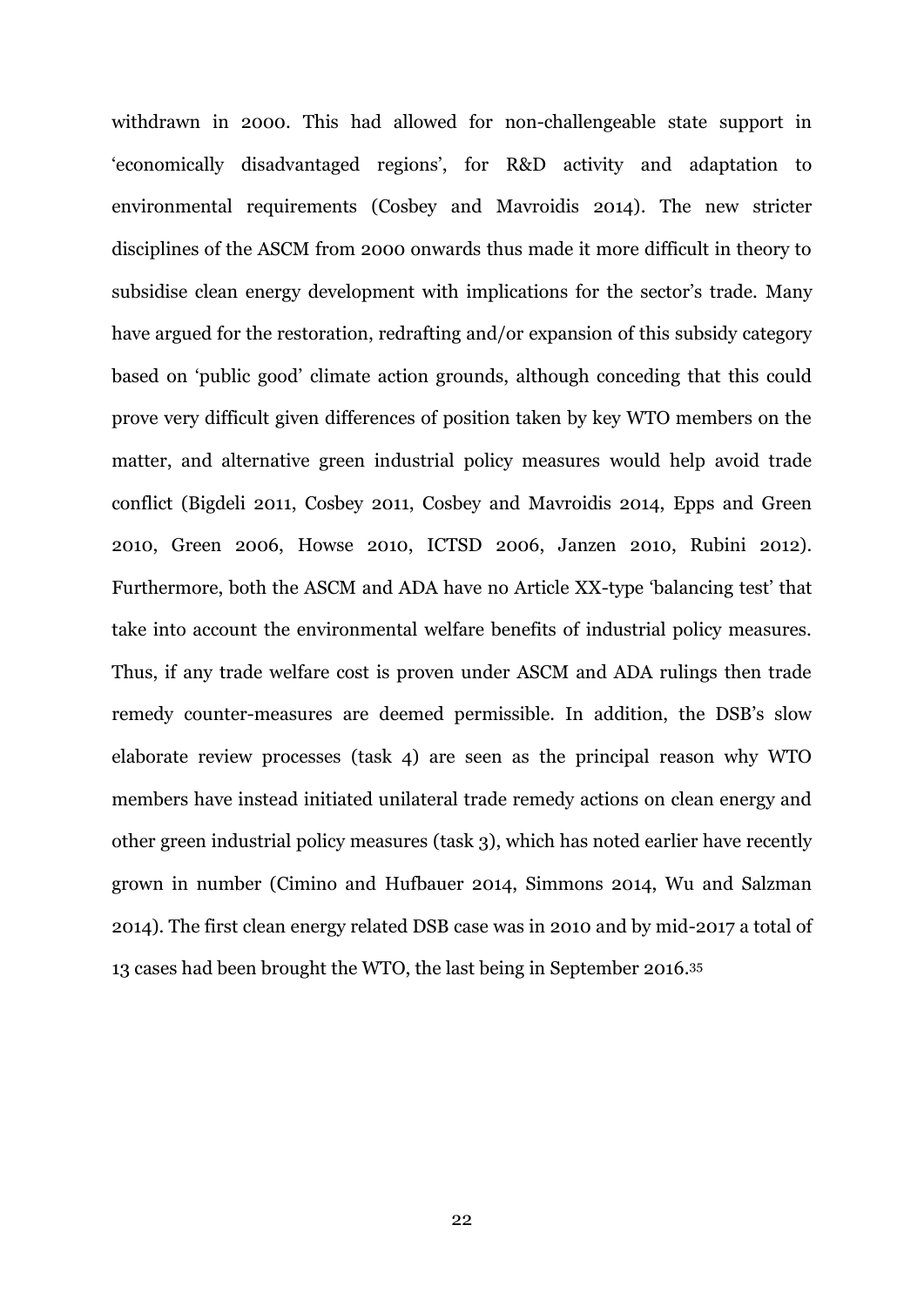withdrawn in 2000. This had allowed for non-challengeable state support in 'economically disadvantaged regions', for R&D activity and adaptation to environmental requirements (Cosbey and Mavroidis 2014). The new stricter disciplines of the ASCM from 2000 onwards thus made it more difficult in theory to subsidise clean energy development with implications for the sector's trade. Many have argued for the restoration, redrafting and/or expansion of this subsidy category based on 'public good' climate action grounds, although conceding that this could prove very difficult given differences of position taken by key WTO members on the matter, and alternative green industrial policy measures would help avoid trade conflict (Bigdeli 2011, Cosbey 2011, Cosbey and Mavroidis 2014, Epps and Green 2010, Green 2006, Howse 2010, ICTSD 2006, Janzen 2010, Rubini 2012). Furthermore, both the ASCM and ADA have no Article XX-type 'balancing test' that take into account the environmental welfare benefits of industrial policy measures. Thus, if any trade welfare cost is proven under ASCM and ADA rulings then trade remedy counter-measures are deemed permissible. In addition, the DSB's slow elaborate review processes (task 4) are seen as the principal reason why WTO members have instead initiated unilateral trade remedy actions on clean energy and other green industrial policy measures (task 3), which has noted earlier have recently grown in number (Cimino and Hufbauer 2014, Simmons 2014, Wu and Salzman 2014). The first clean energy related DSB case was in 2010 and by mid-2017 a total of 13 cases had been brought the WTO, the last being in September 2016.[35]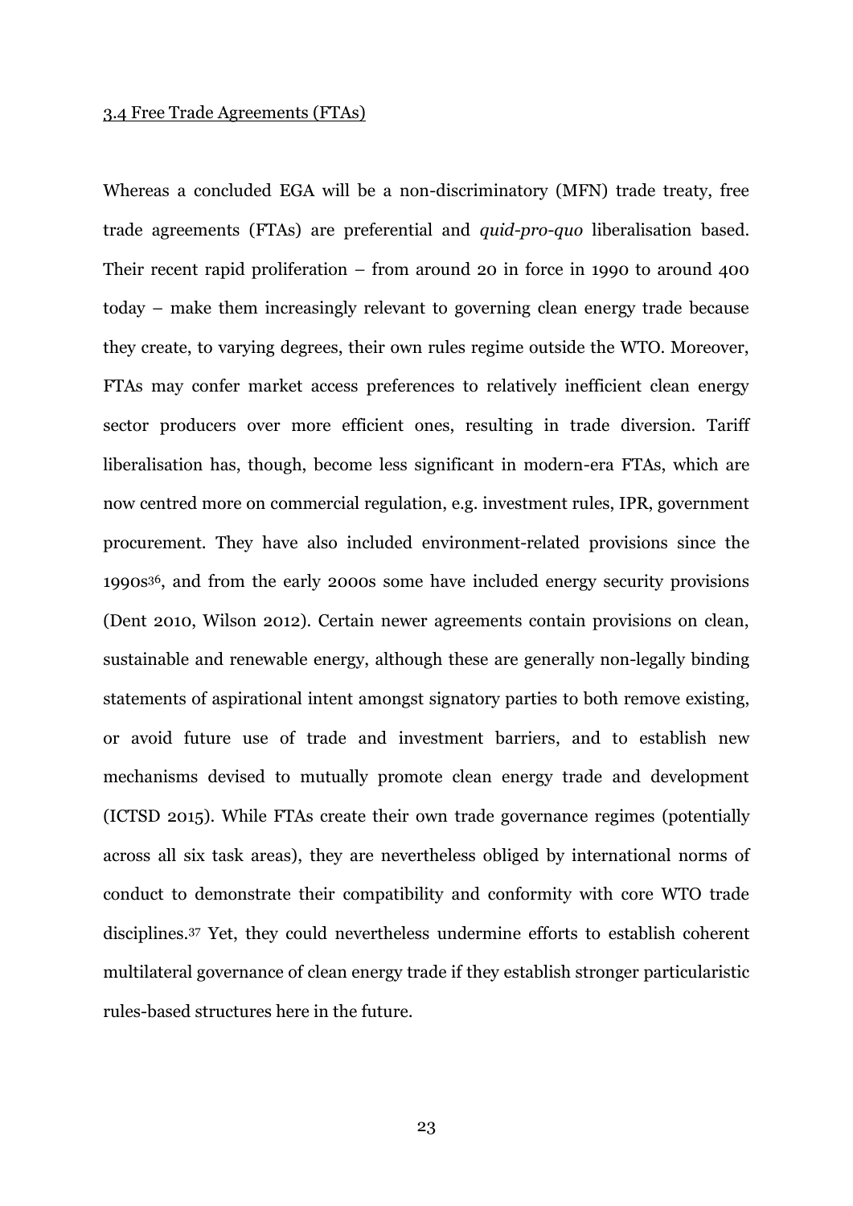### 3.4 Free Trade Agreements (FTAs)

Whereas a concluded EGA will be a non-discriminatory (MFN) trade treaty, free trade agreements (FTAs) are preferential and *quid-pro-quo* liberalisation based. Their recent rapid proliferation – from around 20 in force in 1990 to around 400 today – make them increasingly relevant to governing clean energy trade because they create, to varying degrees, their own rules regime outside the WTO. Moreover, FTAs may confer market access preferences to relatively inefficient clean energy sector producers over more efficient ones, resulting in trade diversion. Tariff liberalisation has, though, become less significant in modern-era FTAs, which are now centred more on commercial regulation, e.g. investment rules, IPR, government procurement. They have also included environment-related provisions since the 1990s[36], and from the early 2000s some have included energy security provisions (Dent 2010, Wilson 2012). Certain newer agreements contain provisions on clean, sustainable and renewable energy, although these are generally non-legally binding statements of aspirational intent amongst signatory parties to both remove existing, or avoid future use of trade and investment barriers, and to establish new mechanisms devised to mutually promote clean energy trade and development (ICTSD 2015). While FTAs create their own trade governance regimes (potentially across all six task areas), they are nevertheless obliged by international norms of conduct to demonstrate their compatibility and conformity with core WTO trade disciplines.[37] Yet, they could nevertheless undermine efforts to establish coherent multilateral governance of clean energy trade if they establish stronger particularistic rules-based structures here in the future.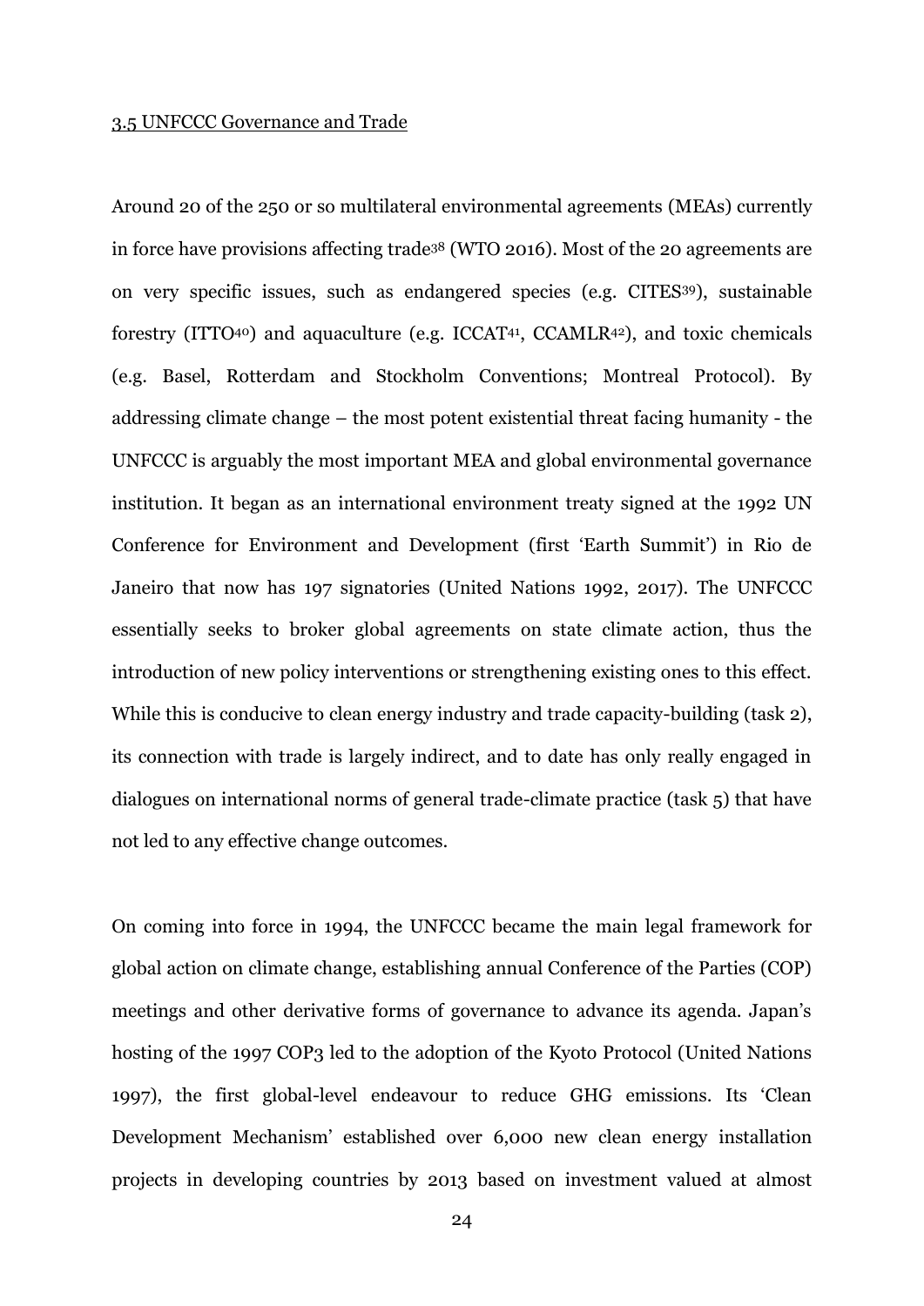3.5 UNFCCC Governance and Trade

Around 20 of the 250 or so multilateral environmental agreements (MEAs) currently in force have provisions affecting trade[38] (WTO 2016). Most of the 20 agreements are on very specific issues, such as endangered species (e.g. CITES[39]), sustainable forestry (ITTO[40]) and aquaculture (e.g. ICCAT[41], CCAMLR[42]), and toxic chemicals (e.g. Basel, Rotterdam and Stockholm Conventions; Montreal Protocol). By addressing climate change – the most potent existential threat facing humanity - the UNFCCC is arguably the most important MEA and global environmental governance institution. It began as an international environment treaty signed at the 1992 UN Conference for Environment and Development (first 'Earth Summit') in Rio de Janeiro that now has 197 signatories (United Nations 1992, 2017). The UNFCCC essentially seeks to broker global agreements on state climate action, thus the introduction of new policy interventions or strengthening existing ones to this effect. While this is conducive to clean energy industry and trade capacity-building (task 2), its connection with trade is largely indirect, and to date has only really engaged in dialogues on international norms of general trade-climate practice (task 5) that have not led to any effective change outcomes.

On coming into force in 1994, the UNFCCC became the main legal framework for global action on climate change, establishing annual Conference of the Parties (COP) meetings and other derivative forms of governance to advance its agenda. Japan's hosting of the 1997 COP3 led to the adoption of the Kyoto Protocol (United Nations 1997), the first global-level endeavour to reduce GHG emissions. Its 'Clean Development Mechanism' established over 6,000 new clean energy installation projects in developing countries by 2013 based on investment valued at almost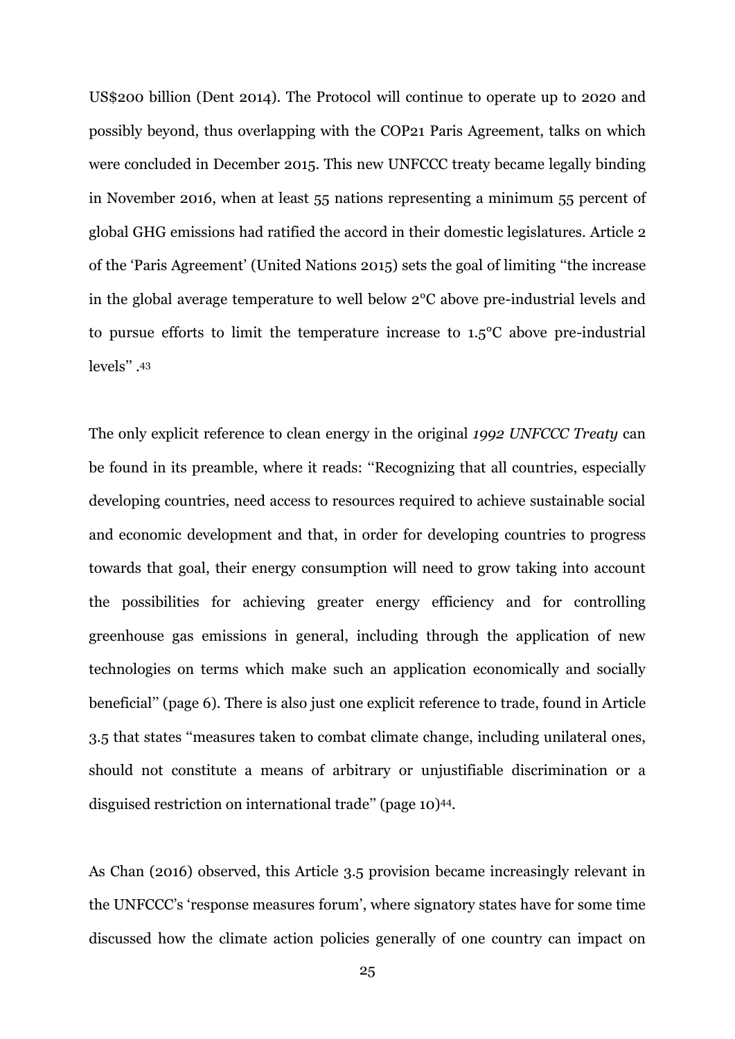US$200 billion (Dent 2014). The Protocol will continue to operate up to 2020 and possibly beyond, thus overlapping with the COP21 Paris Agreement, talks on which were concluded in December 2015. This new UNFCCC treaty became legally binding in November 2016, when at least 55 nations representing a minimum 55 percent of global GHG emissions had ratified the accord in their domestic legislatures. Article 2 of the 'Paris Agreement' (United Nations 2015) sets the goal of limiting "the increase in the global average temperature to well below 2°C above pre-industrial levels and to pursue efforts to limit the temperature increase to 1.5°C above pre-industrial levels" .[43]

The only explicit reference to clean energy in the original *1992 UNFCCC Treaty* can be found in its preamble, where it reads: "Recognizing that all countries, especially developing countries, need access to resources required to achieve sustainable social and economic development and that, in order for developing countries to progress towards that goal, their energy consumption will need to grow taking into account the possibilities for achieving greater energy efficiency and for controlling greenhouse gas emissions in general, including through the application of new technologies on terms which make such an application economically and socially beneficial" (page 6). There is also just one explicit reference to trade, found in Article 3.5 that states "measures taken to combat climate change, including unilateral ones, should not constitute a means of arbitrary or unjustifiable discrimination or a disguised restriction on international trade" (page 10)[44].

As Chan (2016) observed, this Article 3.5 provision became increasingly relevant in the UNFCCC's 'response measures forum', where signatory states have for some time discussed how the climate action policies generally of one country can impact on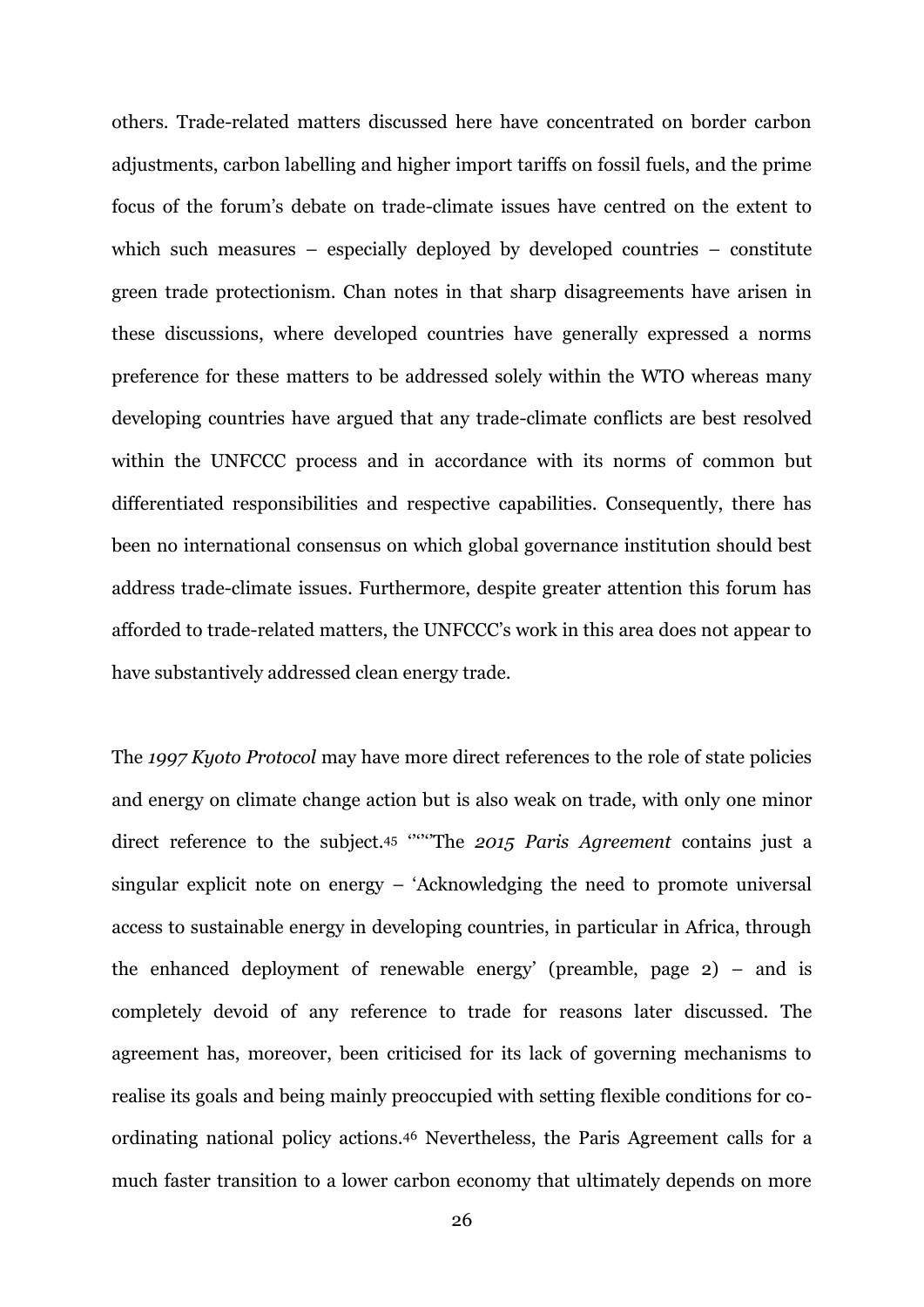others. Trade-related matters discussed here have concentrated on border carbon adjustments, carbon labelling and higher import tariffs on fossil fuels, and the prime focus of the forum's debate on trade-climate issues have centred on the extent to which such measures – especially deployed by developed countries – constitute green trade protectionism. Chan notes in that sharp disagreements have arisen in these discussions, where developed countries have generally expressed a norms preference for these matters to be addressed solely within the WTO whereas many developing countries have argued that any trade-climate conflicts are best resolved within the UNFCCC process and in accordance with its norms of common but differentiated responsibilities and respective capabilities. Consequently, there has been no international consensus on which global governance institution should best address trade-climate issues. Furthermore, despite greater attention this forum has afforded to trade-related matters, the UNFCCC's work in this area does not appear to have substantively addressed clean energy trade.

The *1997 Kyoto Protocol* may have more direct references to the role of state policies and energy on climate change action but is also weak on trade, with only one minor direct reference to the subject.[45] '''"The *2015 Paris Agreement* contains just a singular explicit note on energy – 'Acknowledging the need to promote universal access to sustainable energy in developing countries, in particular in Africa, through the enhanced deployment of renewable energy' (preamble, page 2) – and is completely devoid of any reference to trade for reasons later discussed. The agreement has, moreover, been criticised for its lack of governing mechanisms to realise its goals and being mainly preoccupied with setting flexible conditions for co-ordinating national policy actions.[46] Nevertheless, the Paris Agreement calls for a much faster transition to a lower carbon economy that ultimately depends on more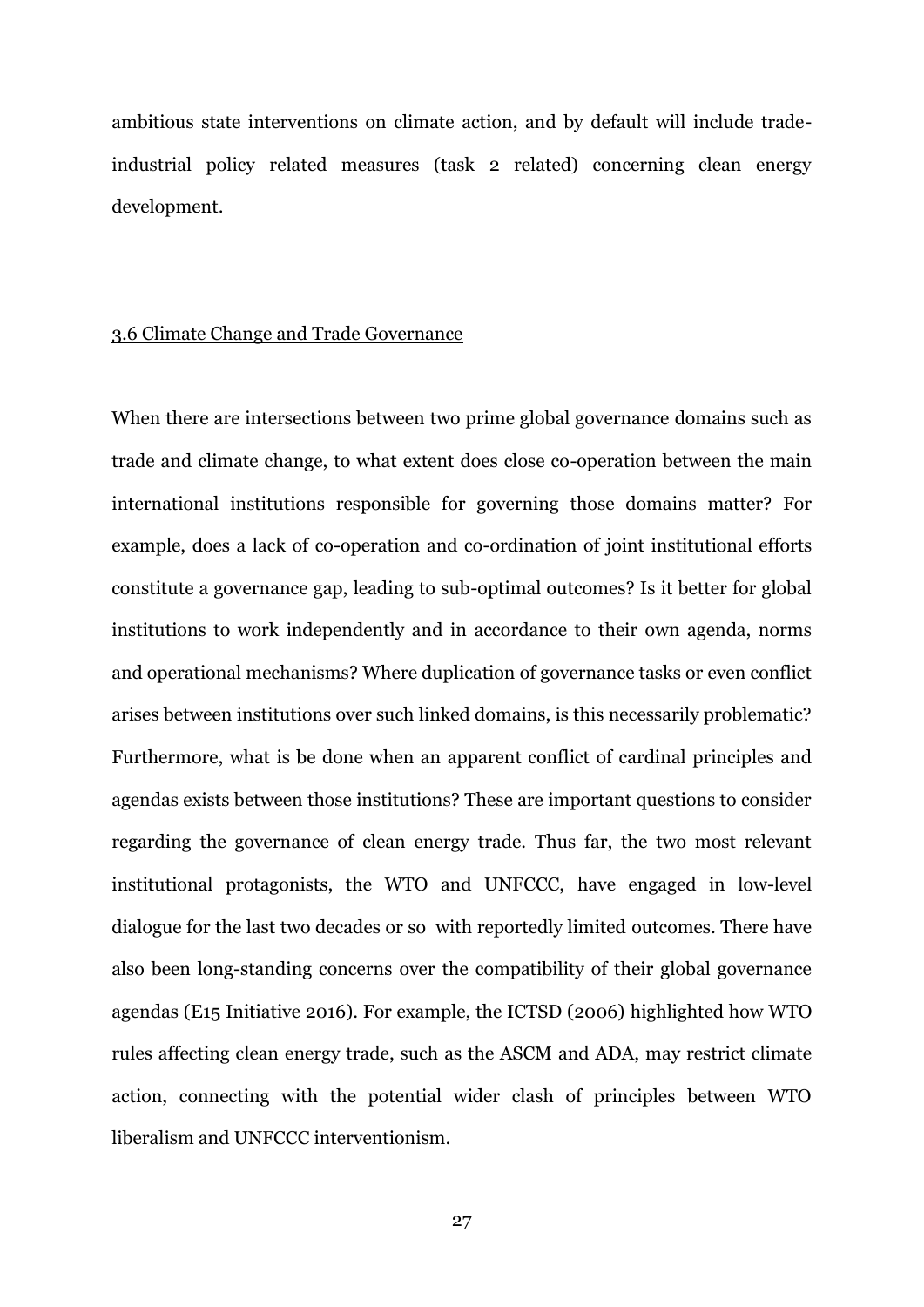ambitious state interventions on climate action, and by default will include trade-industrial policy related measures (task 2 related) concerning clean energy development.

### 3.6 Climate Change and Trade Governance

When there are intersections between two prime global governance domains such as trade and climate change, to what extent does close co-operation between the main international institutions responsible for governing those domains matter? For example, does a lack of co-operation and co-ordination of joint institutional efforts constitute a governance gap, leading to sub-optimal outcomes? Is it better for global institutions to work independently and in accordance to their own agenda, norms and operational mechanisms? Where duplication of governance tasks or even conflict arises between institutions over such linked domains, is this necessarily problematic? Furthermore, what is be done when an apparent conflict of cardinal principles and agendas exists between those institutions? These are important questions to consider regarding the governance of clean energy trade. Thus far, the two most relevant institutional protagonists, the WTO and UNFCCC, have engaged in low-level dialogue for the last two decades or so with reportedly limited outcomes. There have also been long-standing concerns over the compatibility of their global governance agendas (E15 Initiative 2016). For example, the ICTSD (2006) highlighted how WTO rules affecting clean energy trade, such as the ASCM and ADA, may restrict climate action, connecting with the potential wider clash of principles between WTO liberalism and UNFCCC interventionism.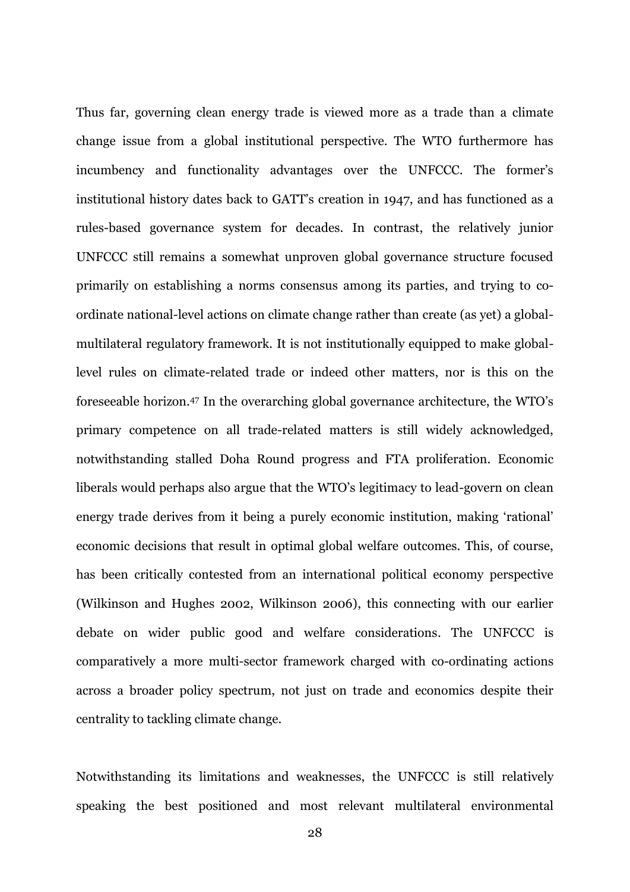Thus far, governing clean energy trade is viewed more as a trade than a climate change issue from a global institutional perspective. The WTO furthermore has incumbency and functionality advantages over the UNFCCC. The former's institutional history dates back to GATT's creation in 1947, and has functioned as a rules-based governance system for decades. In contrast, the relatively junior UNFCCC still remains a somewhat unproven global governance structure focused primarily on establishing a norms consensus among its parties, and trying to co-ordinate national-level actions on climate change rather than create (as yet) a global-multilateral regulatory framework. It is not institutionally equipped to make global-level rules on climate-related trade or indeed other matters, nor is this on the foreseeable horizon.[47] In the overarching global governance architecture, the WTO's primary competence on all trade-related matters is still widely acknowledged, notwithstanding stalled Doha Round progress and FTA proliferation. Economic liberals would perhaps also argue that the WTO's legitimacy to lead-govern on clean energy trade derives from it being a purely economic institution, making 'rational' economic decisions that result in optimal global welfare outcomes. This, of course, has been critically contested from an international political economy perspective (Wilkinson and Hughes 2002, Wilkinson 2006), this connecting with our earlier debate on wider public good and welfare considerations. The UNFCCC is comparatively a more multi-sector framework charged with co-ordinating actions across a broader policy spectrum, not just on trade and economics despite their centrality to tackling climate change.

Notwithstanding its limitations and weaknesses, the UNFCCC is still relatively speaking the best positioned and most relevant multilateral environmental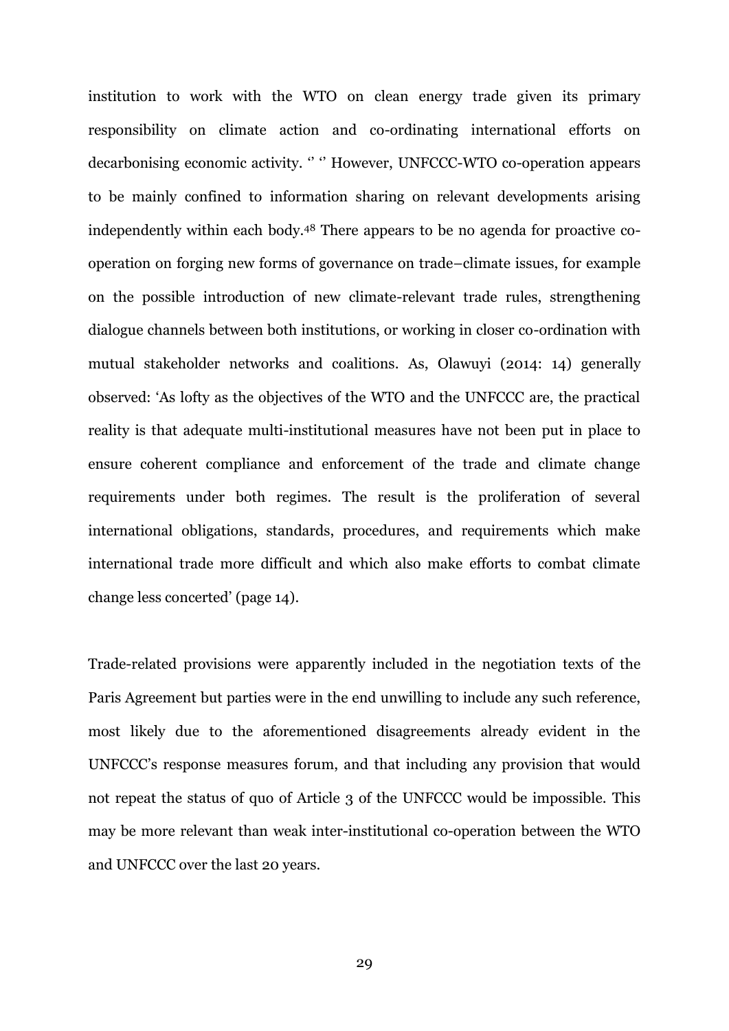institution to work with the WTO on clean energy trade given its primary responsibility on climate action and co-ordinating international efforts on decarbonising economic activity. ‘’ ‘’ However, UNFCCC-WTO co-operation appears to be mainly confined to information sharing on relevant developments arising independently within each body.[48] There appears to be no agenda for proactive co-operation on forging new forms of governance on trade–climate issues, for example on the possible introduction of new climate-relevant trade rules, strengthening dialogue channels between both institutions, or working in closer co-ordination with mutual stakeholder networks and coalitions. As, Olawuyi (2014: 14) generally observed: ‘As lofty as the objectives of the WTO and the UNFCCC are, the practical reality is that adequate multi-institutional measures have not been put in place to ensure coherent compliance and enforcement of the trade and climate change requirements under both regimes. The result is the proliferation of several international obligations, standards, procedures, and requirements which make international trade more difficult and which also make efforts to combat climate change less concerted’ (page 14).

Trade-related provisions were apparently included in the negotiation texts of the Paris Agreement but parties were in the end unwilling to include any such reference, most likely due to the aforementioned disagreements already evident in the UNFCCC's response measures forum, and that including any provision that would not repeat the status of quo of Article 3 of the UNFCCC would be impossible. This may be more relevant than weak inter-institutional co-operation between the WTO and UNFCCC over the last 20 years.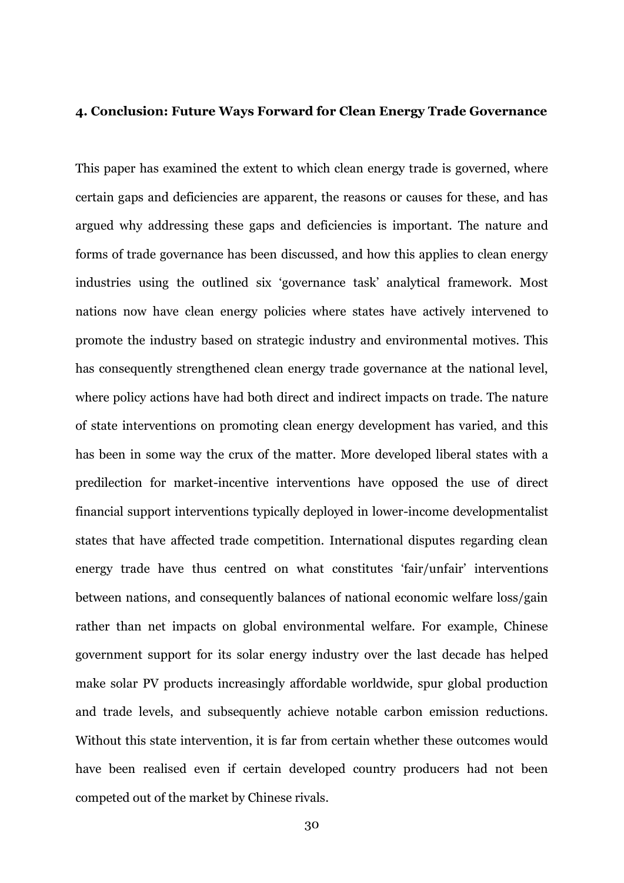## 4. Conclusion: Future Ways Forward for Clean Energy Trade Governance

This paper has examined the extent to which clean energy trade is governed, where certain gaps and deficiencies are apparent, the reasons or causes for these, and has argued why addressing these gaps and deficiencies is important. The nature and forms of trade governance has been discussed, and how this applies to clean energy industries using the outlined six 'governance task' analytical framework. Most nations now have clean energy policies where states have actively intervened to promote the industry based on strategic industry and environmental motives. This has consequently strengthened clean energy trade governance at the national level, where policy actions have had both direct and indirect impacts on trade. The nature of state interventions on promoting clean energy development has varied, and this has been in some way the crux of the matter. More developed liberal states with a predilection for market-incentive interventions have opposed the use of direct financial support interventions typically deployed in lower-income developmentalist states that have affected trade competition. International disputes regarding clean energy trade have thus centred on what constitutes 'fair/unfair' interventions between nations, and consequently balances of national economic welfare loss/gain rather than net impacts on global environmental welfare. For example, Chinese government support for its solar energy industry over the last decade has helped make solar PV products increasingly affordable worldwide, spur global production and trade levels, and subsequently achieve notable carbon emission reductions. Without this state intervention, it is far from certain whether these outcomes would have been realised even if certain developed country producers had not been competed out of the market by Chinese rivals.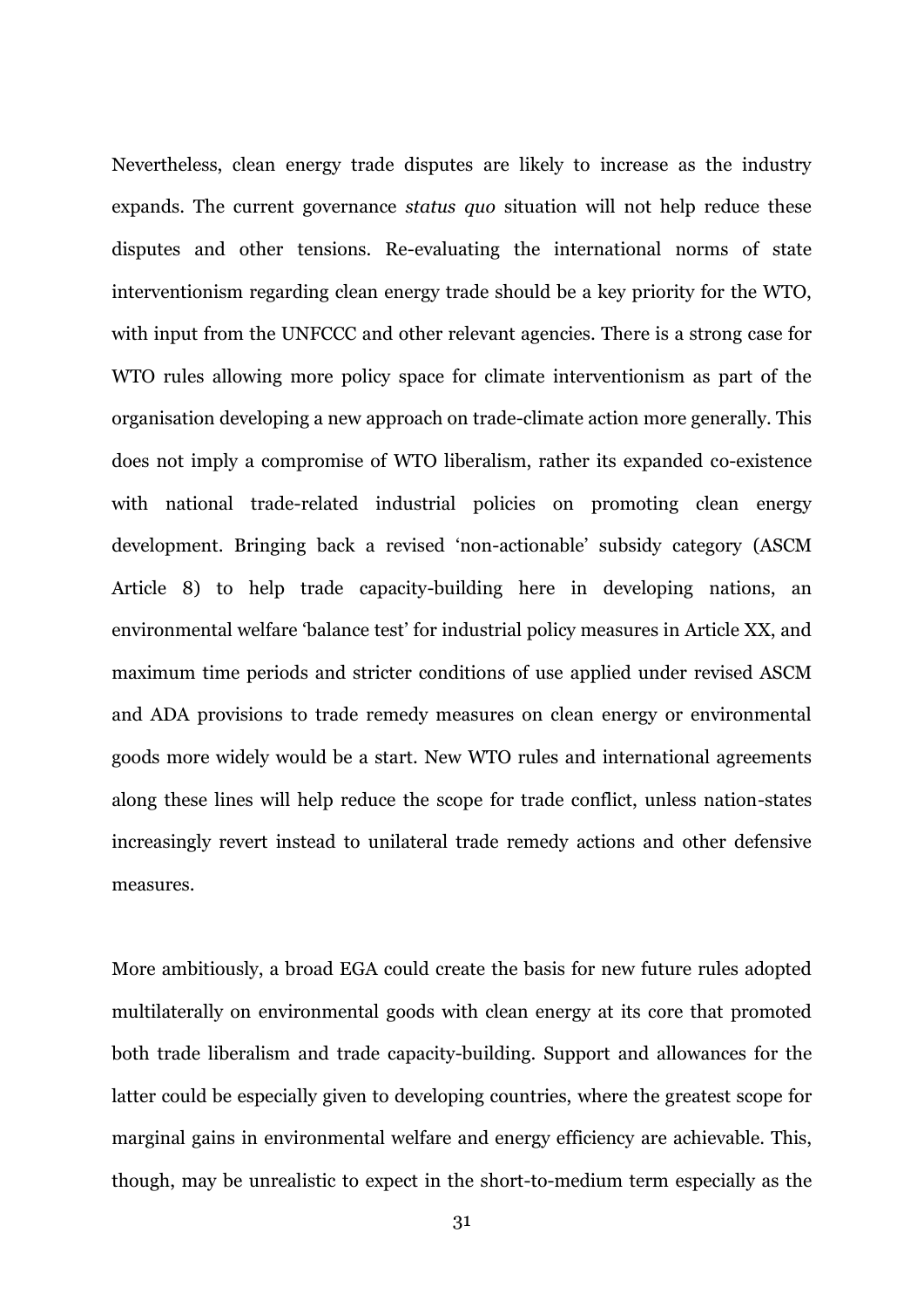Nevertheless, clean energy trade disputes are likely to increase as the industry expands. The current governance *status quo* situation will not help reduce these disputes and other tensions. Re-evaluating the international norms of state interventionism regarding clean energy trade should be a key priority for the WTO, with input from the UNFCCC and other relevant agencies. There is a strong case for WTO rules allowing more policy space for climate interventionism as part of the organisation developing a new approach on trade-climate action more generally. This does not imply a compromise of WTO liberalism, rather its expanded co-existence with national trade-related industrial policies on promoting clean energy development. Bringing back a revised 'non-actionable' subsidy category (ASCM Article 8) to help trade capacity-building here in developing nations, an environmental welfare 'balance test' for industrial policy measures in Article XX, and maximum time periods and stricter conditions of use applied under revised ASCM and ADA provisions to trade remedy measures on clean energy or environmental goods more widely would be a start. New WTO rules and international agreements along these lines will help reduce the scope for trade conflict, unless nation-states increasingly revert instead to unilateral trade remedy actions and other defensive measures.

More ambitiously, a broad EGA could create the basis for new future rules adopted multilaterally on environmental goods with clean energy at its core that promoted both trade liberalism and trade capacity-building. Support and allowances for the latter could be especially given to developing countries, where the greatest scope for marginal gains in environmental welfare and energy efficiency are achievable. This, though, may be unrealistic to expect in the short-to-medium term especially as the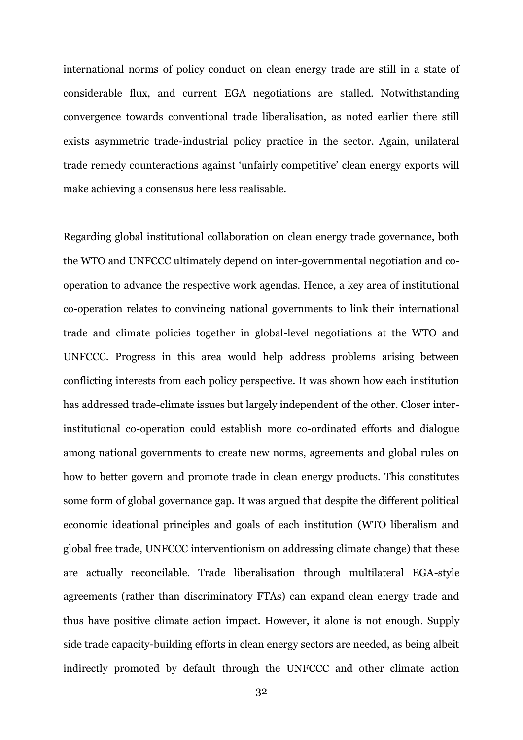international norms of policy conduct on clean energy trade are still in a state of considerable flux, and current EGA negotiations are stalled. Notwithstanding convergence towards conventional trade liberalisation, as noted earlier there still exists asymmetric trade-industrial policy practice in the sector. Again, unilateral trade remedy counteractions against 'unfairly competitive' clean energy exports will make achieving a consensus here less realisable.

Regarding global institutional collaboration on clean energy trade governance, both the WTO and UNFCCC ultimately depend on inter-governmental negotiation and co-operation to advance the respective work agendas. Hence, a key area of institutional co-operation relates to convincing national governments to link their international trade and climate policies together in global-level negotiations at the WTO and UNFCCC. Progress in this area would help address problems arising between conflicting interests from each policy perspective. It was shown how each institution has addressed trade-climate issues but largely independent of the other. Closer inter-institutional co-operation could establish more co-ordinated efforts and dialogue among national governments to create new norms, agreements and global rules on how to better govern and promote trade in clean energy products. This constitutes some form of global governance gap. It was argued that despite the different political economic ideational principles and goals of each institution (WTO liberalism and global free trade, UNFCCC interventionism on addressing climate change) that these are actually reconcilable. Trade liberalisation through multilateral EGA-style agreements (rather than discriminatory FTAs) can expand clean energy trade and thus have positive climate action impact. However, it alone is not enough. Supply side trade capacity-building efforts in clean energy sectors are needed, as being albeit indirectly promoted by default through the UNFCCC and other climate action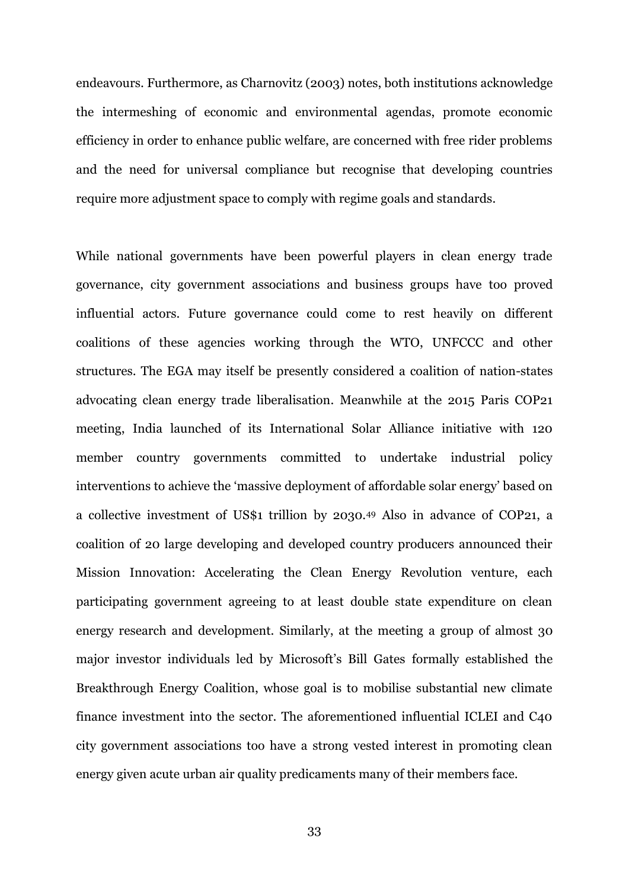endeavours. Furthermore, as Charnovitz (2003) notes, both institutions acknowledge the intermeshing of economic and environmental agendas, promote economic efficiency in order to enhance public welfare, are concerned with free rider problems and the need for universal compliance but recognise that developing countries require more adjustment space to comply with regime goals and standards.

While national governments have been powerful players in clean energy trade governance, city government associations and business groups have too proved influential actors. Future governance could come to rest heavily on different coalitions of these agencies working through the WTO, UNFCCC and other structures. The EGA may itself be presently considered a coalition of nation-states advocating clean energy trade liberalisation. Meanwhile at the 2015 Paris COP21 meeting, India launched of its International Solar Alliance initiative with 120 member country governments committed to undertake industrial policy interventions to achieve the 'massive deployment of affordable solar energy' based on a collective investment of US$1 trillion by 2030.[49] Also in advance of COP21, a coalition of 20 large developing and developed country producers announced their Mission Innovation: Accelerating the Clean Energy Revolution venture, each participating government agreeing to at least double state expenditure on clean energy research and development. Similarly, at the meeting a group of almost 30 major investor individuals led by Microsoft's Bill Gates formally established the Breakthrough Energy Coalition, whose goal is to mobilise substantial new climate finance investment into the sector. The aforementioned influential ICLEI and C40 city government associations too have a strong vested interest in promoting clean energy given acute urban air quality predicaments many of their members face.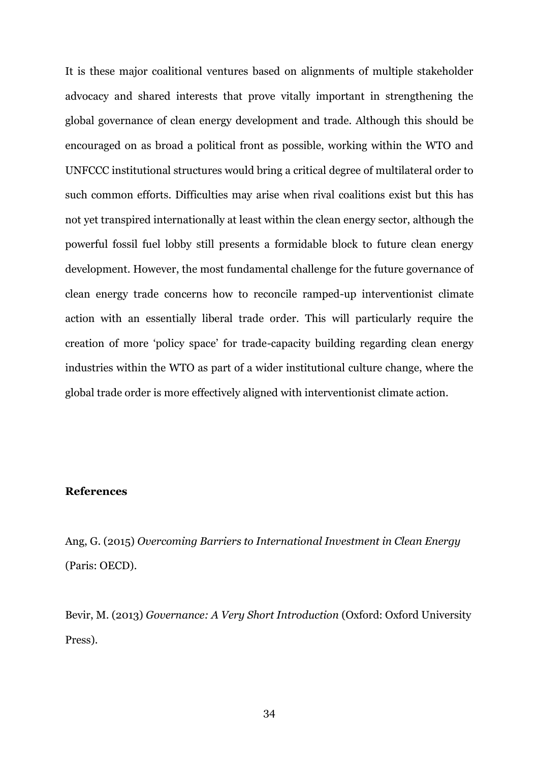It is these major coalitional ventures based on alignments of multiple stakeholder advocacy and shared interests that prove vitally important in strengthening the global governance of clean energy development and trade. Although this should be encouraged on as broad a political front as possible, working within the WTO and UNFCCC institutional structures would bring a critical degree of multilateral order to such common efforts. Difficulties may arise when rival coalitions exist but this has not yet transpired internationally at least within the clean energy sector, although the powerful fossil fuel lobby still presents a formidable block to future clean energy development. However, the most fundamental challenge for the future governance of clean energy trade concerns how to reconcile ramped-up interventionist climate action with an essentially liberal trade order. This will particularly require the creation of more 'policy space' for trade-capacity building regarding clean energy industries within the WTO as part of a wider institutional culture change, where the global trade order is more effectively aligned with interventionist climate action.

## References

Ang, G. (2015) *Overcoming Barriers to International Investment in Clean Energy* (Paris: OECD).

Bevir, M. (2013) *Governance: A Very Short Introduction* (Oxford: Oxford University Press).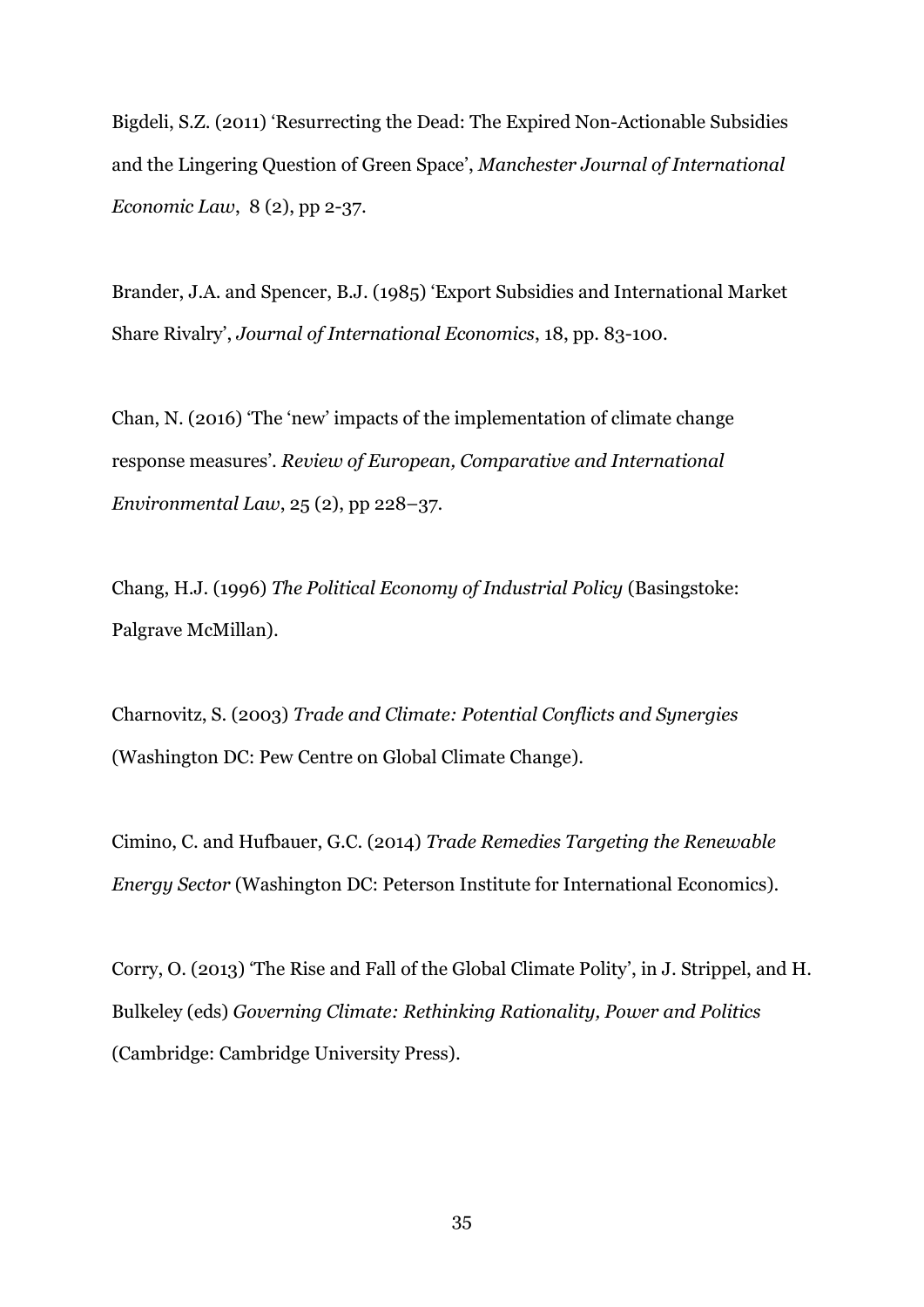Bigdeli, S.Z. (2011) 'Resurrecting the Dead: The Expired Non-Actionable Subsidies and the Lingering Question of Green Space', *Manchester Journal of International Economic Law*, 8 (2), pp 2-37.

Brander, J.A. and Spencer, B.J. (1985) 'Export Subsidies and International Market Share Rivalry', *Journal of International Economics*, 18, pp. 83-100.

Chan, N. (2016) 'The 'new' impacts of the implementation of climate change response measures'. *Review of European, Comparative and International Environmental Law*, 25 (2), pp 228–37.

Chang, H.J. (1996) *The Political Economy of Industrial Policy* (Basingstoke: Palgrave McMillan).

Charnovitz, S. (2003) *Trade and Climate: Potential Conflicts and Synergies* (Washington DC: Pew Centre on Global Climate Change).

Cimino, C. and Hufbauer, G.C. (2014) *Trade Remedies Targeting the Renewable Energy Sector* (Washington DC: Peterson Institute for International Economics).

Corry, O. (2013) 'The Rise and Fall of the Global Climate Polity', in J. Strippel, and H. Bulkeley (eds) *Governing Climate: Rethinking Rationality, Power and Politics* (Cambridge: Cambridge University Press).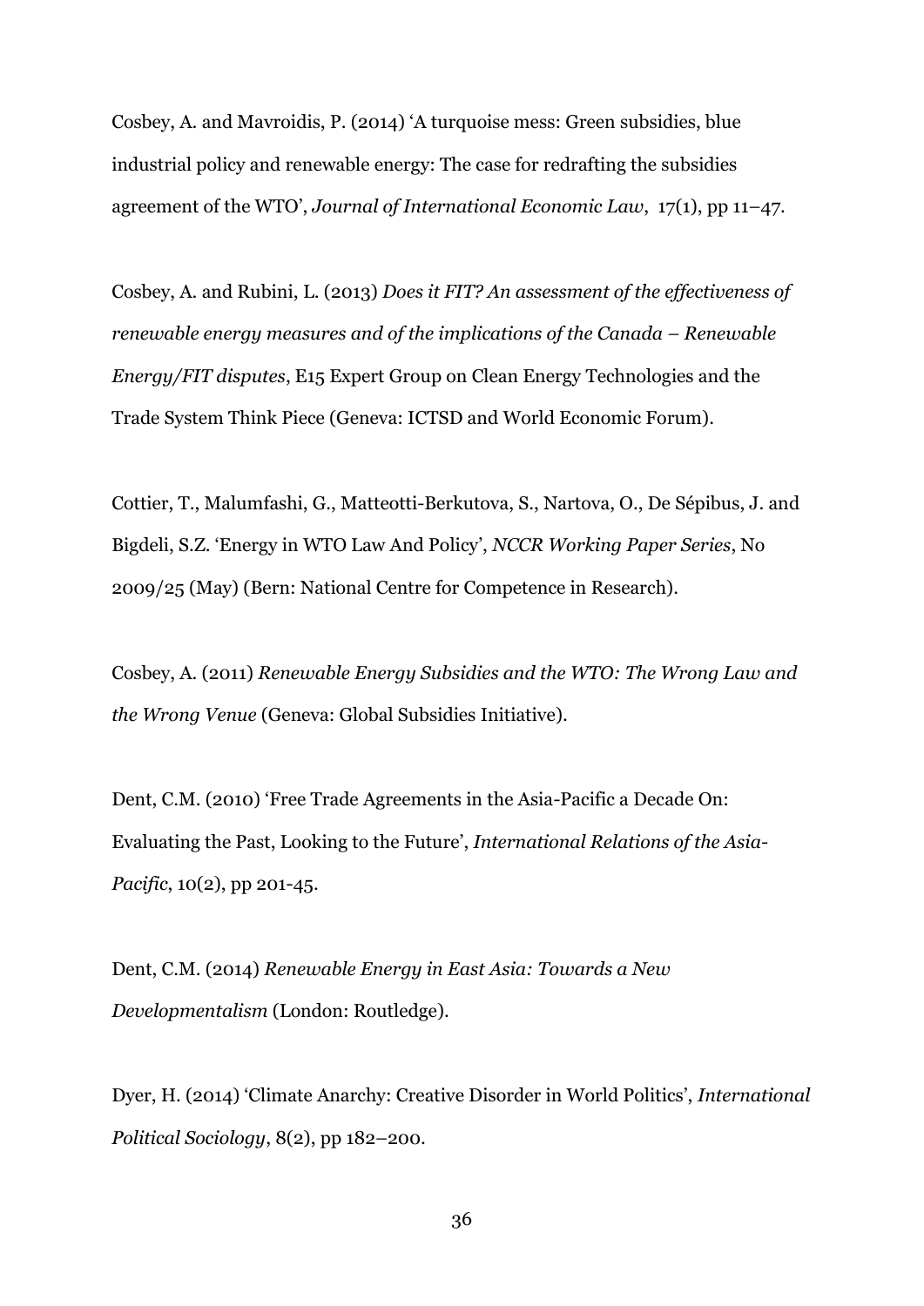Cosbey, A. and Mavroidis, P. (2014) 'A turquoise mess: Green subsidies, blue industrial policy and renewable energy: The case for redrafting the subsidies agreement of the WTO', *Journal of International Economic Law*, 17(1), pp 11–47.

Cosbey, A. and Rubini, L. (2013) *Does it FIT? An assessment of the effectiveness of renewable energy measures and of the implications of the Canada – Renewable Energy/FIT disputes*, E15 Expert Group on Clean Energy Technologies and the Trade System Think Piece (Geneva: ICTSD and World Economic Forum).

Cottier, T., Malumfashi, G., Matteotti-Berkutova, S., Nartova, O., De Sépibus, J. and Bigdeli, S.Z. 'Energy in WTO Law And Policy', *NCCR Working Paper Series*, No 2009/25 (May) (Bern: National Centre for Competence in Research).

Cosbey, A. (2011) *Renewable Energy Subsidies and the WTO: The Wrong Law and the Wrong Venue* (Geneva: Global Subsidies Initiative).

Dent, C.M. (2010) 'Free Trade Agreements in the Asia-Pacific a Decade On: Evaluating the Past, Looking to the Future', *International Relations of the Asia-Pacific*, 10(2), pp 201-45.

Dent, C.M. (2014) *Renewable Energy in East Asia: Towards a New Developmentalism* (London: Routledge).

Dyer, H. (2014) 'Climate Anarchy: Creative Disorder in World Politics', *International Political Sociology*, 8(2), pp 182–200.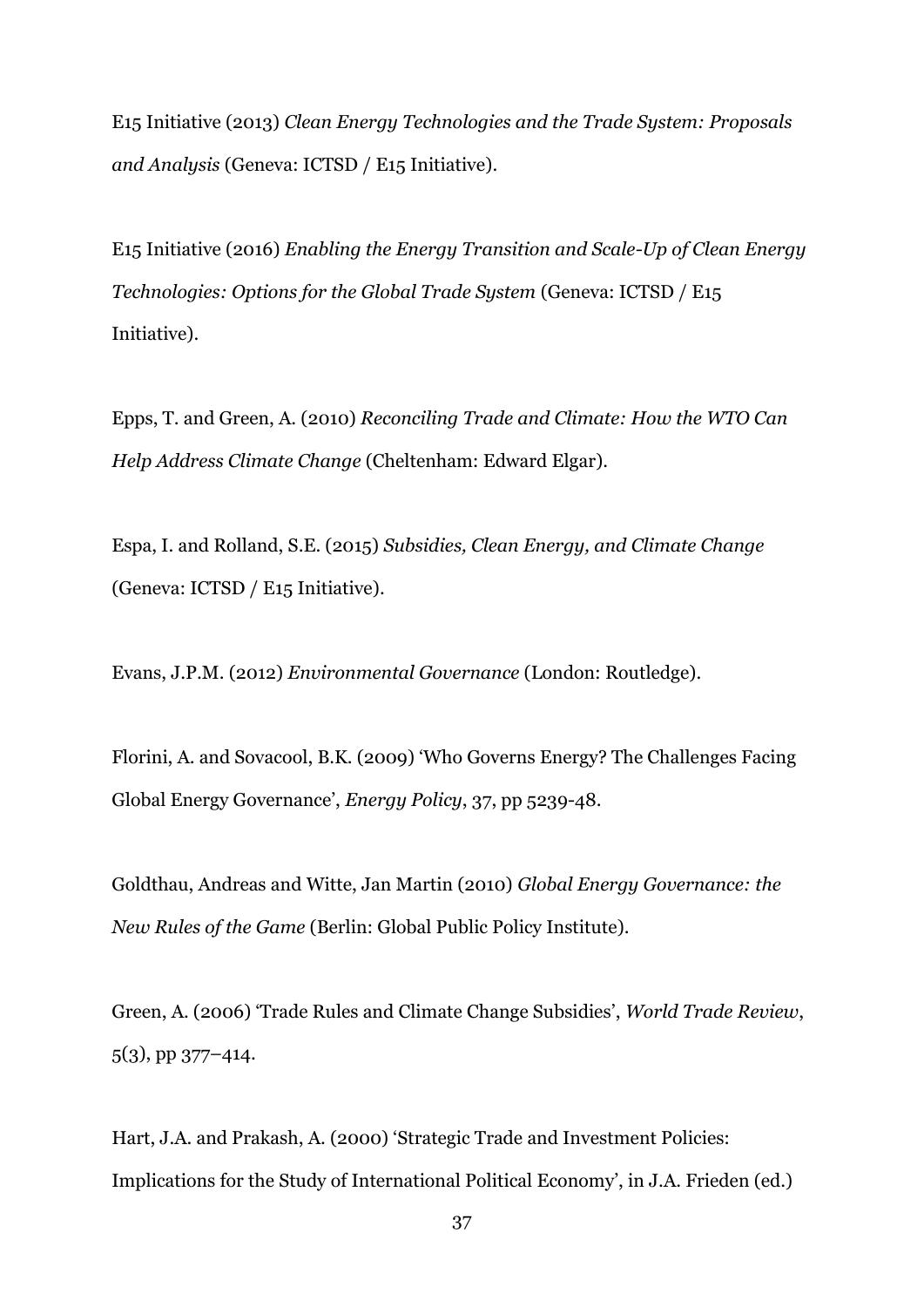E15 Initiative (2013) *Clean Energy Technologies and the Trade System: Proposals and Analysis* (Geneva: ICTSD / E15 Initiative).

E15 Initiative (2016) *Enabling the Energy Transition and Scale-Up of Clean Energy Technologies: Options for the Global Trade System* (Geneva: ICTSD / E15 Initiative).

Epps, T. and Green, A. (2010) *Reconciling Trade and Climate: How the WTO Can Help Address Climate Change* (Cheltenham: Edward Elgar).

Espa, I. and Rolland, S.E. (2015) *Subsidies, Clean Energy, and Climate Change* (Geneva: ICTSD / E15 Initiative).

Evans, J.P.M. (2012) *Environmental Governance* (London: Routledge).

Florini, A. and Sovacool, B.K. (2009) 'Who Governs Energy? The Challenges Facing Global Energy Governance', *Energy Policy*, 37, pp 5239-48.

Goldthau, Andreas and Witte, Jan Martin (2010) *Global Energy Governance: the New Rules of the Game* (Berlin: Global Public Policy Institute).

Green, A. (2006) 'Trade Rules and Climate Change Subsidies', *World Trade Review*, 5(3), pp 377–414.

Hart, J.A. and Prakash, A. (2000) 'Strategic Trade and Investment Policies: Implications for the Study of International Political Economy', in J.A. Frieden (ed.)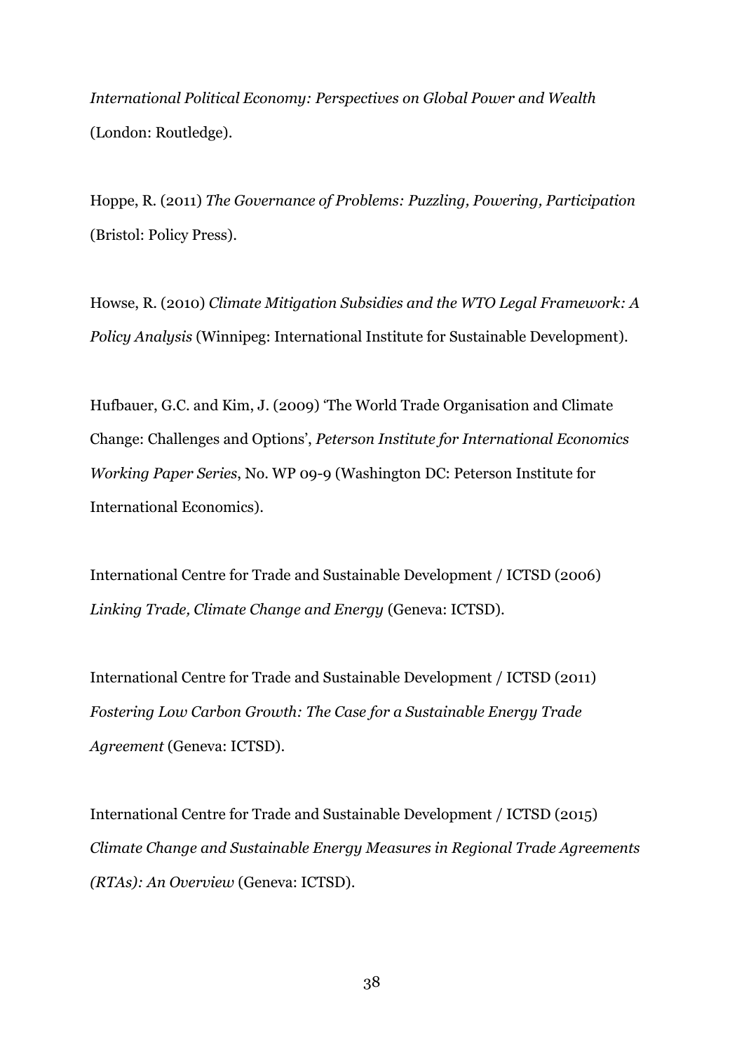*International Political Economy: Perspectives on Global Power and Wealth* (London: Routledge).

Hoppe, R. (2011) *The Governance of Problems: Puzzling, Powering, Participation* (Bristol: Policy Press).

Howse, R. (2010) *Climate Mitigation Subsidies and the WTO Legal Framework: A Policy Analysis* (Winnipeg: International Institute for Sustainable Development).

Hufbauer, G.C. and Kim, J. (2009) 'The World Trade Organisation and Climate Change: Challenges and Options', *Peterson Institute for International Economics Working Paper Series*, No. WP 09-9 (Washington DC: Peterson Institute for International Economics).

International Centre for Trade and Sustainable Development / ICTSD (2006) *Linking Trade, Climate Change and Energy* (Geneva: ICTSD).

International Centre for Trade and Sustainable Development / ICTSD (2011) *Fostering Low Carbon Growth: The Case for a Sustainable Energy Trade Agreement* (Geneva: ICTSD).

International Centre for Trade and Sustainable Development / ICTSD (2015) *Climate Change and Sustainable Energy Measures in Regional Trade Agreements (RTAs): An Overview* (Geneva: ICTSD).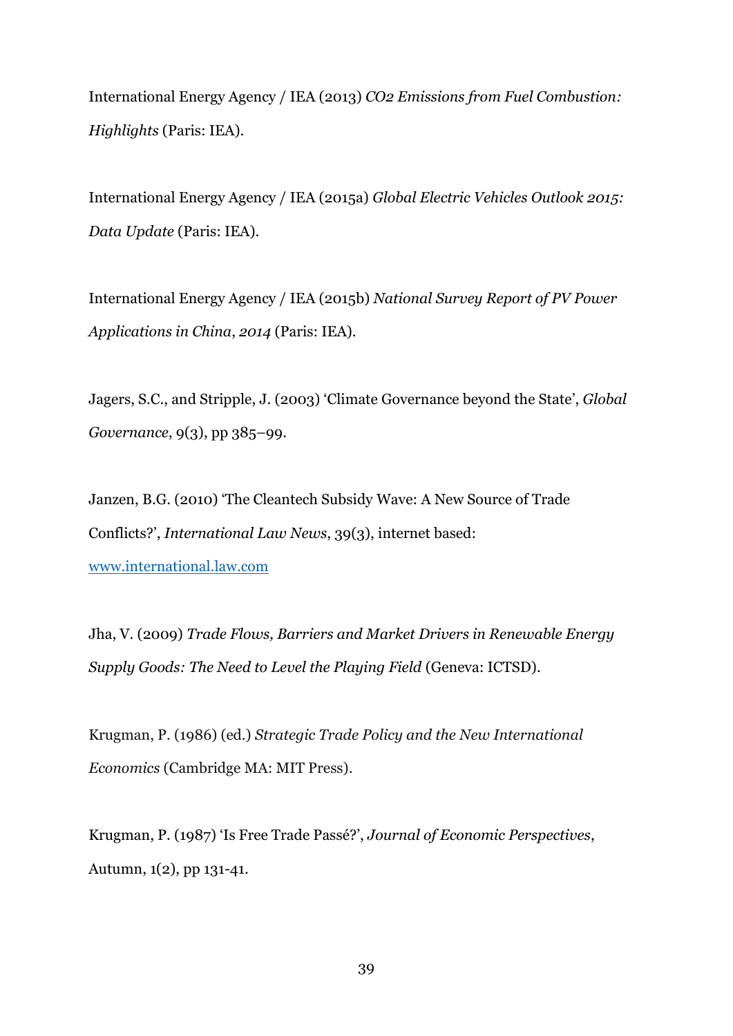International Energy Agency / IEA (2013) *CO2 Emissions from Fuel Combustion: Highlights* (Paris: IEA).

International Energy Agency / IEA (2015a) *Global Electric Vehicles Outlook 2015: Data Update* (Paris: IEA).

International Energy Agency / IEA (2015b) *National Survey Report of PV Power Applications in China, 2014* (Paris: IEA).

Jagers, S.C., and Stripple, J. (2003) 'Climate Governance beyond the State', *Global Governance*, 9(3), pp 385–99.

Janzen, B.G. (2010) 'The Cleantech Subsidy Wave: A New Source of Trade Conflicts?', *International Law News*, 39(3), internet based: [www.international.law.com](www.international.law.com)

Jha, V. (2009) *Trade Flows, Barriers and Market Drivers in Renewable Energy Supply Goods: The Need to Level the Playing Field* (Geneva: ICTSD).

Krugman, P. (1986) (ed.) *Strategic Trade Policy and the New International Economics* (Cambridge MA: MIT Press).

Krugman, P. (1987) 'Is Free Trade Passé?', *Journal of Economic Perspectives*, Autumn, 1(2), pp 131-41.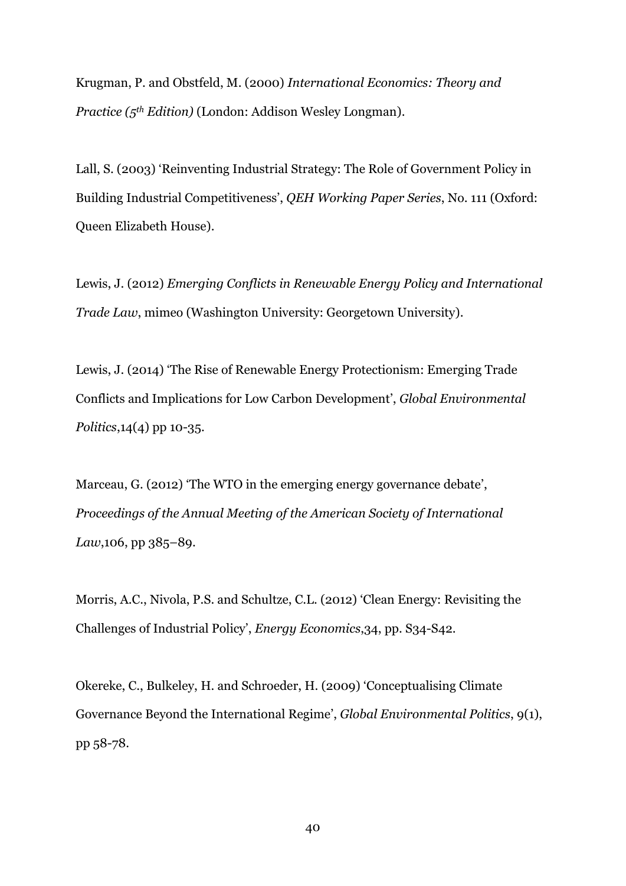Krugman, P. and Obstfeld, M. (2000) *International Economics: Theory and Practice (5th Edition)* (London: Addison Wesley Longman).

Lall, S. (2003) 'Reinventing Industrial Strategy: The Role of Government Policy in Building Industrial Competitiveness', *QEH Working Paper Series*, No. 111 (Oxford: Queen Elizabeth House).

Lewis, J. (2012) *Emerging Conflicts in Renewable Energy Policy and International Trade Law*, mimeo (Washington University: Georgetown University).

Lewis, J. (2014) 'The Rise of Renewable Energy Protectionism: Emerging Trade Conflicts and Implications for Low Carbon Development', *Global Environmental Politics*,14(4) pp 10-35.

Marceau, G. (2012) 'The WTO in the emerging energy governance debate', *Proceedings of the Annual Meeting of the American Society of International Law*,106, pp 385–89.

Morris, A.C., Nivola, P.S. and Schultze, C.L. (2012) 'Clean Energy: Revisiting the Challenges of Industrial Policy', *Energy Economics*,34, pp. S34-S42.

Okereke, C., Bulkeley, H. and Schroeder, H. (2009) 'Conceptualising Climate Governance Beyond the International Regime', *Global Environmental Politics*, 9(1), pp 58-78.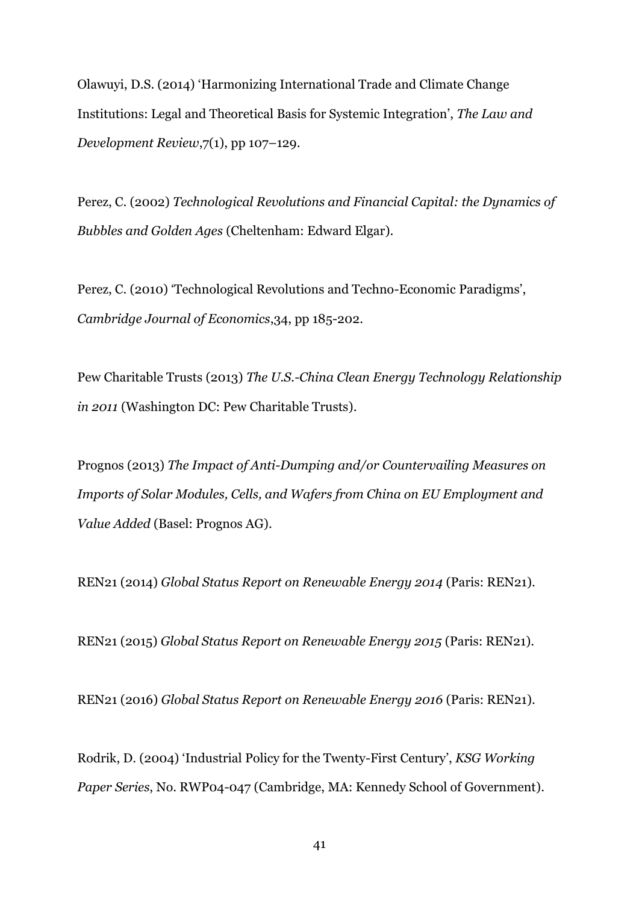Olawuyi, D.S. (2014) 'Harmonizing International Trade and Climate Change Institutions: Legal and Theoretical Basis for Systemic Integration', *The Law and Development Review*,7(1), pp 107–129.

Perez, C. (2002) *Technological Revolutions and Financial Capital: the Dynamics of Bubbles and Golden Ages* (Cheltenham: Edward Elgar).

Perez, C. (2010) 'Technological Revolutions and Techno-Economic Paradigms', *Cambridge Journal of Economics*,34, pp 185-202.

Pew Charitable Trusts (2013) *The U.S.-China Clean Energy Technology Relationship in 2011* (Washington DC: Pew Charitable Trusts).

Prognos (2013) *The Impact of Anti-Dumping and/or Countervailing Measures on Imports of Solar Modules, Cells, and Wafers from China on EU Employment and Value Added* (Basel: Prognos AG).

REN21 (2014) *Global Status Report on Renewable Energy 2014* (Paris: REN21).

REN21 (2015) *Global Status Report on Renewable Energy 2015* (Paris: REN21).

REN21 (2016) *Global Status Report on Renewable Energy 2016* (Paris: REN21).

Rodrik, D. (2004) 'Industrial Policy for the Twenty-First Century', *KSG Working Paper Series*, No. RWP04-047 (Cambridge, MA: Kennedy School of Government).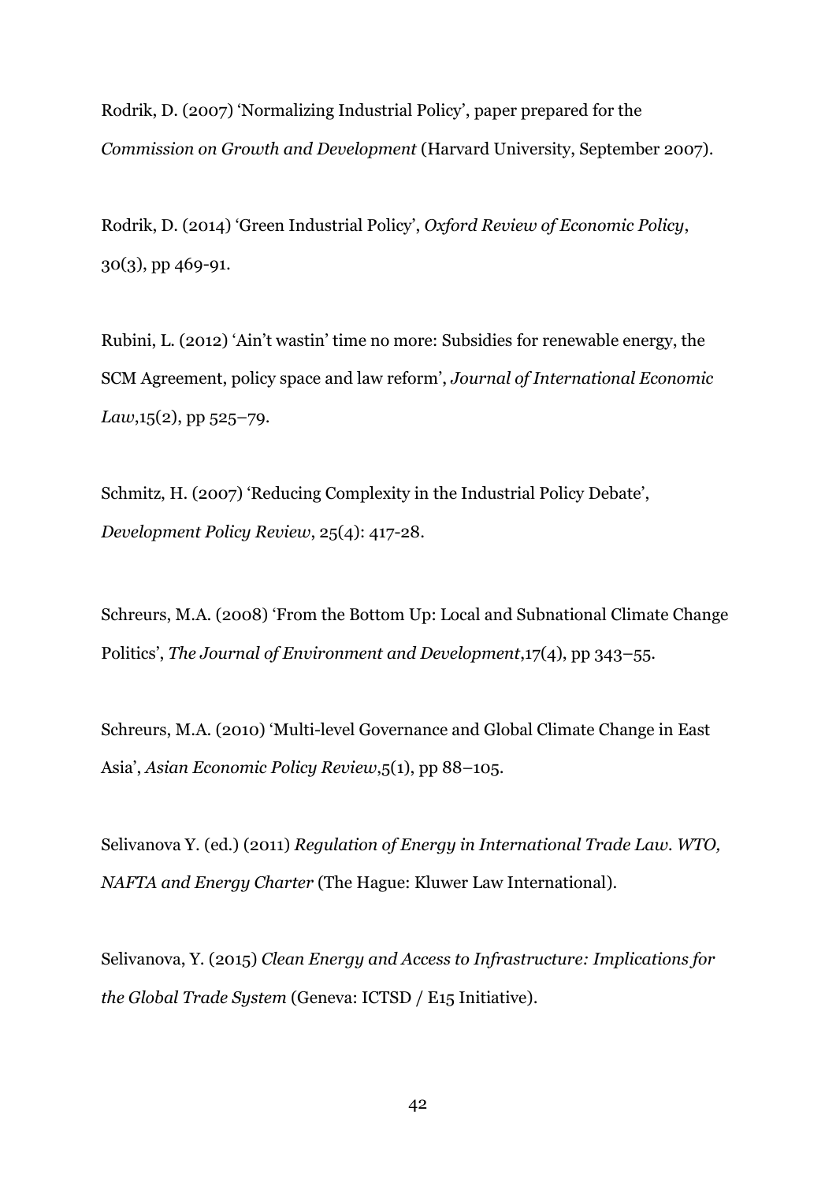Rodrik, D. (2007) 'Normalizing Industrial Policy', paper prepared for the *Commission on Growth and Development* (Harvard University, September 2007).

Rodrik, D. (2014) 'Green Industrial Policy', *Oxford Review of Economic Policy*, 30(3), pp 469-91.

Rubini, L. (2012) 'Ain't wastin' time no more: Subsidies for renewable energy, the SCM Agreement, policy space and law reform', *Journal of International Economic Law*,15(2), pp 525–79.

Schmitz, H. (2007) 'Reducing Complexity in the Industrial Policy Debate', *Development Policy Review*, 25(4): 417-28.

Schreurs, M.A. (2008) 'From the Bottom Up: Local and Subnational Climate Change Politics', *The Journal of Environment and Development*,17(4), pp 343–55.

Schreurs, M.A. (2010) 'Multi-level Governance and Global Climate Change in East Asia', *Asian Economic Policy Review*,5(1), pp 88–105.

Selivanova Y. (ed.) (2011) *Regulation of Energy in International Trade Law. WTO, NAFTA and Energy Charter* (The Hague: Kluwer Law International).

Selivanova, Y. (2015) *Clean Energy and Access to Infrastructure: Implications for the Global Trade System* (Geneva: ICTSD / E15 Initiative).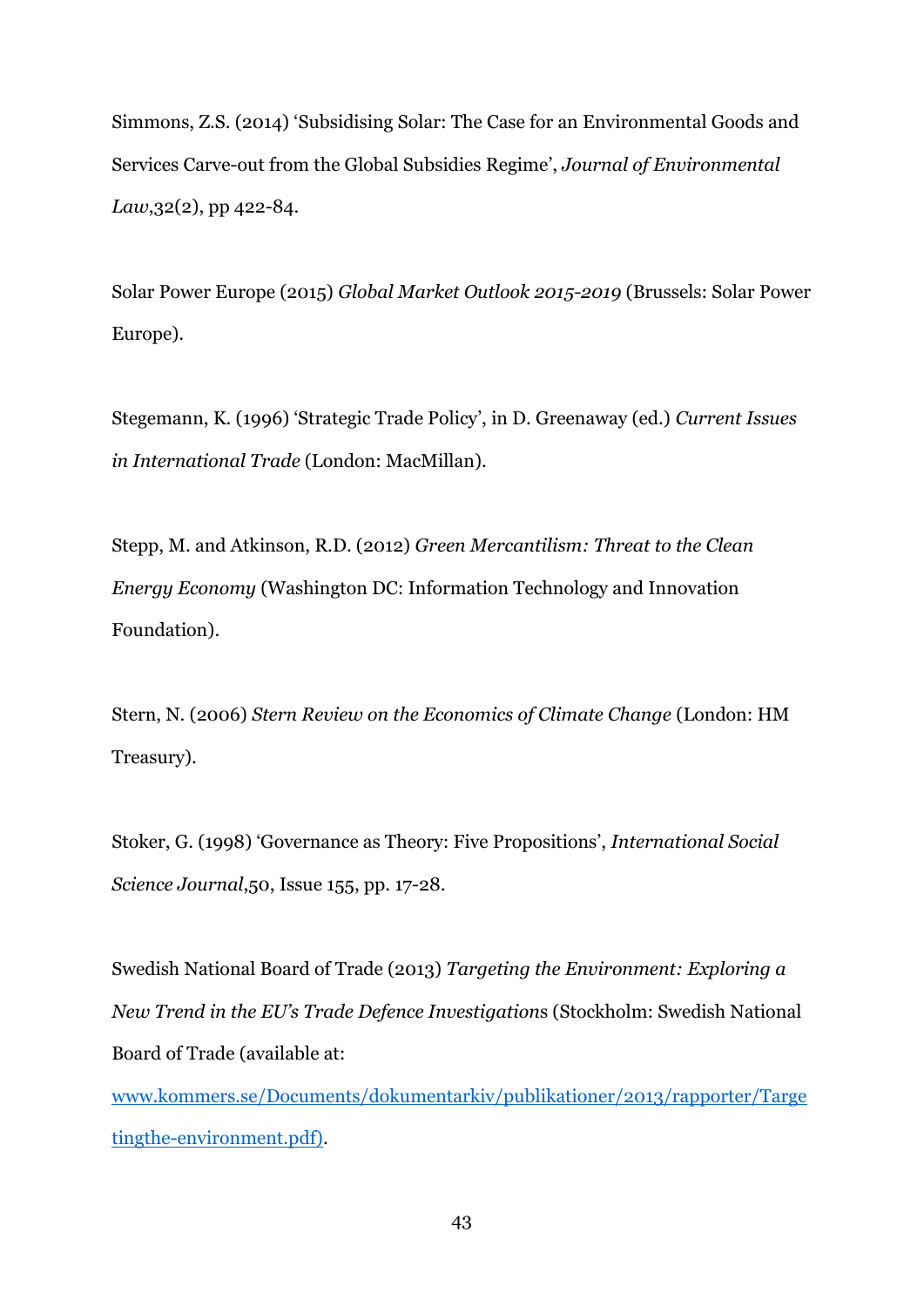Simmons, Z.S. (2014) 'Subsidising Solar: The Case for an Environmental Goods and Services Carve-out from the Global Subsidies Regime', *Journal of Environmental Law*,32(2), pp 422-84.

Solar Power Europe (2015) *Global Market Outlook 2015-2019* (Brussels: Solar Power Europe).

Stegemann, K. (1996) 'Strategic Trade Policy', in D. Greenaway (ed.) *Current Issues in International Trade* (London: MacMillan).

Stepp, M. and Atkinson, R.D. (2012) *Green Mercantilism: Threat to the Clean Energy Economy* (Washington DC: Information Technology and Innovation Foundation).

Stern, N. (2006) *Stern Review on the Economics of Climate Change* (London: HM Treasury).

Stoker, G. (1998) 'Governance as Theory: Five Propositions', *International Social Science Journal*,50, Issue 155, pp. 17-28.

Swedish National Board of Trade (2013) *Targeting the Environment: Exploring a New Trend in the EU's Trade Defence Investigation*s (Stockholm: Swedish National Board of Trade (available at: [www.kommers.se/Documents/dokumentarkiv/publikationer/2013/rapporter/Targetingthe-environment.pdf)](www.kommers.se/Documents/dokumentarkiv/publikationer/2013/rapporter/Targetingthe-environment.pdf).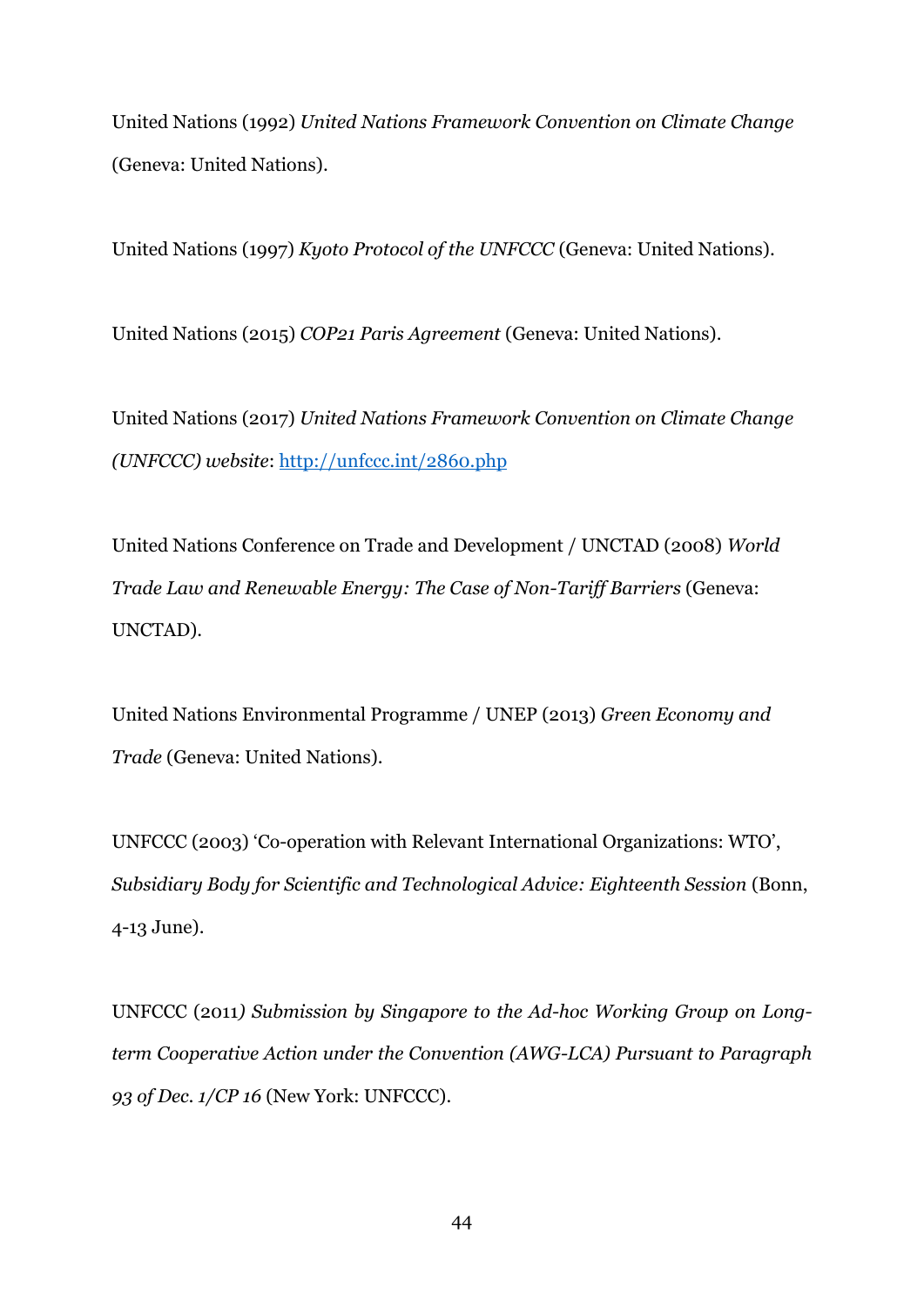United Nations (1992) *United Nations Framework Convention on Climate Change* (Geneva: United Nations).

United Nations (1997) *Kyoto Protocol of the UNFCCC* (Geneva: United Nations).

United Nations (2015) *COP21 Paris Agreement* (Geneva: United Nations).

United Nations (2017) *United Nations Framework Convention on Climate Change (UNFCCC) website*: http://unfccc.int/2860.php

United Nations Conference on Trade and Development / UNCTAD (2008) *World Trade Law and Renewable Energy: The Case of Non-Tariff Barriers* (Geneva: UNCTAD).

United Nations Environmental Programme / UNEP (2013) *Green Economy and Trade* (Geneva: United Nations).

UNFCCC (2003) 'Co-operation with Relevant International Organizations: WTO', *Subsidiary Body for Scientific and Technological Advice: Eighteenth Session* (Bonn, 4-13 June).

UNFCCC (2011*) Submission by Singapore to the Ad-hoc Working Group on Long-term Cooperative Action under the Convention (AWG-LCA) Pursuant to Paragraph 93 of Dec. 1/CP 16* (New York: UNFCCC).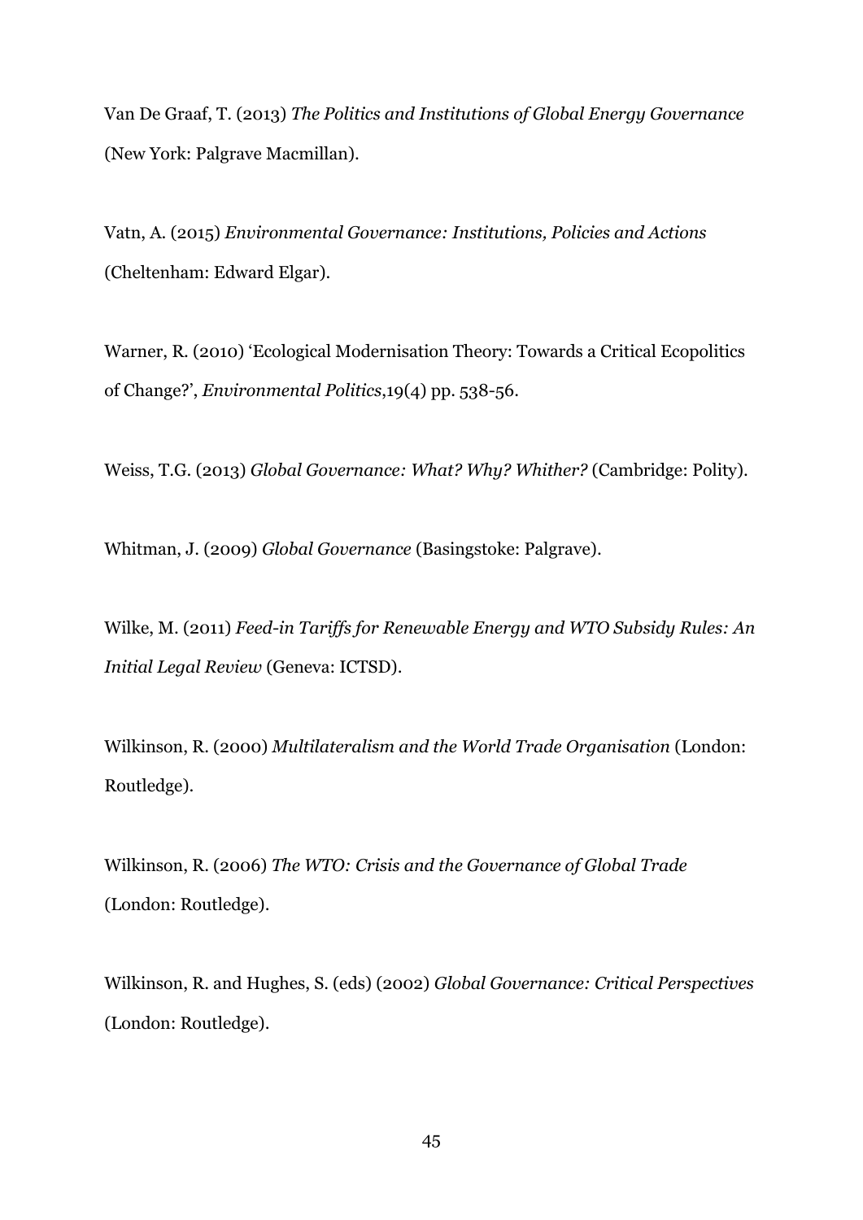Van De Graaf, T. (2013) *The Politics and Institutions of Global Energy Governance* (New York: Palgrave Macmillan).

Vatn, A. (2015) *Environmental Governance: Institutions, Policies and Actions* (Cheltenham: Edward Elgar).

Warner, R. (2010) 'Ecological Modernisation Theory: Towards a Critical Ecopolitics of Change?', *Environmental Politics*,19(4) pp. 538-56.

Weiss, T.G. (2013) *Global Governance: What? Why? Whither?* (Cambridge: Polity).

Whitman, J. (2009) *Global Governance* (Basingstoke: Palgrave).

Wilke, M. (2011) *Feed-in Tariffs for Renewable Energy and WTO Subsidy Rules: An Initial Legal Review* (Geneva: ICTSD).

Wilkinson, R. (2000) *Multilateralism and the World Trade Organisation* (London: Routledge).

Wilkinson, R. (2006) *The WTO: Crisis and the Governance of Global Trade* (London: Routledge).

Wilkinson, R. and Hughes, S. (eds) (2002) *Global Governance: Critical Perspectives* (London: Routledge).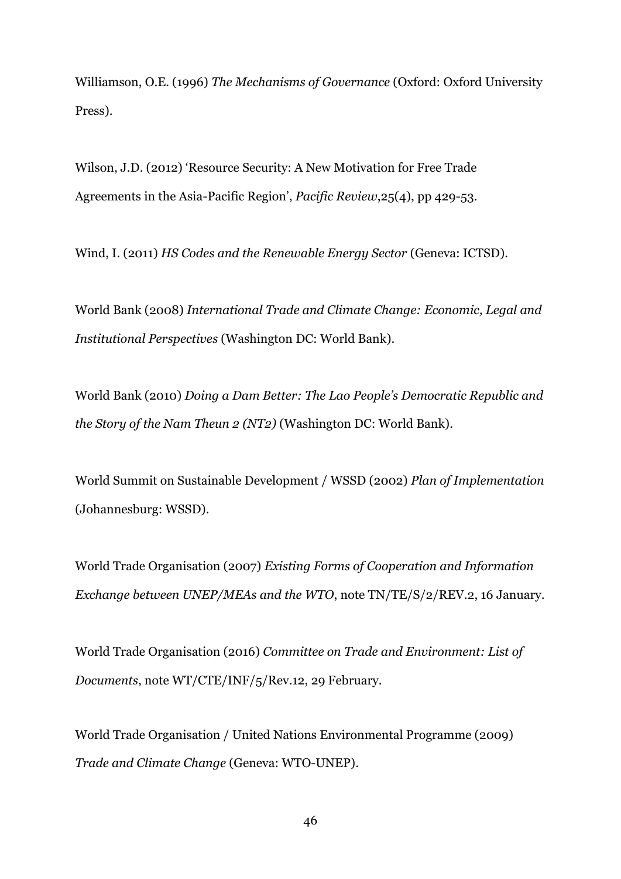Williamson, O.E. (1996) *The Mechanisms of Governance* (Oxford: Oxford University Press).

Wilson, J.D. (2012) 'Resource Security: A New Motivation for Free Trade Agreements in the Asia-Pacific Region', *Pacific Review*,25(4), pp 429-53.

Wind, I. (2011) *HS Codes and the Renewable Energy Sector* (Geneva: ICTSD).

World Bank (2008) *International Trade and Climate Change: Economic, Legal and Institutional Perspectives* (Washington DC: World Bank).

World Bank (2010) *Doing a Dam Better: The Lao People's Democratic Republic and the Story of the Nam Theun 2 (NT2)* (Washington DC: World Bank).

World Summit on Sustainable Development / WSSD (2002) *Plan of Implementation* (Johannesburg: WSSD).

World Trade Organisation (2007) *Existing Forms of Cooperation and Information Exchange between UNEP/MEAs and the WTO*, note TN/TE/S/2/REV.2, 16 January.

World Trade Organisation (2016) *Committee on Trade and Environment: List of Documents*, note WT/CTE/INF/5/Rev.12, 29 February.

World Trade Organisation / United Nations Environmental Programme (2009) *Trade and Climate Change* (Geneva: WTO-UNEP).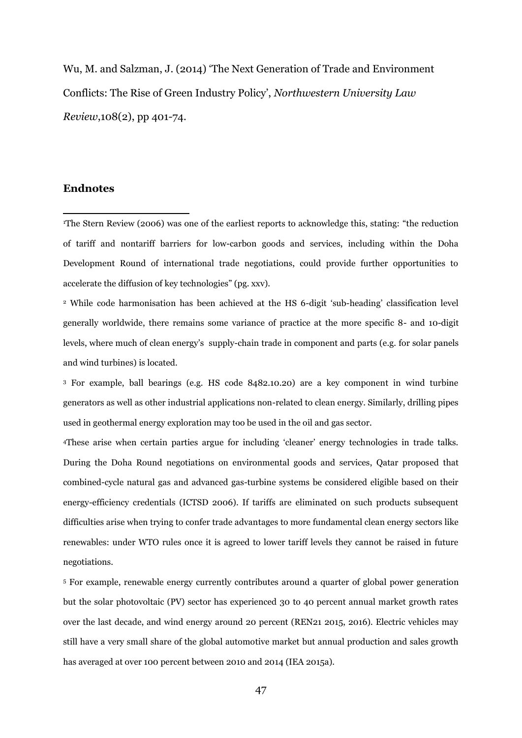Wu, M. and Salzman, J. (2014) 'The Next Generation of Trade and Environment Conflicts: The Rise of Green Industry Policy', *Northwestern University Law Review*,108(2), pp 401-74.

## Endnotes

[1]The Stern Review (2006) was one of the earliest reports to acknowledge this, stating: "the reduction of tariff and nontariff barriers for low-carbon goods and services, including within the Doha Development Round of international trade negotiations, could provide further opportunities to accelerate the diffusion of key technologies" (pg. xxv).

[2] While code harmonisation has been achieved at the HS 6-digit 'sub-heading' classification level generally worldwide, there remains some variance of practice at the more specific 8- and 10-digit levels, where much of clean energy's supply-chain trade in component and parts (e.g. for solar panels and wind turbines) is located.

[3] For example, ball bearings (e.g. HS code 8482.10.20) are a key component in wind turbine generators as well as other industrial applications non-related to clean energy. Similarly, drilling pipes used in geothermal energy exploration may too be used in the oil and gas sector.

[4]These arise when certain parties argue for including 'cleaner' energy technologies in trade talks. During the Doha Round negotiations on environmental goods and services, Qatar proposed that combined-cycle natural gas and advanced gas-turbine systems be considered eligible based on their energy-efficiency credentials (ICTSD 2006). If tariffs are eliminated on such products subsequent difficulties arise when trying to confer trade advantages to more fundamental clean energy sectors like renewables: under WTO rules once it is agreed to lower tariff levels they cannot be raised in future negotiations.

[5] For example, renewable energy currently contributes around a quarter of global power generation but the solar photovoltaic (PV) sector has experienced 30 to 40 percent annual market growth rates over the last decade, and wind energy around 20 percent (REN21 2015, 2016). Electric vehicles may still have a very small share of the global automotive market but annual production and sales growth has averaged at over 100 percent between 2010 and 2014 (IEA 2015a).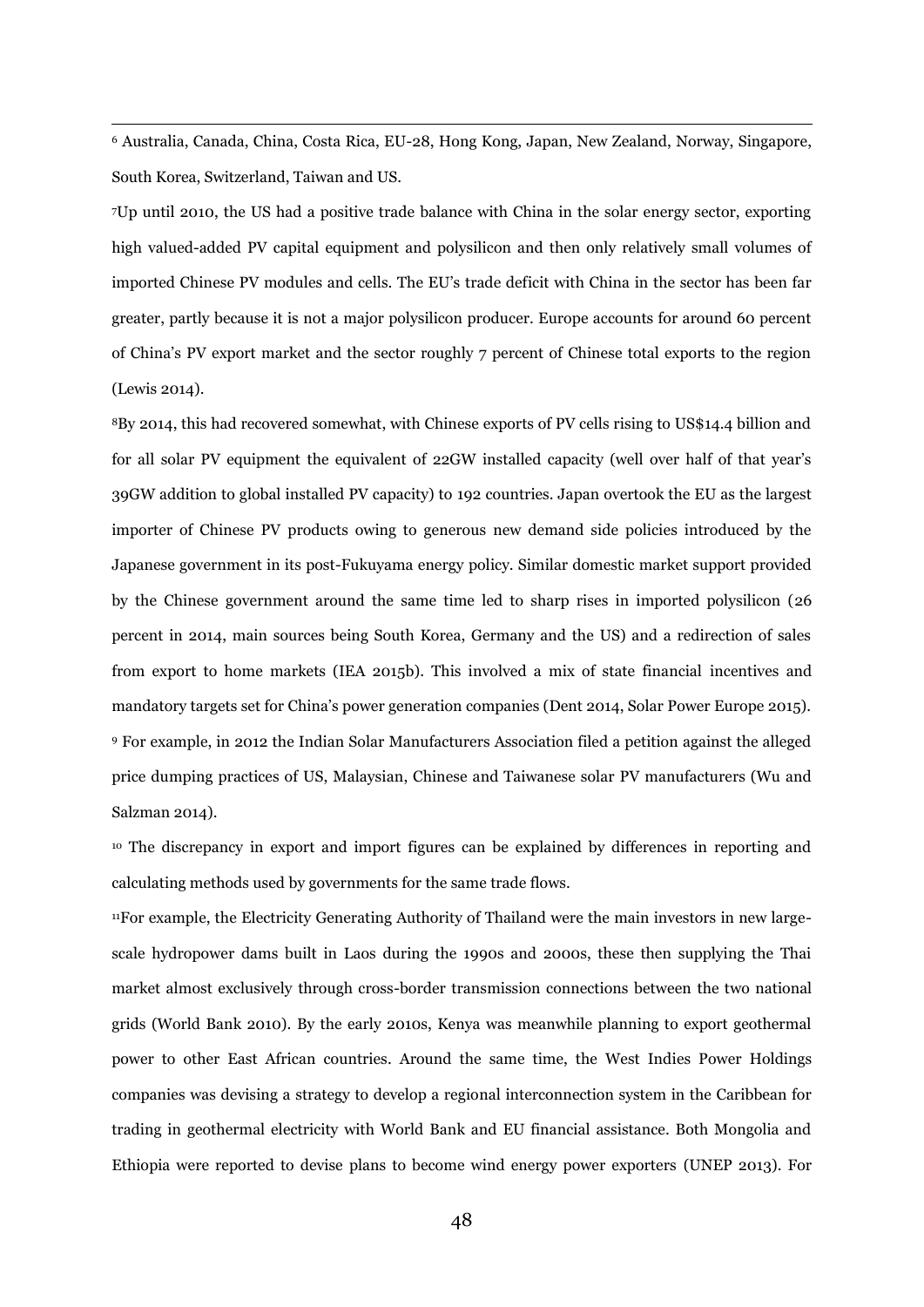[6] Australia, Canada, China, Costa Rica, EU-28, Hong Kong, Japan, New Zealand, Norway, Singapore, South Korea, Switzerland, Taiwan and US.

[7]Up until 2010, the US had a positive trade balance with China in the solar energy sector, exporting high valued-added PV capital equipment and polysilicon and then only relatively small volumes of imported Chinese PV modules and cells. The EU's trade deficit with China in the sector has been far greater, partly because it is not a major polysilicon producer. Europe accounts for around 60 percent of China's PV export market and the sector roughly 7 percent of Chinese total exports to the region (Lewis 2014).

[8]By 2014, this had recovered somewhat, with Chinese exports of PV cells rising to US$14.4 billion and for all solar PV equipment the equivalent of 22GW installed capacity (well over half of that year's 39GW addition to global installed PV capacity) to 192 countries. Japan overtook the EU as the largest importer of Chinese PV products owing to generous new demand side policies introduced by the Japanese government in its post-Fukuyama energy policy. Similar domestic market support provided by the Chinese government around the same time led to sharp rises in imported polysilicon (26 percent in 2014, main sources being South Korea, Germany and the US) and a redirection of sales from export to home markets (IEA 2015b). This involved a mix of state financial incentives and mandatory targets set for China's power generation companies (Dent 2014, Solar Power Europe 2015).

[9] For example, in 2012 the Indian Solar Manufacturers Association filed a petition against the alleged price dumping practices of US, Malaysian, Chinese and Taiwanese solar PV manufacturers (Wu and Salzman 2014).

[10] The discrepancy in export and import figures can be explained by differences in reporting and calculating methods used by governments for the same trade flows.

[11]For example, the Electricity Generating Authority of Thailand were the main investors in new large-scale hydropower dams built in Laos during the 1990s and 2000s, these then supplying the Thai market almost exclusively through cross-border transmission connections between the two national grids (World Bank 2010). By the early 2010s, Kenya was meanwhile planning to export geothermal power to other East African countries. Around the same time, the West Indies Power Holdings companies was devising a strategy to develop a regional interconnection system in the Caribbean for trading in geothermal electricity with World Bank and EU financial assistance. Both Mongolia and Ethiopia were reported to devise plans to become wind energy power exporters (UNEP 2013). For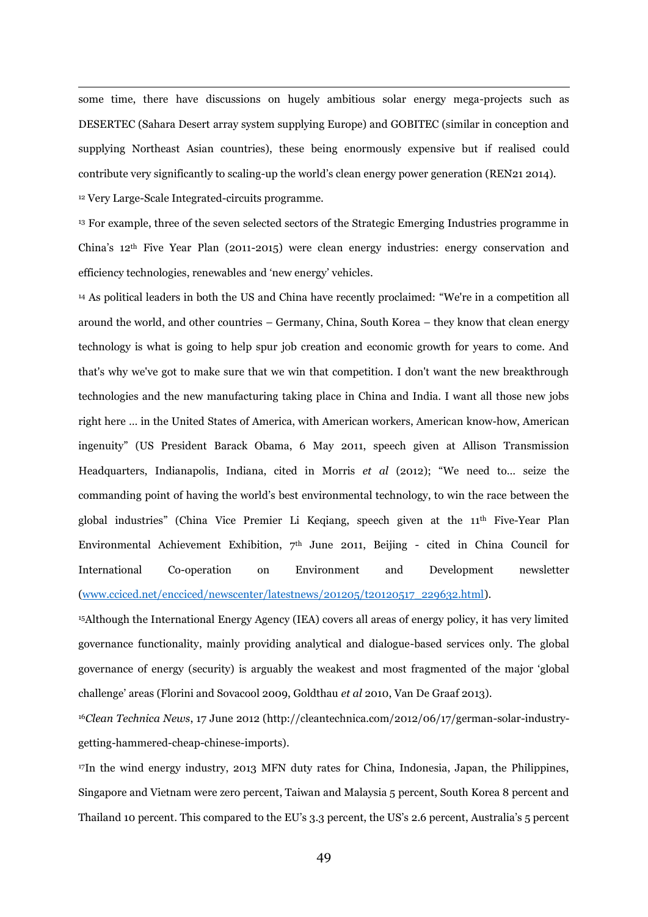some time, there have discussions on hugely ambitious solar energy mega-projects such as DESERTEC (Sahara Desert array system supplying Europe) and GOBITEC (similar in conception and supplying Northeast Asian countries), these being enormously expensive but if realised could contribute very significantly to scaling-up the world's clean energy power generation (REN21 2014).

[12] Very Large-Scale Integrated-circuits programme.

[13] For example, three of the seven selected sectors of the Strategic Emerging Industries programme in China's 12th Five Year Plan (2011-2015) were clean energy industries: energy conservation and efficiency technologies, renewables and 'new energy' vehicles.

[14] As political leaders in both the US and China have recently proclaimed: "We're in a competition all around the world, and other countries – Germany, China, South Korea – they know that clean energy technology is what is going to help spur job creation and economic growth for years to come. And that's why we've got to make sure that we win that competition. I don't want the new breakthrough technologies and the new manufacturing taking place in China and India. I want all those new jobs right here … in the United States of America, with American workers, American know-how, American ingenuity" (US President Barack Obama, 6 May 2011, speech given at Allison Transmission Headquarters, Indianapolis, Indiana, cited in Morris *et al* (2012); "We need to… seize the commanding point of having the world's best environmental technology, to win the race between the global industries" (China Vice Premier Li Keqiang, speech given at the 11th Five-Year Plan Environmental Achievement Exhibition, 7th June 2011, Beijing - cited in China Council for International Co-operation on Environment and Development newsletter ([www.cciced.net/encciced/newscenter/latestnews/201205/t20120517_229632.html](www.cciced.net/encciced/newscenter/latestnews/201205/t20120517_229632.html)).

[15] Although the International Energy Agency (IEA) covers all areas of energy policy, it has very limited governance functionality, mainly providing analytical and dialogue-based services only. The global governance of energy (security) is arguably the weakest and most fragmented of the major 'global challenge' areas (Florini and Sovacool 2009, Goldthau *et al* 2010, Van De Graaf 2013).

[16] *Clean Technica News*, 17 June 2012 (http://cleantechnica.com/2012/06/17/german-solar-industry-getting-hammered-cheap-chinese-imports).

[17] In the wind energy industry, 2013 MFN duty rates for China, Indonesia, Japan, the Philippines, Singapore and Vietnam were zero percent, Taiwan and Malaysia 5 percent, South Korea 8 percent and Thailand 10 percent. This compared to the EU's 3.3 percent, the US's 2.6 percent, Australia's 5 percent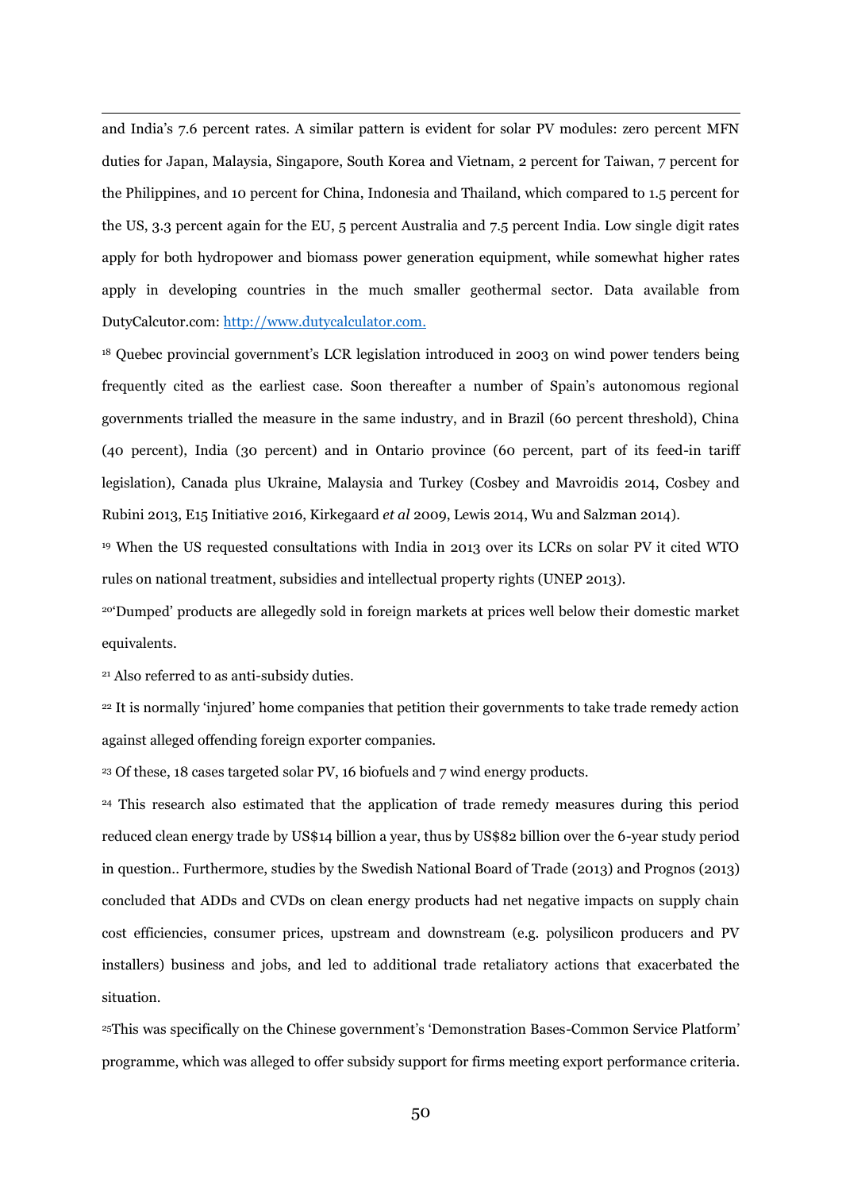and India's 7.6 percent rates. A similar pattern is evident for solar PV modules: zero percent MFN duties for Japan, Malaysia, Singapore, South Korea and Vietnam, 2 percent for Taiwan, 7 percent for the Philippines, and 10 percent for China, Indonesia and Thailand, which compared to 1.5 percent for the US, 3.3 percent again for the EU, 5 percent Australia and 7.5 percent India. Low single digit rates apply for both hydropower and biomass power generation equipment, while somewhat higher rates apply in developing countries in the much smaller geothermal sector. Data available from DutyCalcutor.com: [http://www.dutycalculator.com.](http://www.dutycalculator.com)

[18] Quebec provincial government's LCR legislation introduced in 2003 on wind power tenders being frequently cited as the earliest case. Soon thereafter a number of Spain's autonomous regional governments trialled the measure in the same industry, and in Brazil (60 percent threshold), China (40 percent), India (30 percent) and in Ontario province (60 percent, part of its feed-in tariff legislation), Canada plus Ukraine, Malaysia and Turkey (Cosbey and Mavroidis 2014, Cosbey and Rubini 2013, E15 Initiative 2016, Kirkegaard *et al* 2009, Lewis 2014, Wu and Salzman 2014).

[19] When the US requested consultations with India in 2013 over its LCRs on solar PV it cited WTO rules on national treatment, subsidies and intellectual property rights (UNEP 2013).

[20]'Dumped' products are allegedly sold in foreign markets at prices well below their domestic market equivalents.

[21] Also referred to as anti-subsidy duties.

[22] It is normally 'injured' home companies that petition their governments to take trade remedy action against alleged offending foreign exporter companies.

[23] Of these, 18 cases targeted solar PV, 16 biofuels and 7 wind energy products.

[24] This research also estimated that the application of trade remedy measures during this period reduced clean energy trade by US$14 billion a year, thus by US$82 billion over the 6-year study period in question.. Furthermore, studies by the Swedish National Board of Trade (2013) and Prognos (2013) concluded that ADDs and CVDs on clean energy products had net negative impacts on supply chain cost efficiencies, consumer prices, upstream and downstream (e.g. polysilicon producers and PV installers) business and jobs, and led to additional trade retaliatory actions that exacerbated the situation.

[25]This was specifically on the Chinese government's 'Demonstration Bases-Common Service Platform' programme, which was alleged to offer subsidy support for firms meeting export performance criteria.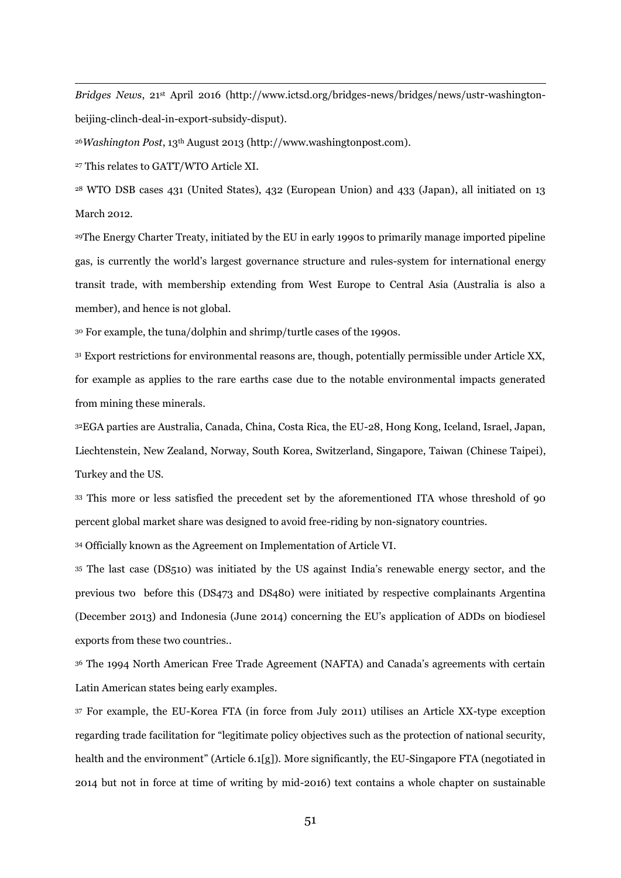*Bridges News*, 21st April 2016 (http://www.ictsd.org/bridges-news/bridges/news/ustr-washington-beijing-clinch-deal-in-export-subsidy-disput).

[26] *Washington Post*, 13th August 2013 (http://www.washingtonpost.com).

[27] This relates to GATT/WTO Article XI.

[28] WTO DSB cases 431 (United States), 432 (European Union) and 433 (Japan), all initiated on 13 March 2012.

[29] The Energy Charter Treaty, initiated by the EU in early 1990s to primarily manage imported pipeline gas, is currently the world's largest governance structure and rules-system for international energy transit trade, with membership extending from West Europe to Central Asia (Australia is also a member), and hence is not global.

[30] For example, the tuna/dolphin and shrimp/turtle cases of the 1990s.

[31] Export restrictions for environmental reasons are, though, potentially permissible under Article XX, for example as applies to the rare earths case due to the notable environmental impacts generated from mining these minerals.

[32] EGA parties are Australia, Canada, China, Costa Rica, the EU-28, Hong Kong, Iceland, Israel, Japan, Liechtenstein, New Zealand, Norway, South Korea, Switzerland, Singapore, Taiwan (Chinese Taipei), Turkey and the US.

[33] This more or less satisfied the precedent set by the aforementioned ITA whose threshold of 90 percent global market share was designed to avoid free-riding by non-signatory countries.

[34] Officially known as the Agreement on Implementation of Article VI.

[35] The last case (DS510) was initiated by the US against India's renewable energy sector, and the previous two before this (DS473 and DS480) were initiated by respective complainants Argentina (December 2013) and Indonesia (June 2014) concerning the EU's application of ADDs on biodiesel exports from these two countries..

[36] The 1994 North American Free Trade Agreement (NAFTA) and Canada's agreements with certain Latin American states being early examples.

[37] For example, the EU-Korea FTA (in force from July 2011) utilises an Article XX-type exception regarding trade facilitation for "legitimate policy objectives such as the protection of national security, health and the environment" (Article 6.1[g]). More significantly, the EU-Singapore FTA (negotiated in 2014 but not in force at time of writing by mid-2016) text contains a whole chapter on sustainable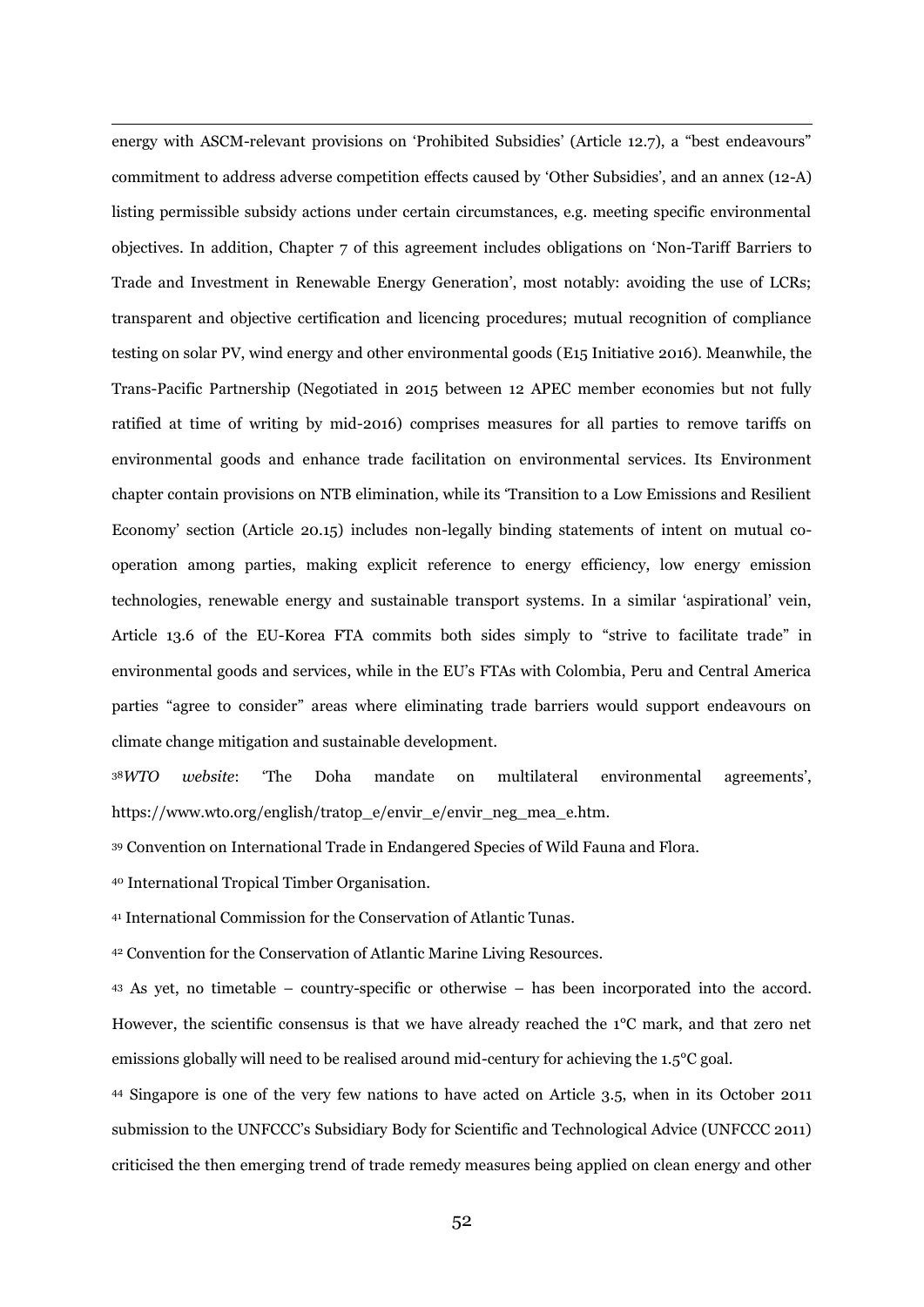energy with ASCM-relevant provisions on 'Prohibited Subsidies' (Article 12.7), a "best endeavours" commitment to address adverse competition effects caused by 'Other Subsidies', and an annex (12-A) listing permissible subsidy actions under certain circumstances, e.g. meeting specific environmental objectives. In addition, Chapter 7 of this agreement includes obligations on 'Non-Tariff Barriers to Trade and Investment in Renewable Energy Generation', most notably: avoiding the use of LCRs; transparent and objective certification and licencing procedures; mutual recognition of compliance testing on solar PV, wind energy and other environmental goods (E15 Initiative 2016). Meanwhile, the Trans-Pacific Partnership (Negotiated in 2015 between 12 APEC member economies but not fully ratified at time of writing by mid-2016) comprises measures for all parties to remove tariffs on environmental goods and enhance trade facilitation on environmental services. Its Environment chapter contain provisions on NTB elimination, while its 'Transition to a Low Emissions and Resilient Economy' section (Article 20.15) includes non-legally binding statements of intent on mutual co-operation among parties, making explicit reference to energy efficiency, low energy emission technologies, renewable energy and sustainable transport systems. In a similar 'aspirational' vein, Article 13.6 of the EU-Korea FTA commits both sides simply to "strive to facilitate trade" in environmental goods and services, while in the EU's FTAs with Colombia, Peru and Central America parties "agree to consider" areas where eliminating trade barriers would support endeavours on climate change mitigation and sustainable development.

[38] *WTO website*: 'The Doha mandate on multilateral environmental agreements', https://www.wto.org/english/tratop_e/envir_e/envir_neg_mea_e.htm.

[39] Convention on International Trade in Endangered Species of Wild Fauna and Flora.

[40] International Tropical Timber Organisation.

[41] International Commission for the Conservation of Atlantic Tunas.

[42] Convention for the Conservation of Atlantic Marine Living Resources.

[43] As yet, no timetable – country-specific or otherwise – has been incorporated into the accord. However, the scientific consensus is that we have already reached the 1°C mark, and that zero net emissions globally will need to be realised around mid-century for achieving the 1.5°C goal.

[44] Singapore is one of the very few nations to have acted on Article 3.5, when in its October 2011 submission to the UNFCCC's Subsidiary Body for Scientific and Technological Advice (UNFCCC 2011) criticised the then emerging trend of trade remedy measures being applied on clean energy and other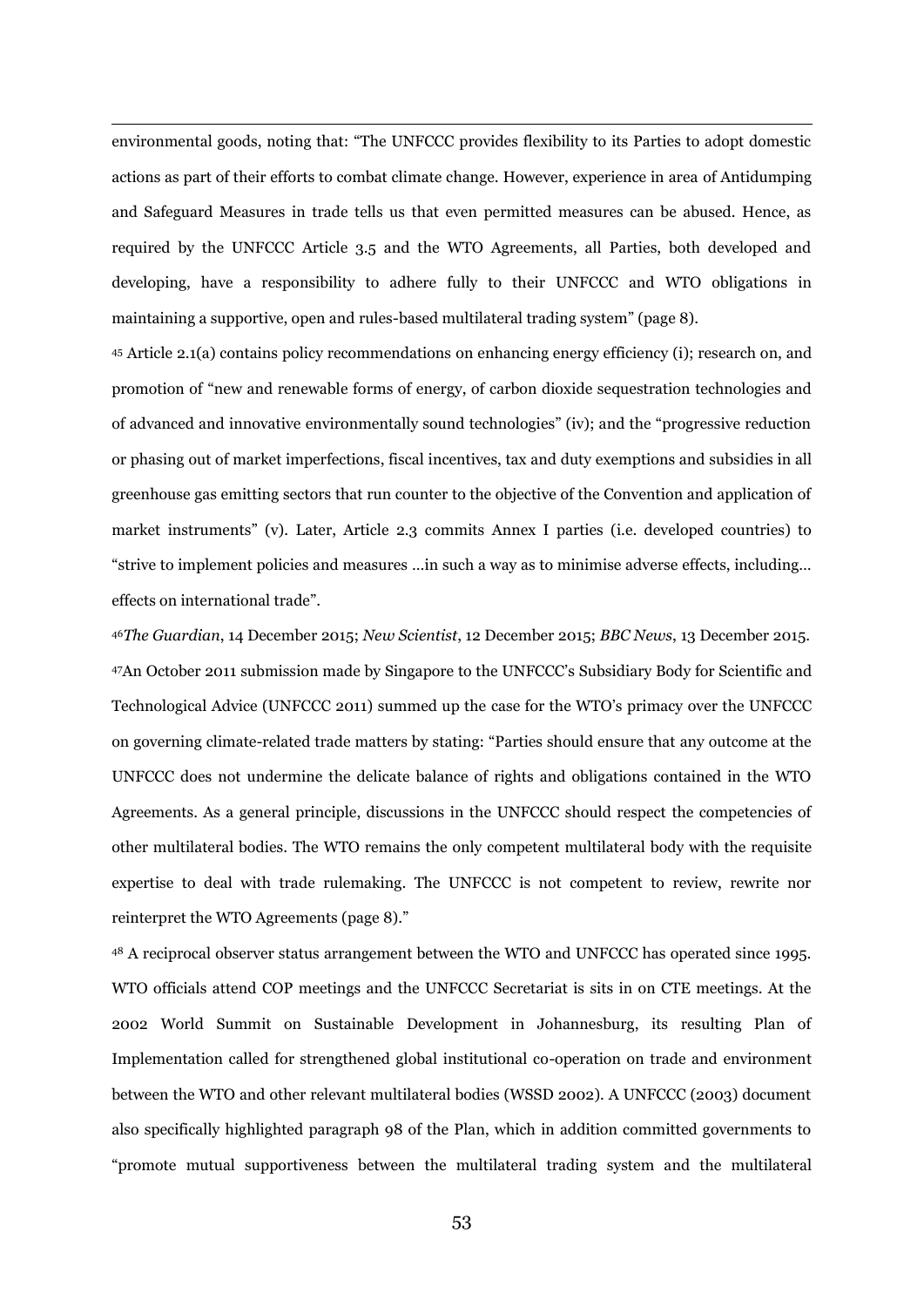environmental goods, noting that: "The UNFCCC provides flexibility to its Parties to adopt domestic actions as part of their efforts to combat climate change. However, experience in area of Antidumping and Safeguard Measures in trade tells us that even permitted measures can be abused. Hence, as required by the UNFCCC Article 3.5 and the WTO Agreements, all Parties, both developed and developing, have a responsibility to adhere fully to their UNFCCC and WTO obligations in maintaining a supportive, open and rules-based multilateral trading system" (page 8).

[45] Article 2.1(a) contains policy recommendations on enhancing energy efficiency (i); research on, and promotion of "new and renewable forms of energy, of carbon dioxide sequestration technologies and of advanced and innovative environmentally sound technologies" (iv); and the "progressive reduction or phasing out of market imperfections, fiscal incentives, tax and duty exemptions and subsidies in all greenhouse gas emitting sectors that run counter to the objective of the Convention and application of market instruments" (v). Later, Article 2.3 commits Annex I parties (i.e. developed countries) to "strive to implement policies and measures …in such a way as to minimise adverse effects, including… effects on international trade".

[46] *The Guardian*, 14 December 2015; *New Scientist*, 12 December 2015; *BBC News*, 13 December 2015.

[47] An October 2011 submission made by Singapore to the UNFCCC's Subsidiary Body for Scientific and Technological Advice (UNFCCC 2011) summed up the case for the WTO's primacy over the UNFCCC on governing climate-related trade matters by stating: "Parties should ensure that any outcome at the UNFCCC does not undermine the delicate balance of rights and obligations contained in the WTO Agreements. As a general principle, discussions in the UNFCCC should respect the competencies of other multilateral bodies. The WTO remains the only competent multilateral body with the requisite expertise to deal with trade rulemaking. The UNFCCC is not competent to review, rewrite nor reinterpret the WTO Agreements (page 8)."

[48] A reciprocal observer status arrangement between the WTO and UNFCCC has operated since 1995. WTO officials attend COP meetings and the UNFCCC Secretariat is sits in on CTE meetings. At the 2002 World Summit on Sustainable Development in Johannesburg, its resulting Plan of Implementation called for strengthened global institutional co-operation on trade and environment between the WTO and other relevant multilateral bodies (WSSD 2002). A UNFCCC (2003) document also specifically highlighted paragraph 98 of the Plan, which in addition committed governments to "promote mutual supportiveness between the multilateral trading system and the multilateral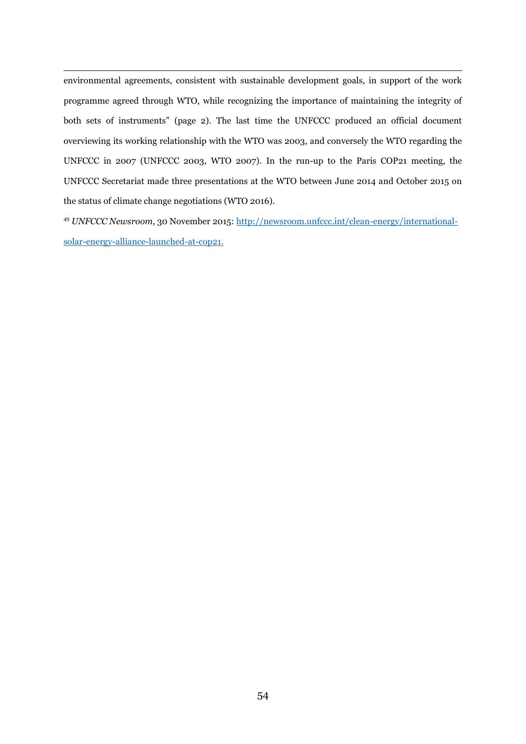environmental agreements, consistent with sustainable development goals, in support of the work programme agreed through WTO, while recognizing the importance of maintaining the integrity of both sets of instruments" (page 2). The last time the UNFCCC produced an official document overviewing its working relationship with the WTO was 2003, and conversely the WTO regarding the UNFCCC in 2007 (UNFCCC 2003, WTO 2007). In the run-up to the Paris COP21 meeting, the UNFCCC Secretariat made three presentations at the WTO between June 2014 and October 2015 on the status of climate change negotiations (WTO 2016).

[49] *UNFCCC Newsroom*, 30 November 2015: http://newsroom.unfccc.int/clean-energy/international-solar-energy-alliance-launched-at-cop21.